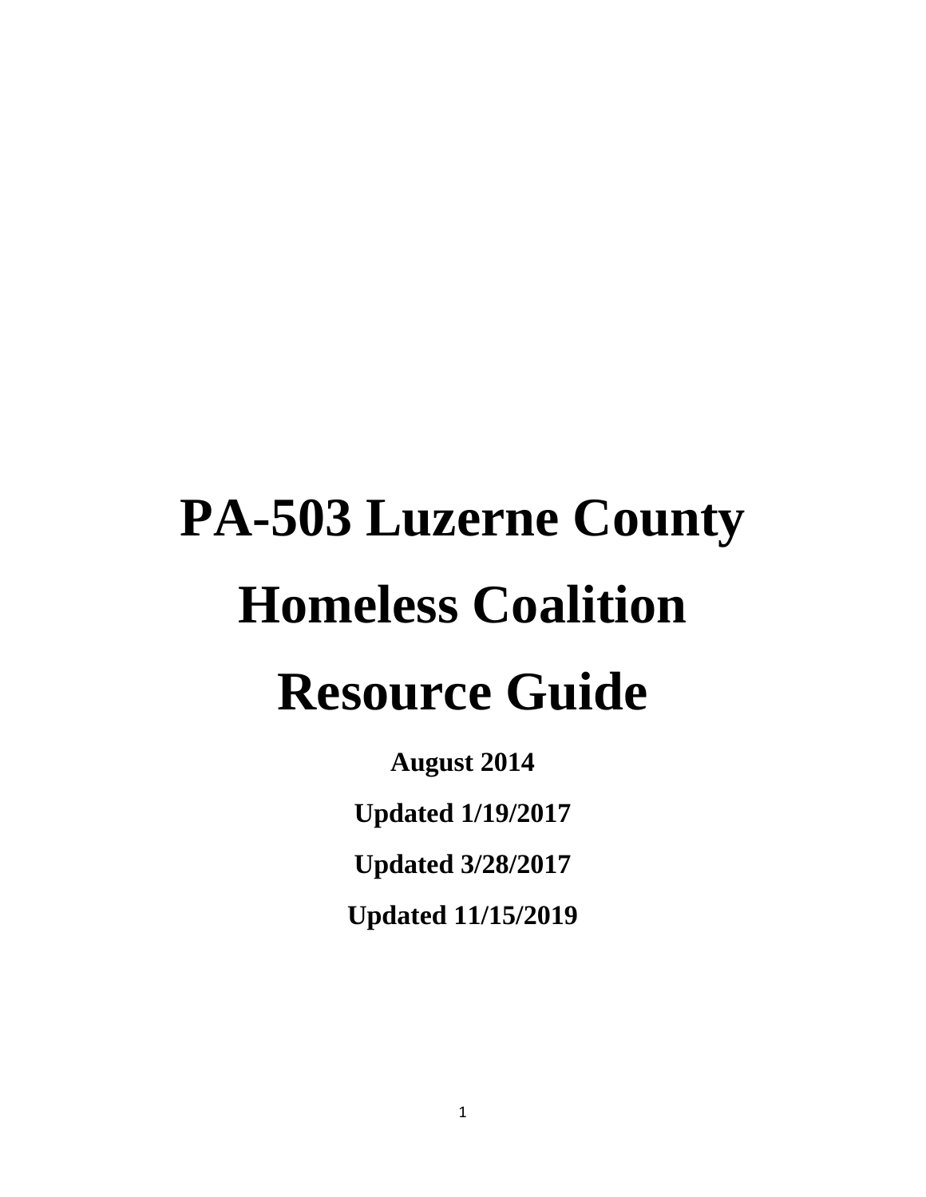# PA-503 Luzerne County Homeless Coalition Resource Guide

**August 2014**

**Updated 1/19/2017**

**Updated 3/28/2017**

**Updated 11/15/2019**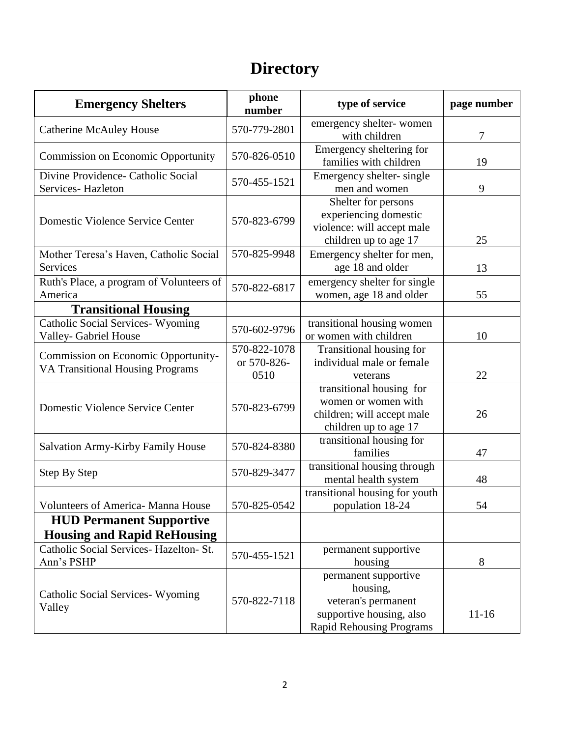# Directory

| **Emergency Shelters** | **phone number** | **type of service** | **page number** |
|---|---|---|---|
| Catherine McAuley House | 570-779-2801 | emergency shelter- women with children | 7 |
| Commission on Economic Opportunity | 570-826-0510 | Emergency sheltering for families with children | 19 |
| Divine Providence- Catholic Social Services- Hazleton | 570-455-1521 | Emergency shelter- single men and women | 9 |
| Domestic Violence Service Center | 570-823-6799 | Shelter for persons experiencing domestic violence: will accept male children up to age 17 | 25 |
| Mother Teresa's Haven, Catholic Social Services | 570-825-9948 | Emergency shelter for men, age 18 and older | 13 |
| Ruth's Place, a program of Volunteers of America | 570-822-6817 | emergency shelter for single women, age 18 and older | 55 |
| **Transitional Housing** | | | |
| Catholic Social Services- Wyoming Valley- Gabriel House | 570-602-9796 | transitional housing women or women with children | 10 |
| Commission on Economic Opportunity- VA Transitional Housing Programs | 570-822-1078 or 570-826-0510 | Transitional housing for individual male or female veterans | 22 |
| Domestic Violence Service Center | 570-823-6799 | transitional housing for women or women with children; will accept male children up to age 17 | 26 |
| Salvation Army-Kirby Family House | 570-824-8380 | transitional housing for families | 47 |
| Step By Step | 570-829-3477 | transitional housing through mental health system | 48 |
| Volunteers of America- Manna House | 570-825-0542 | transitional housing for youth population 18-24 | 54 |
| **HUD Permanent Supportive Housing and Rapid ReHousing** | | | |
| Catholic Social Services- Hazelton- St. Ann's PSHP | 570-455-1521 | permanent supportive housing | 8 |
| Catholic Social Services- Wyoming Valley | 570-822-7118 | permanent supportive housing, veteran's permanent supportive housing, also Rapid Rehousing Programs | 11-16 |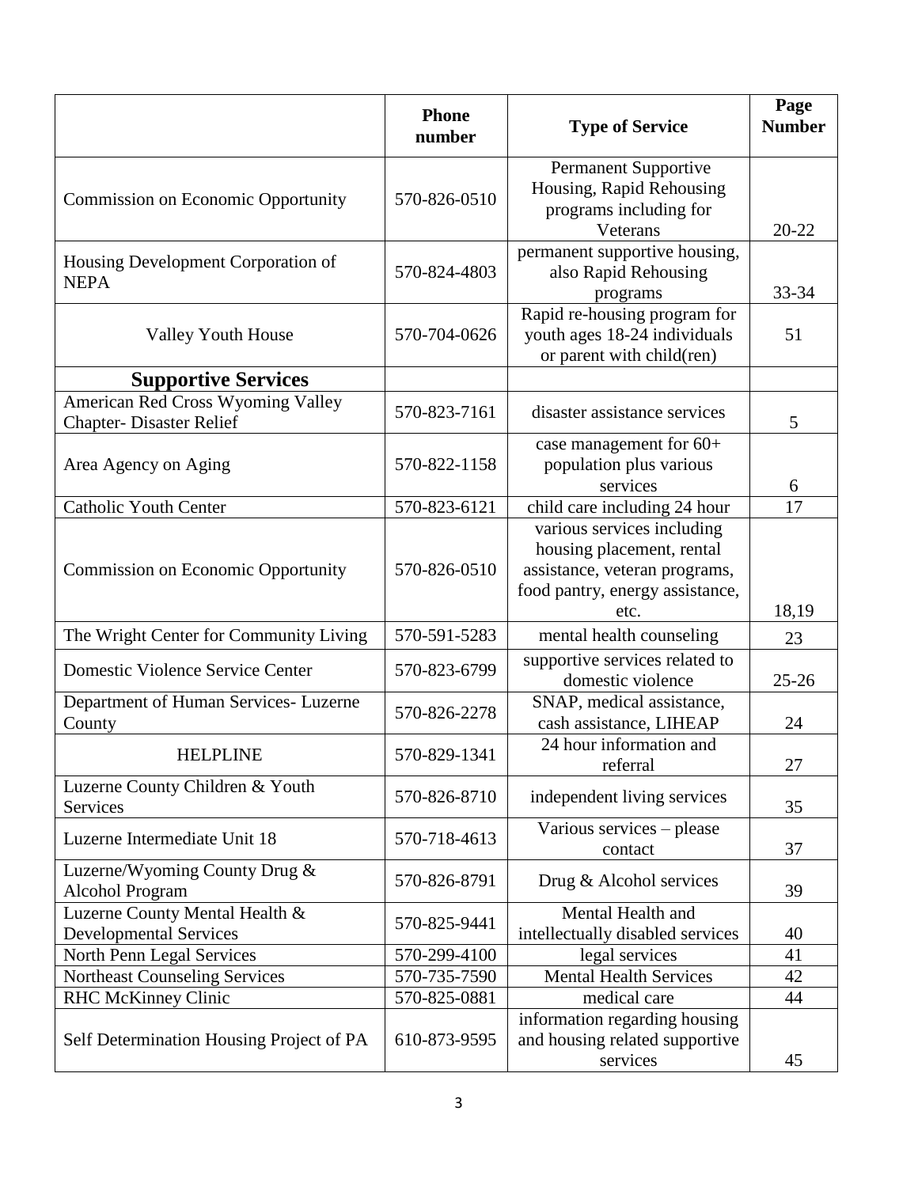| | Phone number | Type of Service | Page Number |
|---|---|---|---|
| Commission on Economic Opportunity | 570-826-0510 | Permanent Supportive Housing, Rapid Rehousing programs including for Veterans | 20-22 |
| Housing Development Corporation of NEPA | 570-824-4803 | permanent supportive housing, also Rapid Rehousing programs | 33-34 |
| Valley Youth House | 570-704-0626 | Rapid re-housing program for youth ages 18-24 individuals or parent with child(ren) | 51 |
| **Supportive Services** | | | |
| American Red Cross Wyoming Valley Chapter- Disaster Relief | 570-823-7161 | disaster assistance services | 5 |
| Area Agency on Aging | 570-822-1158 | case management for 60+ population plus various services | 6 |
| Catholic Youth Center | 570-823-6121 | child care including 24 hour | 17 |
| Commission on Economic Opportunity | 570-826-0510 | various services including housing placement, rental assistance, veteran programs, food pantry, energy assistance, etc. | 18,19 |
| The Wright Center for Community Living | 570-591-5283 | mental health counseling | 23 |
| Domestic Violence Service Center | 570-823-6799 | supportive services related to domestic violence | 25-26 |
| Department of Human Services- Luzerne County | 570-826-2278 | SNAP, medical assistance, cash assistance, LIHEAP | 24 |
| HELPLINE | 570-829-1341 | 24 hour information and referral | 27 |
| Luzerne County Children & Youth Services | 570-826-8710 | independent living services | 35 |
| Luzerne Intermediate Unit 18 | 570-718-4613 | Various services – please contact | 37 |
| Luzerne/Wyoming County Drug & Alcohol Program | 570-826-8791 | Drug & Alcohol services | 39 |
| Luzerne County Mental Health & Developmental Services | 570-825-9441 | Mental Health and intellectually disabled services | 40 |
| North Penn Legal Services | 570-299-4100 | legal services | 41 |
| Northeast Counseling Services | 570-735-7590 | Mental Health Services | 42 |
| RHC McKinney Clinic | 570-825-0881 | medical care | 44 |
| Self Determination Housing Project of PA | 610-873-9595 | information regarding housing and housing related supportive services | 45 |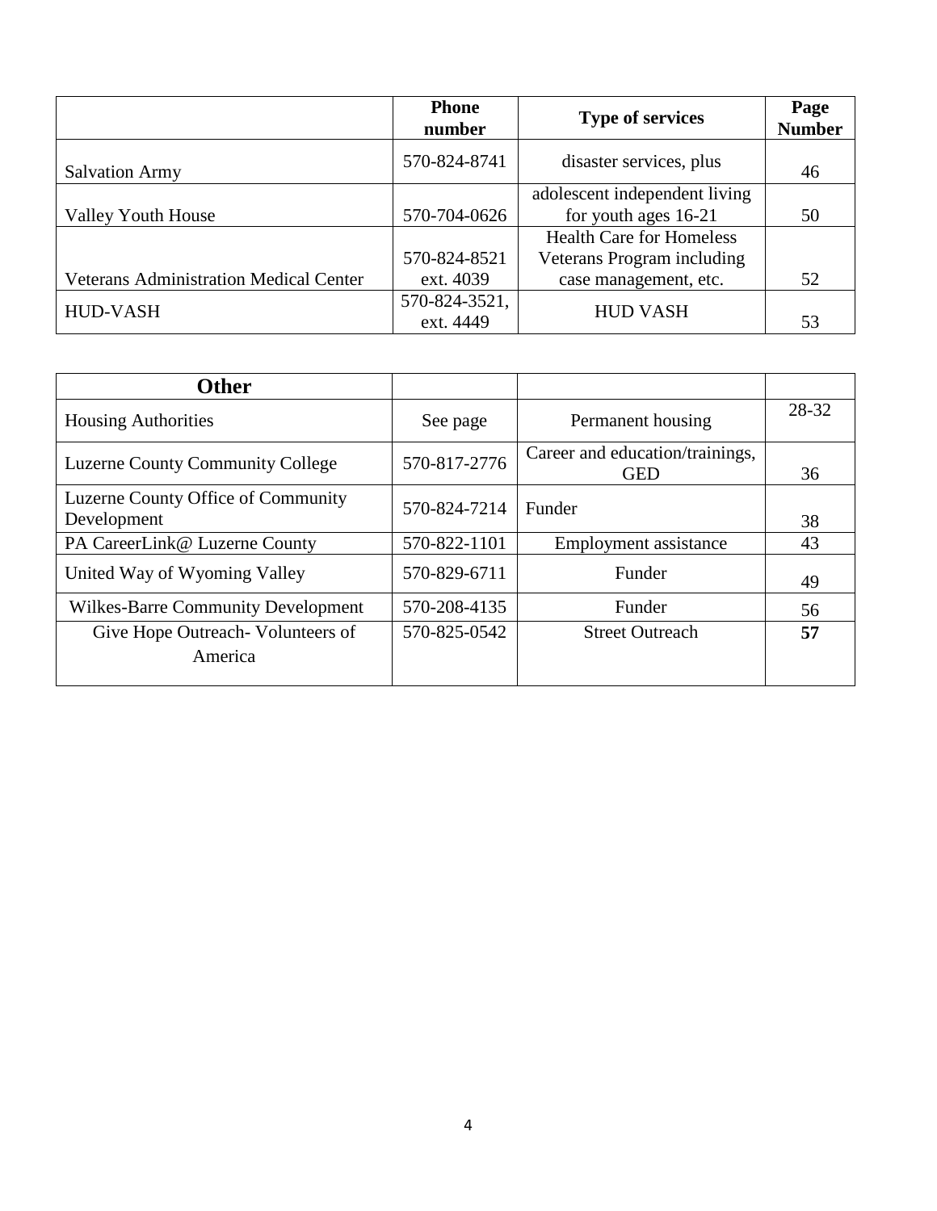| | Phone number | Type of services | Page Number |
|---|---|---|---|
| Salvation Army | 570-824-8741 | disaster services, plus | 46 |
| Valley Youth House | 570-704-0626 | adolescent independent living for youth ages 16-21 | 50 |
| Veterans Administration Medical Center | 570-824-8521 ext. 4039 | Health Care for Homeless Veterans Program including case management, etc. | 52 |
| HUD-VASH | 570-824-3521, ext. 4449 | HUD VASH | 53 |

| **Other** | | | |
|---|---|---|---|
| Housing Authorities | See page | Permanent housing | 28-32 |
| Luzerne County Community College | 570-817-2776 | Career and education/trainings, GED | 36 |
| Luzerne County Office of Community Development | 570-824-7214 | Funder | 38 |
| PA CareerLink@ Luzerne County | 570-822-1101 | Employment assistance | 43 |
| United Way of Wyoming Valley | 570-829-6711 | Funder | 49 |
| Wilkes-Barre Community Development | 570-208-4135 | Funder | 56 |
| Give Hope Outreach- Volunteers of America | 570-825-0542 | Street Outreach | **57** |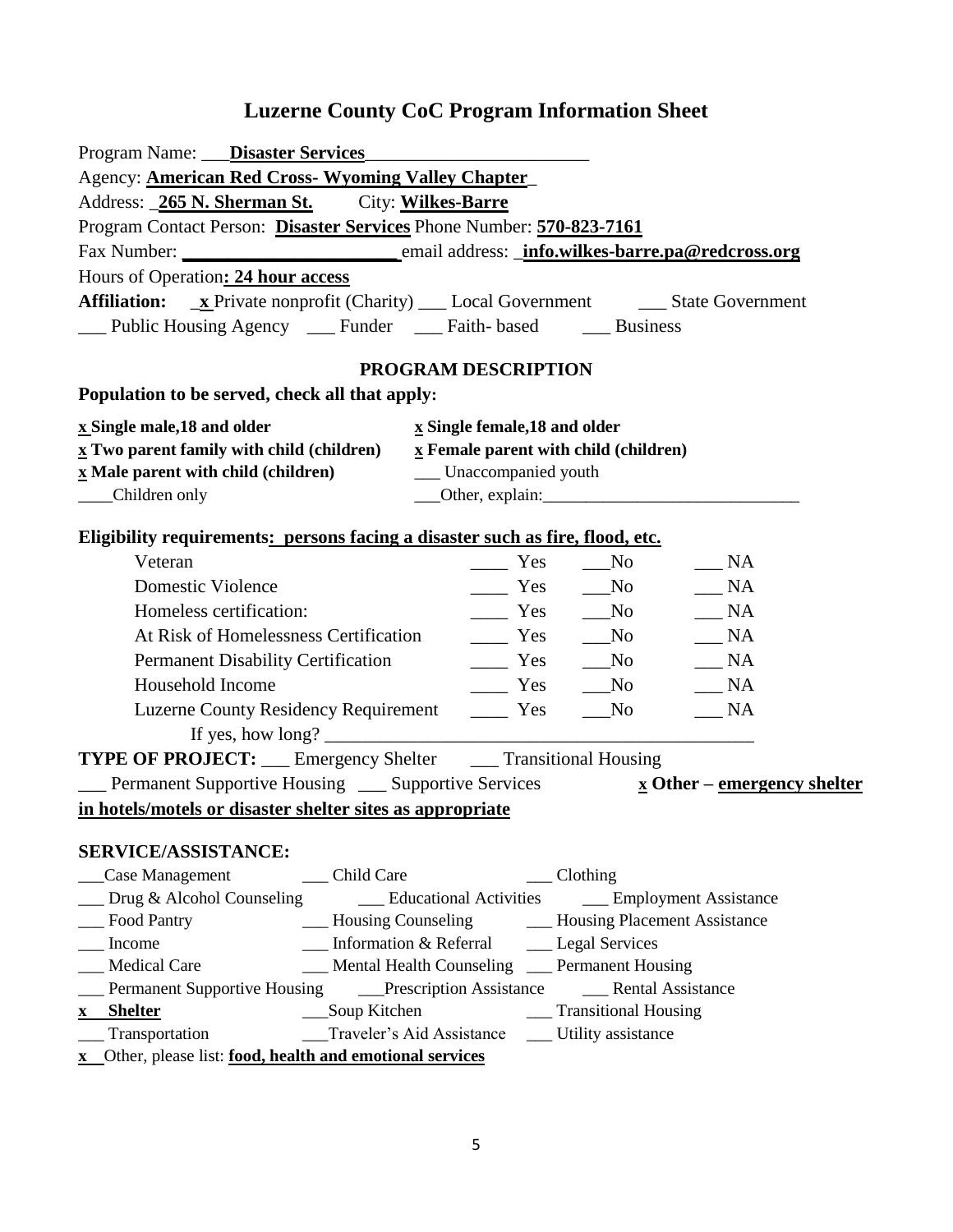# Luzerne County CoC Program Information Sheet

Program Name: ___**Disaster Services**________________________

Agency: **American Red Cross- Wyoming Valley Chapter**_

Address: _**265 N. Sherman St.** City: **Wilkes-Barre**

Program Contact Person: **Disaster Services** Phone Number: **570-823-7161**

Fax Number: ______________________ email address: _**info.wilkes-barre.pa@redcross.org**

Hours of Operation**: 24 hour access**

**Affiliation:** _**x** Private nonprofit (Charity) ___ Local Government ___ State Government

___ Public Housing Agency ___ Funder ___ Faith- based ___ Business

## PROGRAM DESCRIPTION

**Population to be served, check all that apply:**

**x Single male,18 and older** **x Single female,18 and older**

**x Two parent family with child (children)** **x Female parent with child (children)**

**x Male parent with child (children)** ___ Unaccompanied youth

____Children only ___Other, explain:______________________________

**Eligibility requirements: persons facing a disaster such as fire, flood, etc.**

| | | | |
|---|---|---|---|
| Veteran | ____ Yes | ___No | ___ NA |
| Domestic Violence | ____ Yes | ___No | ___ NA |
| Homeless certification: | ____ Yes | ___No | ___ NA |
| At Risk of Homelessness Certification | ____ Yes | ___No | ___ NA |
| Permanent Disability Certification | ____ Yes | ___No | ___ NA |
| Household Income | ____ Yes | ___No | ___ NA |
| Luzerne County Residency Requirement | ____ Yes | ___No | ___ NA |

If yes, how long? ______________________________________________

**TYPE OF PROJECT:** ___ Emergency Shelter ___ Transitional Housing

___ Permanent Supportive Housing ___ Supportive Services **x Other – emergency shelter in hotels/motels or disaster shelter sites as appropriate**

**SERVICE/ASSISTANCE:**

___Case Management ___ Child Care ___ Clothing

___ Drug & Alcohol Counseling ___ Educational Activities ___ Employment Assistance

___ Food Pantry ___ Housing Counseling ___ Housing Placement Assistance

___ Income ___ Information & Referral ___ Legal Services

___ Medical Care ___ Mental Health Counseling ___ Permanent Housing

___ Permanent Supportive Housing ___Prescription Assistance ___ Rental Assistance

**x Shelter** ___Soup Kitchen ___ Transitional Housing

___ Transportation ___Traveler's Aid Assistance ___ Utility assistance

**x** Other, please list: **food, health and emotional services**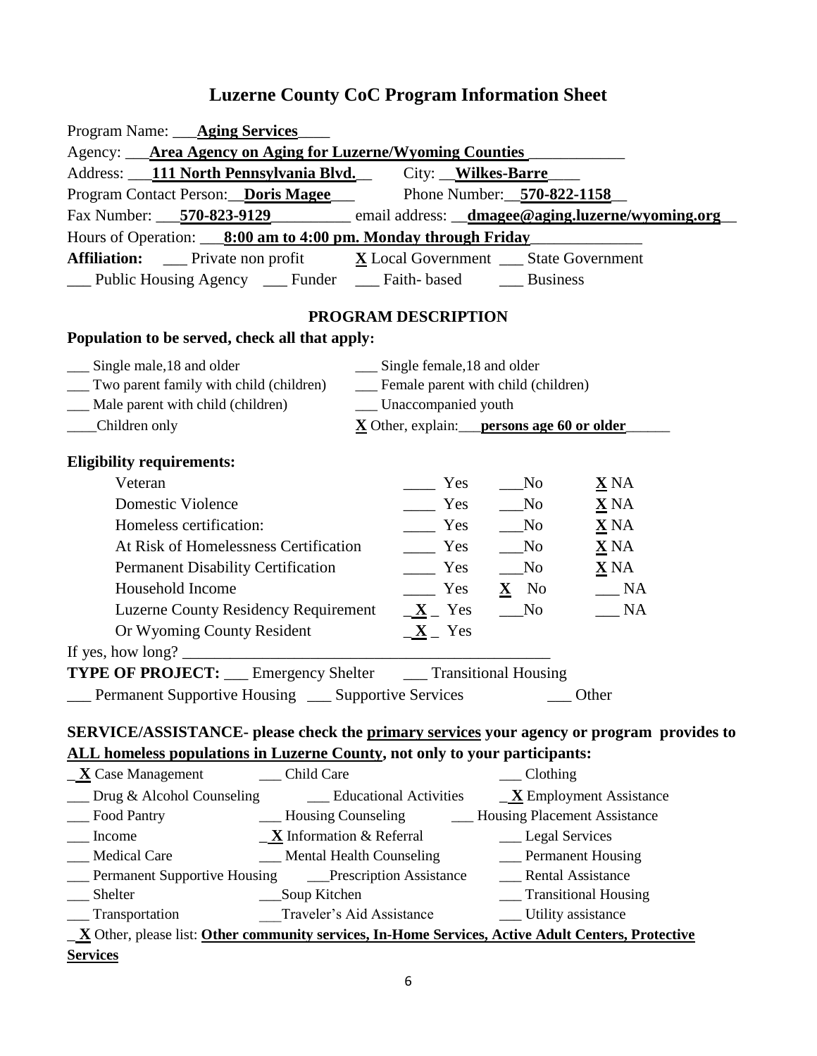# Luzerne County CoC Program Information Sheet

Program Name: ___**Aging Services**____

Agency: ___**Area Agency on Aging for Luzerne/Wyoming Counties**___________

Address: ___**111 North Pennsylvania Blvd.**__ City: __**Wilkes-Barre**____

Program Contact Person:__**Doris Magee**___ Phone Number:__**570-822-1158**__

Fax Number: ___**570-823-9129**__________ email address: __**dmagee@aging.luzerne/wyoming.org**__

Hours of Operation: ___**8:00 am to 4:00 pm. Monday through Friday**_____________

**Affiliation:** ___ Private non profit **X** Local Government ___ State Government

___ Public Housing Agency ___ Funder ___ Faith- based ___ Business

## PROGRAM DESCRIPTION

**Population to be served, check all that apply:**

___ Single male,18 and older ___ Single female,18 and older

___ Two parent family with child (children) ___ Female parent with child (children)

___ Male parent with child (children) ___ Unaccompanied youth

____Children only **X** Other, explain:___**persons age 60 or older**______

**Eligibility requirements:**

| | Yes | No | NA |
|---|---|---|---|
| Veteran | ____ Yes | ___No | **X** NA |
| Domestic Violence | ____ Yes | ___No | **X** NA |
| Homeless certification: | ____ Yes | ___No | **X** NA |
| At Risk of Homelessness Certification | ____ Yes | ___No | **X** NA |
| Permanent Disability Certification | ____ Yes | ___No | **X** NA |
| Household Income | ____ Yes | **X** No | ___ NA |
| Luzerne County Residency Requirement | _**X**_ Yes | ___No | ___ NA |
| Or Wyoming County Resident | _**X**_ Yes | | |

If yes, how long? _____________________________________________

**TYPE OF PROJECT:** ___ Emergency Shelter ___ Transitional Housing

___ Permanent Supportive Housing ___ Supportive Services ___ Other

**SERVICE/ASSISTANCE- please check the <u>primary services</u> your agency or program provides to <u>ALL homeless populations in Luzerne County</u>, not only to your participants:**

_**X** Case Management ___ Child Care ___ Clothing

___ Drug & Alcohol Counseling ___ Educational Activities _**X** Employment Assistance

___ Food Pantry ___ Housing Counseling ___ Housing Placement Assistance

___ Income _**X** Information & Referral ___ Legal Services

___ Medical Care ___ Mental Health Counseling ___ Permanent Housing

___ Permanent Supportive Housing ___Prescription Assistance ___ Rental Assistance

___ Shelter ___Soup Kitchen ___ Transitional Housing

___ Transportation ___Traveler's Aid Assistance ___ Utility assistance

_**X** Other, please list: **<u>Other community services, In-Home Services, Active Adult Centers, Protective Services</u>**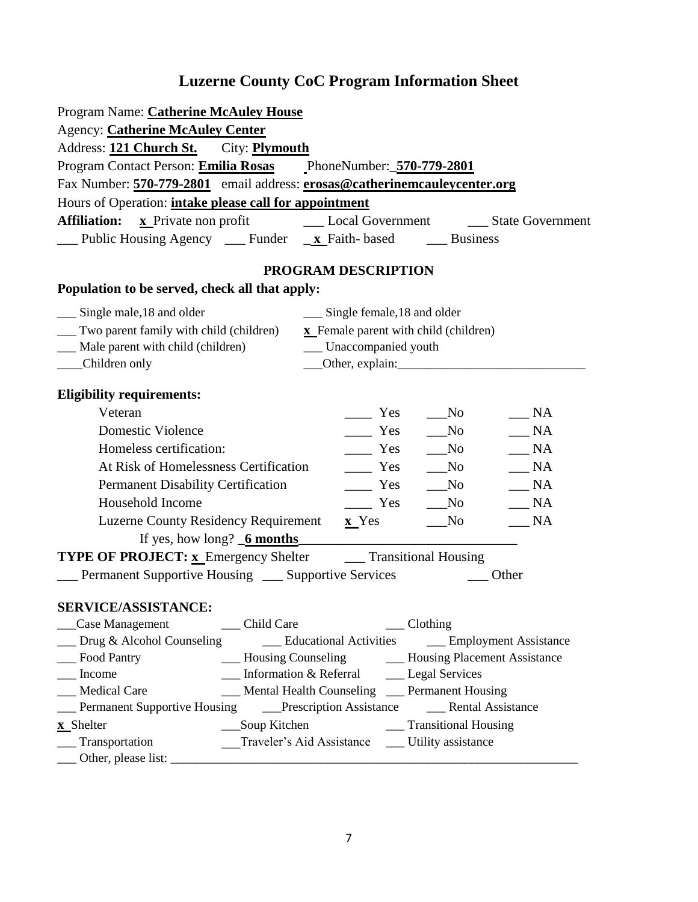# Luzerne County CoC Program Information Sheet

Program Name: **Catherine McAuley House**

Agency: **Catherine McAuley Center**

Address: **121 Church St.** City: **Plymouth**

Program Contact Person: **Emilia Rosas** PhoneNumber: **570-779-2801**

Fax Number: **570-779-2801** email address: **erosas@catherinemcauleycenter.org**

Hours of Operation: **intake please call for appointment**

**Affiliation:** x Private non profit ___ Local Government ___ State Government

___ Public Housing Agency ___ Funder x Faith- based ___ Business

## PROGRAM DESCRIPTION

### Population to be served, check all that apply:

___ Single male,18 and older ___ Single female,18 and older

___ Two parent family with child (children) x Female parent with child (children)

___ Male parent with child (children) ___ Unaccompanied youth

___ Children only ___ Other, explain:___________________________

### Eligibility requirements:

| | Yes | No | NA |
|---|---|---|---|
| Veteran | ___ Yes | ___No | ___ NA |
| Domestic Violence | ___ Yes | ___No | ___ NA |
| Homeless certification: | ___ Yes | ___No | ___ NA |
| At Risk of Homelessness Certification | ___ Yes | ___No | ___ NA |
| Permanent Disability Certification | ___ Yes | ___No | ___ NA |
| Household Income | ___ Yes | ___No | ___ NA |
| Luzerne County Residency Requirement | x Yes | ___No | ___ NA |

If yes, how long? **6 months**

**TYPE OF PROJECT:** x Emergency Shelter ___ Transitional Housing

___ Permanent Supportive Housing ___ Supportive Services ___ Other

### SERVICE/ASSISTANCE:

___ Case Management ___ Child Care ___ Clothing

___ Drug & Alcohol Counseling ___ Educational Activities ___ Employment Assistance

___ Food Pantry ___ Housing Counseling ___ Housing Placement Assistance

___ Income ___ Information & Referral ___ Legal Services

___ Medical Care ___ Mental Health Counseling ___ Permanent Housing

___ Permanent Supportive Housing ___ Prescription Assistance ___ Rental Assistance

x Shelter ___ Soup Kitchen ___ Transitional Housing

___ Transportation ___ Traveler's Aid Assistance ___ Utility assistance

___ Other, please list: ___________________________________________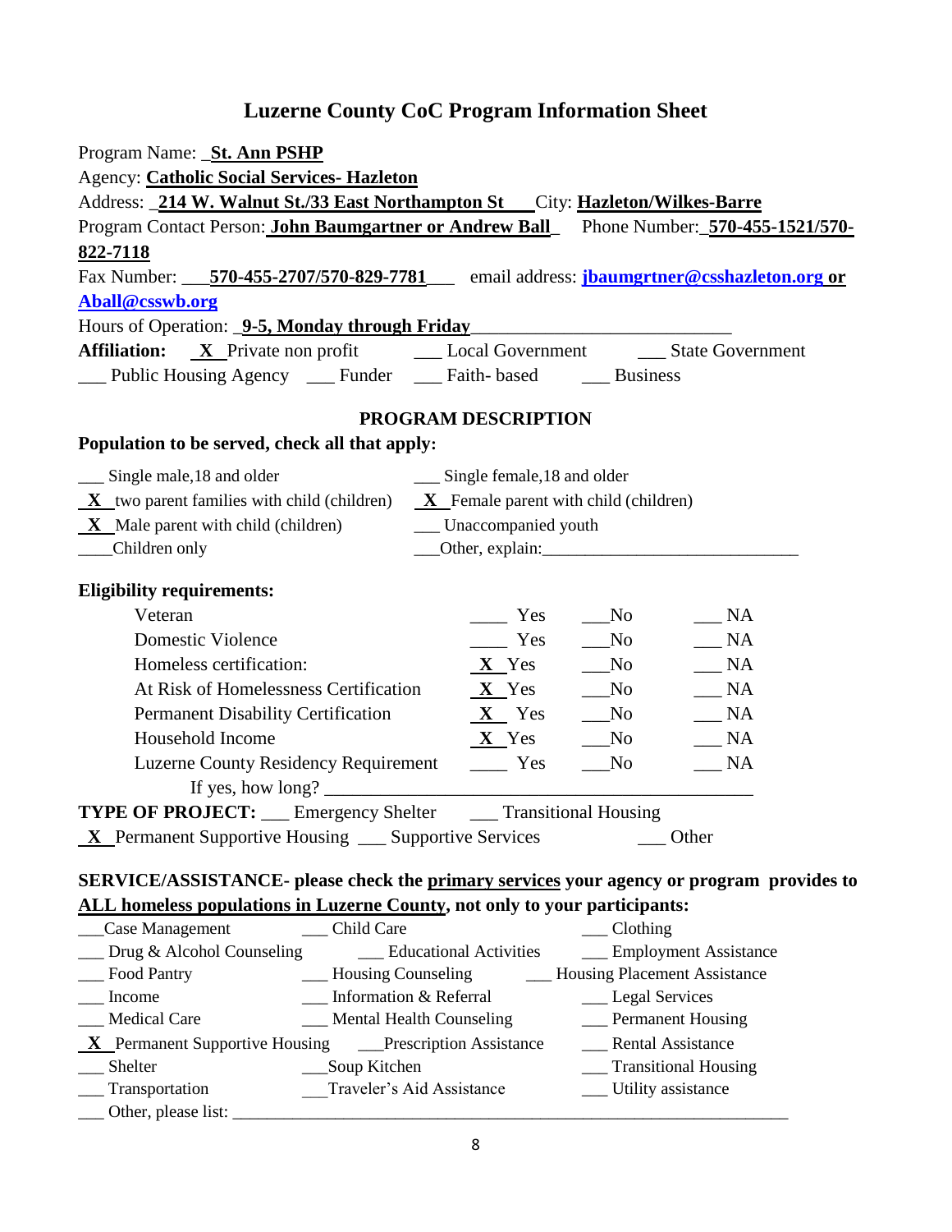# Luzerne County CoC Program Information Sheet

Program Name: _**St. Ann PSHP**

Agency: **Catholic Social Services- Hazleton**

Address: _**214 W. Walnut St./33 East Northampton St**___City: **Hazleton/Wilkes-Barre**

Program Contact Person: **John Baumgartner or Andrew Ball**_ Phone Number:_**570-455-1521/570-822-7118**

Fax Number: ___**570-455-2707/570-829-7781**___ email address: **jbaumgrtner@csshazleton.org or Aball@csswb.org**

Hours of Operation: _**9-5, Monday through Friday**____________________________

**Affiliation:** _X_ Private non profit ___ Local Government ___ State Government
___ Public Housing Agency ___ Funder ___ Faith- based ___ Business

## PROGRAM DESCRIPTION

**Population to be served, check all that apply:**

___ Single male,18 and older ___ Single female,18 and older
_X_ two parent families with child (children) _X_ Female parent with child (children)
_X_ Male parent with child (children) ___ Unaccompanied youth
____Children only ___Other, explain:______________________________

**Eligibility requirements:**

| | Yes | No | NA |
|---|---|---|---|
| Veteran | ____ Yes | ___No | ___ NA |
| Domestic Violence | ____ Yes | ___No | ___ NA |
| Homeless certification: | _X_ Yes | ___No | ___ NA |
| At Risk of Homelessness Certification | _X_ Yes | ___No | ___ NA |
| Permanent Disability Certification | _X_ Yes | ___No | ___ NA |
| Household Income | _X_ Yes | ___No | ___ NA |
| Luzerne County Residency Requirement | ____ Yes | ___No | ___ NA |

If yes, how long? ______________________________________________

**TYPE OF PROJECT:** ___ Emergency Shelter ___ Transitional Housing
_X_ Permanent Supportive Housing ___ Supportive Services ___ Other

**SERVICE/ASSISTANCE- please check the primary services your agency or program provides to ALL homeless populations in Luzerne County, not only to your participants:**

___Case Management ___ Child Care ___ Clothing
___ Drug & Alcohol Counseling ___ Educational Activities ___ Employment Assistance
___ Food Pantry ___ Housing Counseling ___ Housing Placement Assistance
___ Income ___ Information & Referral ___ Legal Services
___ Medical Care ___ Mental Health Counseling ___ Permanent Housing
_X_ Permanent Supportive Housing ___Prescription Assistance ___ Rental Assistance
___ Shelter ___Soup Kitchen ___ Transitional Housing
___ Transportation ___Traveler's Aid Assistance ___ Utility assistance
___ Other, please list: _______________________________________________________________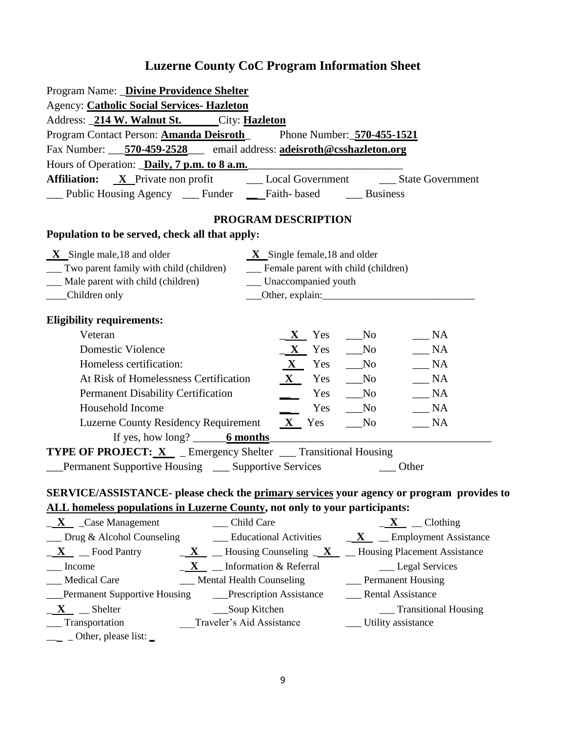# Luzerne County CoC Program Information Sheet

Program Name: _**Divine Providence Shelter**

Agency: **Catholic Social Services- Hazleton**

Address: _**214 W. Walnut St.**_______City: **Hazleton**

Program Contact Person: **Amanda Deisroth**_ Phone Number:_**570-455-1521**

Fax Number: ___**570-459-2528**___ email address: **adeisroth@csshazleton.org**

Hours of Operation: _**Daily, 7 p.m. to 8 a.m.**_____________________________

**Affiliation:** _**X**_ Private non profit ___ Local Government ___ State Government

___ Public Housing Agency ___ Funder __ Faith- based ___ Business

## PROGRAM DESCRIPTION

**Population to be served, check all that apply:**

_**X**_ Single male,18 and older
_**X**_ Single female,18 and older
___ Two parent family with child (children)
___ Female parent with child (children)
___ Male parent with child (children)
___ Unaccompanied youth
____Children only
___Other, explain:______________________________

**Eligibility requirements:**

| Requirement | Yes | No | NA |
|---|---|---|---|
| Veteran | _X_ Yes | ___No | ___ NA |
| Domestic Violence | _X_ Yes | ___No | ___ NA |
| Homeless certification: | _X_ Yes | ___No | ___ NA |
| At Risk of Homelessness Certification | _X_ Yes | ___No | ___ NA |
| Permanent Disability Certification | __ Yes | ___No | ___ NA |
| Household Income | __ Yes | ___No | ___ NA |
| Luzerne County Residency Requirement | _X_ Yes | ___No | ___ NA |

If yes, how long? ______**6 months**________________________________________

**TYPE OF PROJECT:** _**X**_ _ Emergency Shelter ___ Transitional Housing

___Permanent Supportive Housing ___ Supportive Services ___ Other

**SERVICE/ASSISTANCE- please check the <u>primary services</u> your agency or program provides to <u>ALL homeless populations in Luzerne County</u>, not only to your participants:**

_**X**_ _Case Management
___ Child Care
_**X**_ __ Clothing
___ Drug & Alcohol Counseling
___ Educational Activities
_**X**_ __ Employment Assistance
_**X**_ __ Food Pantry
_**X**_ __ Housing Counseling
_**X**_ __ Housing Placement Assistance
___ Income
_**X**_ __ Information & Referral
___ Legal Services
___ Medical Care
___ Mental Health Counseling
___ Permanent Housing
___Permanent Supportive Housing
___Prescription Assistance
___ Rental Assistance
_**X**_ __ Shelter
___Soup Kitchen
___ Transitional Housing
___ Transportation
___Traveler's Aid Assistance
___ Utility assistance
__ _ Other, please list: _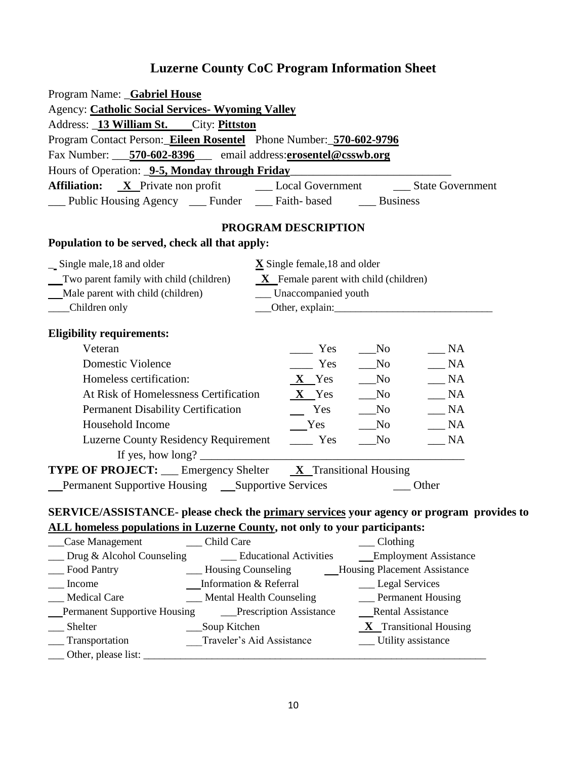# Luzerne County CoC Program Information Sheet

Program Name: _**Gabriel House**

Agency: **Catholic Social Services- Wyoming Valley**

Address: _**13 William St.**____City: **Pittston**

Program Contact Person:_**Eileen Rosentel** Phone Number:_**570-602-9796**

Fax Number: ___**570-602-8396**___ email address:**erosentel@csswb.org**

Hours of Operation: _**9-5, Monday through Friday**_____________________________

**Affiliation:** _**X**_ Private non profit ___ Local Government ___ State Government

___ Public Housing Agency ___ Funder ___ Faith- based ___ Business

## PROGRAM DESCRIPTION

**Population to be served, check all that apply:**

_ Single male,18 and older  **X** Single female,18 and older

__ Two parent family with child (children)  _**X**_ Female parent with child (children)

__ Male parent with child (children)  ___ Unaccompanied youth

____Children only  ___Other, explain:______________________________

**Eligibility requirements:**

| | | | |
|---|---|---|---|
| Veteran | ____ Yes | ___No | ___ NA |
| Domestic Violence | ____ Yes | ___No | ___ NA |
| Homeless certification: | _**X**_ Yes | ___No | ___ NA |
| At Risk of Homelessness Certification | _**X**_ Yes | ___No | ___ NA |
| Permanent Disability Certification | ___ Yes | ___No | ___ NA |
| Household Income | ___Yes | ___No | ___ NA |
| Luzerne County Residency Requirement | ____ Yes | ___No | ___ NA |

If yes, how long? ____________________________________________

**TYPE OF PROJECT:** ___ Emergency Shelter _**X**_ Transitional Housing

__ Permanent Supportive Housing __ Supportive Services ___ Other

**SERVICE/ASSISTANCE- please check the <u>primary services</u> your agency or program provides to <u>ALL homeless populations in Luzerne County</u>, not only to your participants:**

| | | |
|---|---|---|
| ___Case Management | ___ Child Care | ___ Clothing |
| ___ Drug & Alcohol Counseling | ___ Educational Activities | ___Employment Assistance |
| ___ Food Pantry | ___ Housing Counseling | ___Housing Placement Assistance |
| ___ Income | ___Information & Referral | ___ Legal Services |
| ___ Medical Care | ___ Mental Health Counseling | ___ Permanent Housing |
| ___Permanent Supportive Housing | ___Prescription Assistance | ___Rental Assistance |
| ___ Shelter | ___Soup Kitchen | _**X**_ Transitional Housing |
| ___ Transportation | ___Traveler's Aid Assistance | ___ Utility assistance |

___ Other, please list: ___________________________________________________________________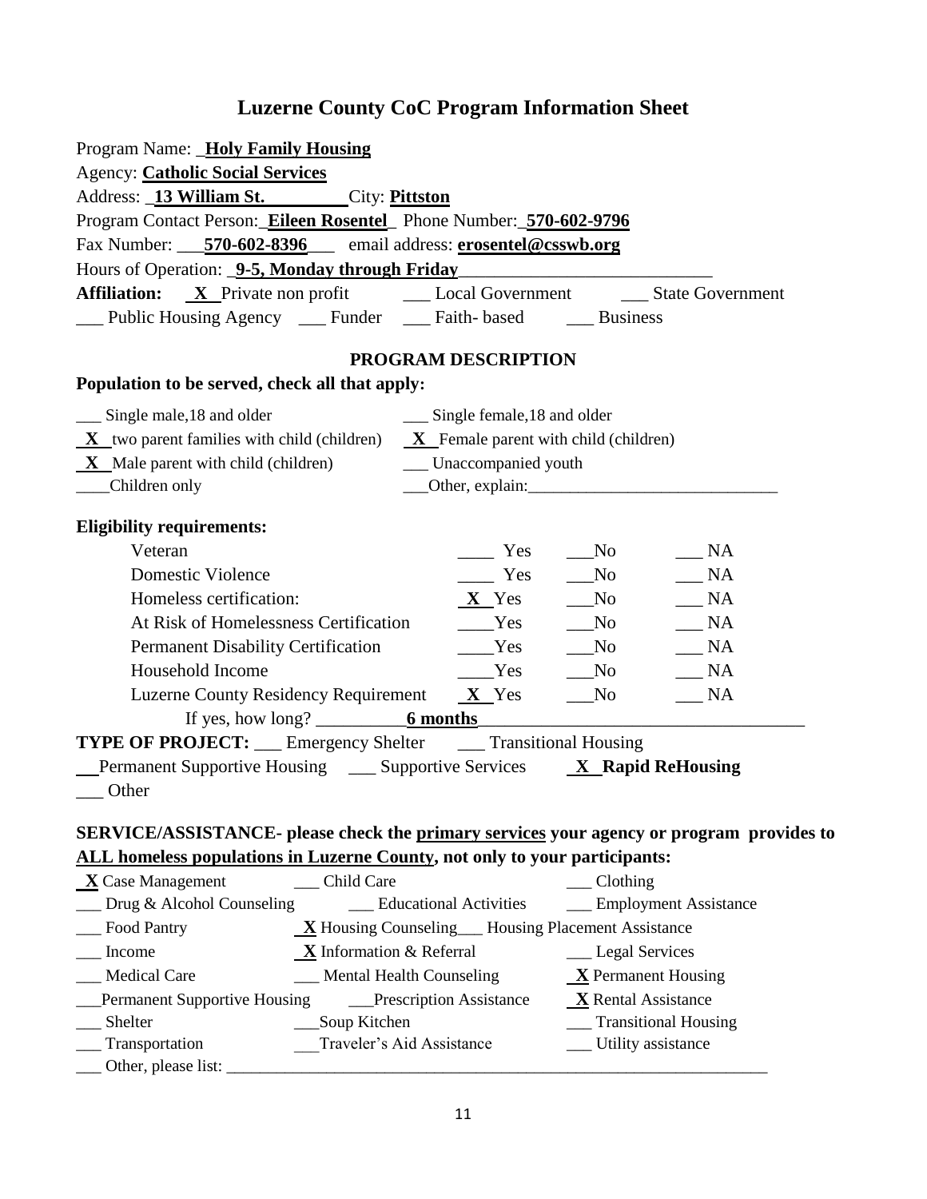# Luzerne County CoC Program Information Sheet

Program Name: _**Holy Family Housing**

Agency: **Catholic Social Services**

Address: _**13 William St.**_________City: **Pittston**

Program Contact Person:_**Eileen Rosentel**_ Phone Number:_**570-602-9796**

Fax Number: ___**570-602-8396**___ email address: **erosentel@csswb.org**

Hours of Operation: _**9-5, Monday through Friday**____________________________

**Affiliation:** _**X**_ Private non profit ___ Local Government ___ State Government

___ Public Housing Agency ___ Funder ___ Faith- based ___ Business

## PROGRAM DESCRIPTION

**Population to be served, check all that apply:**

| | |
|---|---|
| ___ Single male,18 and older | ___ Single female,18 and older |
| _**X**_ two parent families with child (children) | _**X**_ Female parent with child (children) |
| _**X**_ Male parent with child (children) | ___ Unaccompanied youth |
| ____Children only | ___Other, explain:_____________________________ |

**Eligibility requirements:**

| | | | |
|---|---|---|---|
| Veteran | ____ Yes | ___No | ___ NA |
| Domestic Violence | ____ Yes | ___No | ___ NA |
| Homeless certification: | _**X**_ Yes | ___No | ___ NA |
| At Risk of Homelessness Certification | ____Yes | ___No | ___ NA |
| Permanent Disability Certification | ____Yes | ___No | ___ NA |
| Household Income | ____Yes | ___No | ___ NA |
| Luzerne County Residency Requirement | _**X**_ Yes | ___No | ___ NA |

If yes, how long? __________**6 months**___________________________________

**TYPE OF PROJECT:** ___ Emergency Shelter ___ Transitional Housing

__Permanent Supportive Housing ___ Supportive Services _**X**_ **Rapid ReHousing**

___ Other

**SERVICE/ASSISTANCE- please check the primary services your agency or program provides to ALL homeless populations in Luzerne County, not only to your participants:**

| | | |
|---|---|---|
| _**X**_ Case Management | ___ Child Care | ___ Clothing |
| ___ Drug & Alcohol Counseling | ___ Educational Activities | ___ Employment Assistance |
| ___ Food Pantry | _**X**_ Housing Counseling | ___ Housing Placement Assistance |
| ___ Income | _**X**_ Information & Referral | ___ Legal Services |
| ___ Medical Care | ___ Mental Health Counseling | _**X**_ Permanent Housing |
| ___Permanent Supportive Housing | ___Prescription Assistance | _**X**_ Rental Assistance |
| ___ Shelter | ___Soup Kitchen | ___ Transitional Housing |
| ___ Transportation | ___Traveler's Aid Assistance | ___ Utility assistance |

___ Other, please list: ____________________________________________________________________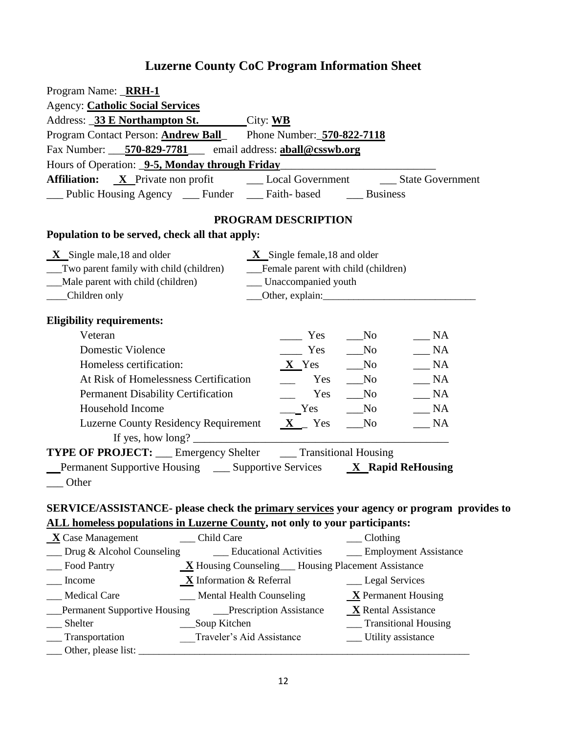# Luzerne County CoC Program Information Sheet

Program Name: _**RRH-1**

Agency: **Catholic Social Services**

Address: _**33 E Northampton St.**_________ City: **WB**

Program Contact Person: **Andrew Ball**_ Phone Number:_**570-822-7118**

Fax Number: ___**570-829-7781**___ email address: **aball@csswb.org**

Hours of Operation: _**9-5, Monday through Friday**____________________________

**Affiliation:** _**X**_ Private non profit ___ Local Government ___ State Government

___ Public Housing Agency ___ Funder ___ Faith- based ___ Business

## PROGRAM DESCRIPTION

**Population to be served, check all that apply:**

| | |
|---|---|
| _**X**_ Single male,18 and older | _**X**_ Single female,18 and older |
| ___Two parent family with child (children) | ___Female parent with child (children) |
| ___Male parent with child (children) | ___ Unaccompanied youth |
| ____Children only | ___Other, explain:______________________________ |

**Eligibility requirements:**

| | Yes | No | NA |
|---|---|---|---|
| Veteran | ____ Yes | ___No | ___ NA |
| Domestic Violence | ____ Yes | ___No | ___ NA |
| Homeless certification: | _**X**_ Yes | ___No | ___ NA |
| At Risk of Homelessness Certification | ___ Yes | ___No | ___ NA |
| Permanent Disability Certification | ___ Yes | ___No | ___ NA |
| Household Income | ___Yes | ___No | ___ NA |
| Luzerne County Residency Requirement | _**X**_ Yes | ___No | ___ NA |

If yes, how long? _______________________________________________

**TYPE OF PROJECT:** ___ Emergency Shelter ___ Transitional Housing

__Permanent Supportive Housing ___ Supportive Services _**X**_ **Rapid ReHousing**

___ Other

**SERVICE/ASSISTANCE- please check the <u>primary services</u> your agency or program provides to <u>ALL homeless populations in Luzerne County</u>, not only to your participants:**

| | | |
|---|---|---|
| _**X**_ Case Management | ___ Child Care | ___ Clothing |
| ___ Drug & Alcohol Counseling | ___ Educational Activities | ___ Employment Assistance |
| ___ Food Pantry | _**X**_ Housing Counseling | ___ Housing Placement Assistance |
| ___ Income | _**X**_ Information & Referral | ___ Legal Services |
| ___ Medical Care | ___ Mental Health Counseling | _**X**_ Permanent Housing |
| ___Permanent Supportive Housing | ___Prescription Assistance | _**X**_ Rental Assistance |
| ___ Shelter | ___Soup Kitchen | ___ Transitional Housing |
| ___ Transportation | ___Traveler's Aid Assistance | ___ Utility assistance |

___ Other, please list: _______________________________________________________________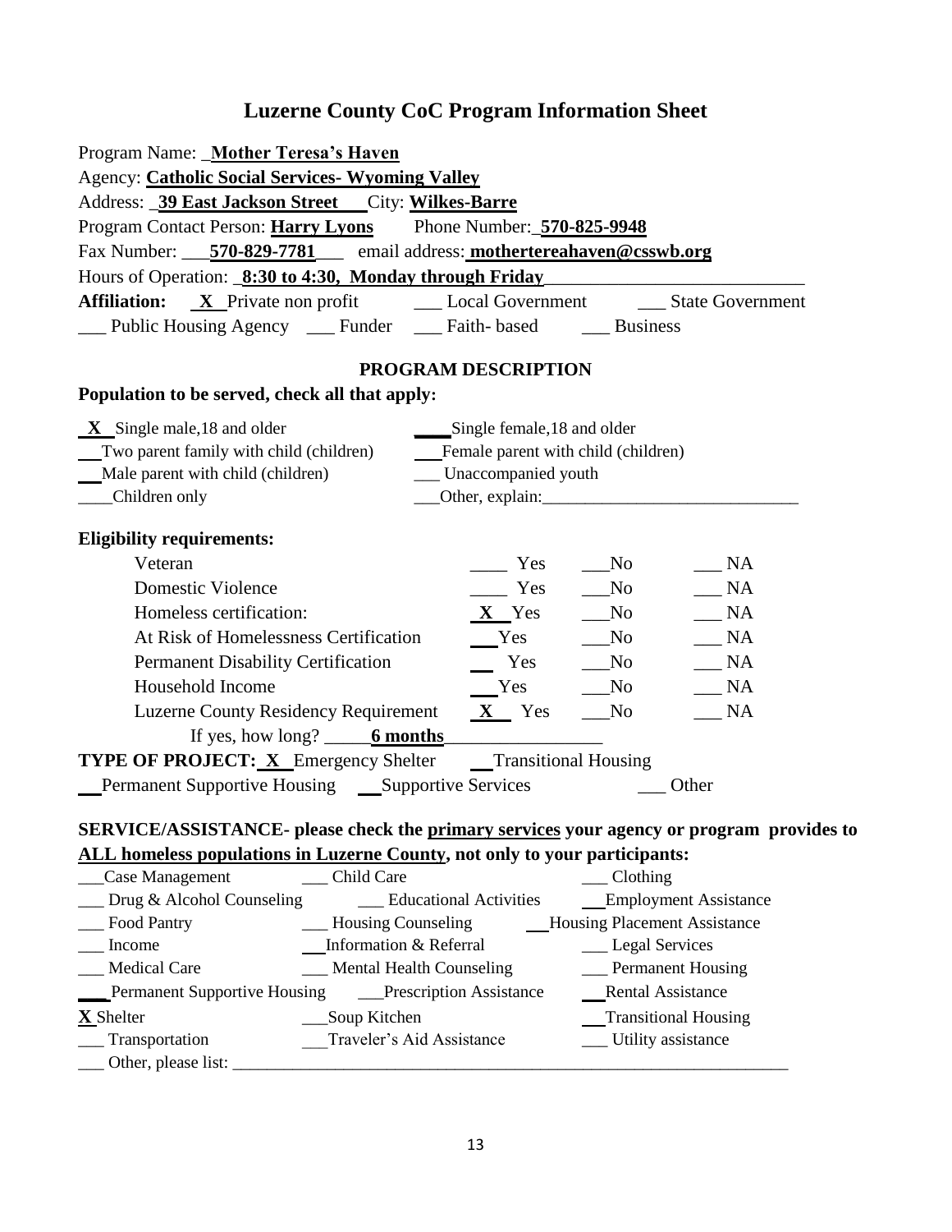# Luzerne County CoC Program Information Sheet

Program Name: _**Mother Teresa's Haven**

Agency: **Catholic Social Services- Wyoming Valley**

Address: _**39 East Jackson Street**___City: **Wilkes-Barre**

Program Contact Person: **Harry Lyons** Phone Number:_**570-825-9948**

Fax Number: ___**570-829-7781**___ email address: **mothertereahaven@csswb.org**

Hours of Operation: _**8:30 to 4:30, Monday through Friday**___________________________

**Affiliation:** _**X**_ Private non profit ___ Local Government ___ State Government

___ Public Housing Agency ___ Funder ___ Faith- based ___ Business

## PROGRAM DESCRIPTION

**Population to be served, check all that apply:**

_**X**_ Single male,18 and older ____Single female,18 and older

___Two parent family with child (children) ___Female parent with child (children)

___Male parent with child (children) ___ Unaccompanied youth

____Children only ___Other, explain:______________________________

**Eligibility requirements:**

| | | | |
|---|---|---|---|
| Veteran | ____ Yes | ___No | ___ NA |
| Domestic Violence | ____ Yes | ___No | ___ NA |
| Homeless certification: | _**X**_ Yes | ___No | ___ NA |
| At Risk of Homelessness Certification | ___Yes | ___No | ___ NA |
| Permanent Disability Certification | ___ Yes | ___No | ___ NA |
| Household Income | ___Yes | ___No | ___ NA |
| Luzerne County Residency Requirement | _**X**_ Yes | ___No | ___ NA |

If yes, how long? _____**6 months**_________________

**TYPE OF PROJECT:** _**X**_ Emergency Shelter ___Transitional Housing

___Permanent Supportive Housing ___Supportive Services ___ Other

**SERVICE/ASSISTANCE- please check the primary services your agency or program provides to ALL homeless populations in Luzerne County, not only to your participants:**

| | | |
|---|---|---|
| ___Case Management | ___ Child Care | ___ Clothing |
| ___ Drug & Alcohol Counseling | ___ Educational Activities | ___Employment Assistance |
| ___ Food Pantry | ___ Housing Counseling | ___Housing Placement Assistance |
| ___ Income | ___Information & Referral | ___ Legal Services |
| ___ Medical Care | ___ Mental Health Counseling | ___ Permanent Housing |
| ____Permanent Supportive Housing | ___Prescription Assistance | ___Rental Assistance |
| **X** Shelter | ___Soup Kitchen | ___Transitional Housing |
| ___ Transportation | ___Traveler's Aid Assistance | ___ Utility assistance |

___ Other, please list: ____________________________________________________________________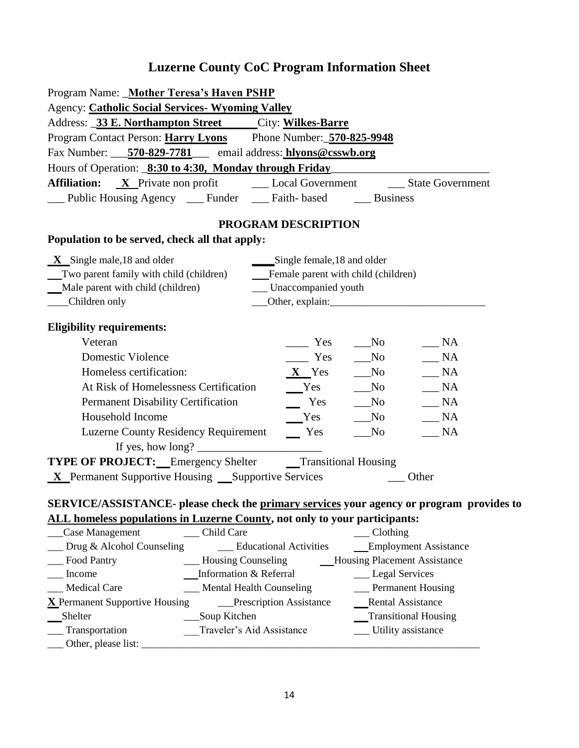# Luzerne County CoC Program Information Sheet

Program Name: _**Mother Teresa's Haven PSHP**

Agency: **Catholic Social Services- Wyoming Valley**

Address: _**33 E. Northampton Street**_______ City: **Wilkes-Barre**

Program Contact Person: **Harry Lyons** Phone Number:_**570-825-9948**

Fax Number: ___**570-829-7781**___ email address: **hlyons@csswb.org**

Hours of Operation: _**8:30 to 4:30, Monday through Friday**___________________________

**Affiliation:** _**X**_ Private non profit ___ Local Government ___ State Government

___ Public Housing Agency ___ Funder ___ Faith- based ___ Business

## PROGRAM DESCRIPTION

**Population to be served, check all that apply:**

_**X**_ Single male,18 and older ____Single female,18 and older

___Two parent family with child (children) ___Female parent with child (children)

___Male parent with child (children) ___ Unaccompanied youth

____Children only ___Other, explain:______________________________

**Eligibility requirements:**

| | | | |
|---|---|---|---|
| Veteran | ____ Yes | ___No | ___ NA |
| Domestic Violence | ____ Yes | ___No | ___ NA |
| Homeless certification: | _**X**_ Yes | ___No | ___ NA |
| At Risk of Homelessness Certification | ___Yes | ___No | ___ NA |
| Permanent Disability Certification | ___ Yes | ___No | ___ NA |
| Household Income | ___Yes | ___No | ___ NA |
| Luzerne County Residency Requirement | ___ Yes | ___No | ___ NA |

If yes, how long? _______________________

**TYPE OF PROJECT:** ___Emergency Shelter ___Transitional Housing

_**X**_ Permanent Supportive Housing ___Supportive Services ___ Other

**SERVICE/ASSISTANCE- please check the primary services your agency or program provides to ALL homeless populations in Luzerne County, not only to your participants:**

| | | |
|---|---|---|
| ___Case Management | ___ Child Care | ___ Clothing |
| ___ Drug & Alcohol Counseling | ___ Educational Activities | ___Employment Assistance |
| ___ Food Pantry | ___ Housing Counseling | ___Housing Placement Assistance |
| ___ Income | ___Information & Referral | ___ Legal Services |
| ___ Medical Care | ___ Mental Health Counseling | ___ Permanent Housing |
| **X** Permanent Supportive Housing | ___Prescription Assistance | ___Rental Assistance |
| ___Shelter | ___Soup Kitchen | ___Transitional Housing |
| ___ Transportation | ___Traveler's Aid Assistance | ___ Utility assistance |

___ Other, please list: ____________________________________________________________________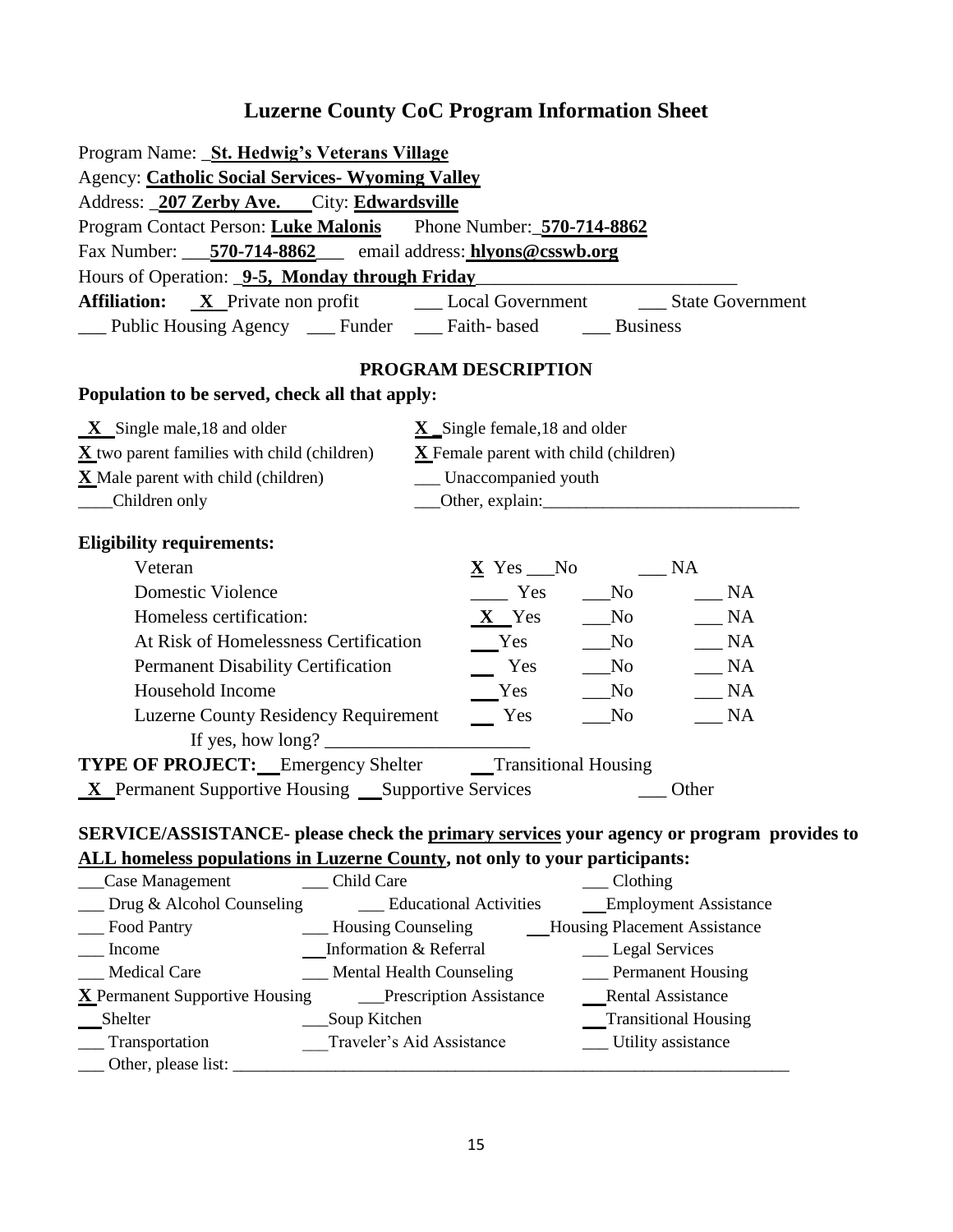# Luzerne County CoC Program Information Sheet

Program Name: **St. Hedwig's Veterans Village**

Agency: **Catholic Social Services- Wyoming Valley**

Address: **207 Zerby Ave.** City: **Edwardsville**

Program Contact Person: **Luke Malonis** Phone Number: **570-714-8862**

Fax Number: **570-714-8862** email address: **hlyons@csswb.org**

Hours of Operation: **9-5, Monday through Friday**

**Affiliation:** **X** Private non profit ___ Local Government ___ State Government

___ Public Housing Agency ___ Funder ___ Faith- based ___ Business

## PROGRAM DESCRIPTION

**Population to be served, check all that apply:**

| | |
|---|---|
| **X** Single male,18 and older | **X** Single female,18 and older |
| **X** two parent families with child (children) | **X** Female parent with child (children) |
| **X** Male parent with child (children) | ___ Unaccompanied youth |
| ___ Children only | ___ Other, explain: |

**Eligibility requirements:**

| | | | |
|---|---|---|---|
| Veteran | **X** Yes | ___ No | ___ NA |
| Domestic Violence | ___ Yes | ___ No | ___ NA |
| Homeless certification: | **X** Yes | ___ No | ___ NA |
| At Risk of Homelessness Certification | ___ Yes | ___ No | ___ NA |
| Permanent Disability Certification | ___ Yes | ___ No | ___ NA |
| Household Income | ___ Yes | ___ No | ___ NA |
| Luzerne County Residency Requirement | ___ Yes | ___ No | ___ NA |

If yes, how long? ___

**TYPE OF PROJECT:** ___ Emergency Shelter ___ Transitional Housing

**X** Permanent Supportive Housing ___ Supportive Services ___ Other

**SERVICE/ASSISTANCE- please check the primary services your agency or program provides to ALL homeless populations in Luzerne County, not only to your participants:**

| | | |
|---|---|---|
| ___ Case Management | ___ Child Care | ___ Clothing |
| ___ Drug & Alcohol Counseling | ___ Educational Activities | ___ Employment Assistance |
| ___ Food Pantry | ___ Housing Counseling | ___ Housing Placement Assistance |
| ___ Income | ___ Information & Referral | ___ Legal Services |
| ___ Medical Care | ___ Mental Health Counseling | ___ Permanent Housing |
| **X** Permanent Supportive Housing | ___ Prescription Assistance | ___ Rental Assistance |
| ___ Shelter | ___ Soup Kitchen | ___ Transitional Housing |
| ___ Transportation | ___ Traveler's Aid Assistance | ___ Utility assistance |

___ Other, please list: ___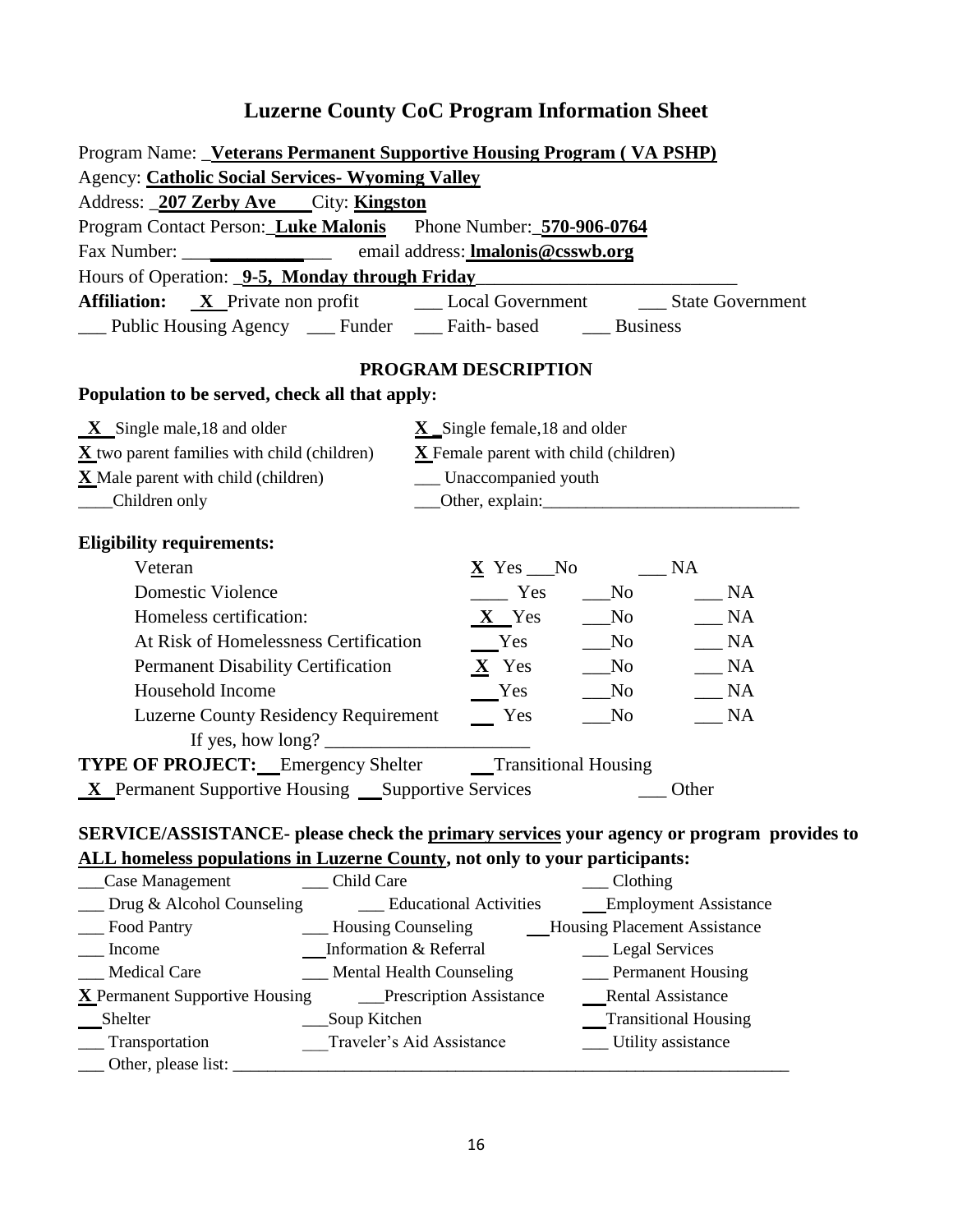# Luzerne County CoC Program Information Sheet

Program Name: _**Veterans Permanent Supportive Housing Program ( VA PSHP)**

Agency: **Catholic Social Services- Wyoming Valley**

Address: _**207 Zerby Ave**___ City: **Kingston**

Program Contact Person:_**Luke Malonis** Phone Number:_**570-906-0764**

Fax Number: ________________ email address: **lmalonis@csswb.org**

Hours of Operation: _**9-5, Monday through Friday**____________________________

**Affiliation:** _**X**_ Private non profit ___ Local Government ___ State Government

___ Public Housing Agency ___ Funder ___ Faith- based ___ Business

## PROGRAM DESCRIPTION

**Population to be served, check all that apply:**

_**X**_ Single male,18 and older
**X** _Single female,18 and older
**X** two parent families with child (children)
**X** Female parent with child (children)
**X** Male parent with child (children)
___ Unaccompanied youth
____Children only
___Other, explain:______________________________

**Eligibility requirements:**

| | | | |
|---|---|---|---|
| Veteran | **X** Yes ___No | | ___ NA |
| Domestic Violence | ____ Yes | ___No | ___ NA |
| Homeless certification: | _**X**_ Yes | ___No | ___ NA |
| At Risk of Homelessness Certification | ___Yes | ___No | ___ NA |
| Permanent Disability Certification | **X** Yes | ___No | ___ NA |
| Household Income | ___Yes | ___No | ___ NA |
| Luzerne County Residency Requirement | ___ Yes | ___No | ___ NA |

If yes, how long? ______________________

**TYPE OF PROJECT:** __Emergency Shelter __Transitional Housing

_**X**_ Permanent Supportive Housing __Supportive Services ___ Other

**SERVICE/ASSISTANCE- please check the primary services your agency or program provides to ALL homeless populations in Luzerne County, not only to your participants:**

___Case Management
___ Child Care
___ Clothing
___ Drug & Alcohol Counseling
___ Educational Activities
___Employment Assistance
___ Food Pantry
___ Housing Counseling
___Housing Placement Assistance
___ Income
___Information & Referral
___ Legal Services
___ Medical Care
___ Mental Health Counseling
___ Permanent Housing
**X** Permanent Supportive Housing
___Prescription Assistance
___Rental Assistance
___Shelter
___Soup Kitchen
___Transitional Housing
___ Transportation
___Traveler's Aid Assistance
___ Utility assistance
___ Other, please list: ____________________________________________________________________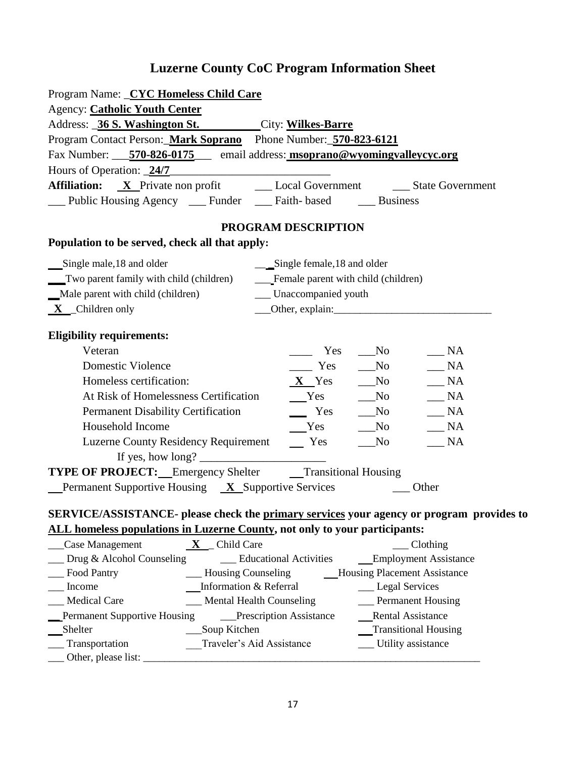# Luzerne County CoC Program Information Sheet

Program Name: _**CYC Homeless Child Care**

Agency: **Catholic Youth Center**

Address: _**36 S. Washington St.**__________ City: **Wilkes-Barre**

Program Contact Person:_**Mark Soprano** Phone Number:_**570-823-6121**

Fax Number: ___**570-826-0175**___ email address: **msoprano@wyomingvalleycyc.org**

Hours of Operation: _**24/7**_____________________________

**Affiliation:** _**X**_ Private non profit ___ Local Government ___ State Government

___ Public Housing Agency ___ Funder ___ Faith- based ___ Business

## PROGRAM DESCRIPTION

**Population to be served, check all that apply:**

__ Single male,18 and older __ _Single female,18 and older

___ Two parent family with child (children) ___ Female parent with child (children)

__ Male parent with child (children) ___ Unaccompanied youth

_**X**_ _Children only ___Other, explain:_____________________________

**Eligibility requirements:**

| | | | |
|---|---|---|---|
| Veteran | ____ Yes | ___No | ___ NA |
| Domestic Violence | ____ Yes | ___No | ___ NA |
| Homeless certification: | **X** Yes | ___No | ___ NA |
| At Risk of Homelessness Certification | ___Yes | ___No | ___ NA |
| Permanent Disability Certification | ___ Yes | ___No | ___ NA |
| Household Income | ___Yes | ___No | ___ NA |
| Luzerne County Residency Requirement | ___ Yes | ___No | ___ NA |

If yes, how long? ______________________

**TYPE OF PROJECT:** __Emergency Shelter __Transitional Housing

__Permanent Supportive Housing _**X**_ Supportive Services ___ Other

**SERVICE/ASSISTANCE- please check the <u>primary services</u> your agency or program provides to <u>ALL homeless populations in Luzerne County</u>, not only to your participants:**

___Case Management _**X**_ _Child Care ___ Clothing

___ Drug & Alcohol Counseling ___ Educational Activities ___Employment Assistance

___ Food Pantry ___ Housing Counseling ___Housing Placement Assistance

___ Income ___Information & Referral ___ Legal Services

___ Medical Care ___ Mental Health Counseling ___ Permanent Housing

__ Permanent Supportive Housing ___Prescription Assistance ___Rental Assistance

___Shelter ___Soup Kitchen ___Transitional Housing

___ Transportation ___Traveler's Aid Assistance ___ Utility assistance

___ Other, please list: _______________________________________________________________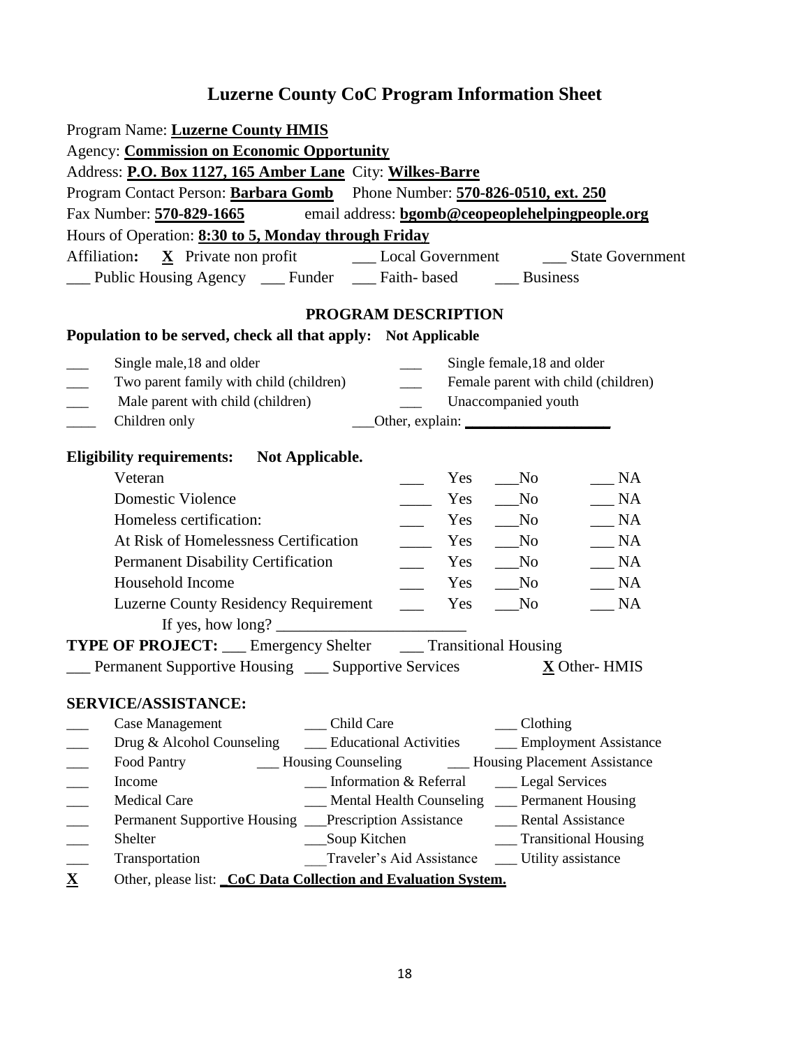# Luzerne County CoC Program Information Sheet

Program Name: **Luzerne County HMIS**

Agency: **Commission on Economic Opportunity**

Address: **P.O. Box 1127, 165 Amber Lane** City: **Wilkes-Barre**

Program Contact Person: **Barbara Gomb** Phone Number: **570-826-0510, ext. 250**

Fax Number: **570-829-1665** email address: **bgomb@ceopeoplehelpingpeople.org**

Hours of Operation: **8:30 to 5, Monday through Friday**

Affiliation**:** **X** Private non profit ___ Local Government ___ State Government
___ Public Housing Agency ___ Funder ___ Faith- based ___ Business

## PROGRAM DESCRIPTION

**Population to be served, check all that apply: Not Applicable**

___ Single male,18 and older ___ Single female,18 and older
___ Two parent family with child (children) ___ Female parent with child (children)
___ Male parent with child (children) ___ Unaccompanied youth
____ Children only ___Other, explain: ___________________

**Eligibility requirements: Not Applicable.**

| | | | |
|---|---|---|---|
| Veteran | ___ Yes | ___No | ___ NA |
| Domestic Violence | ____ Yes | ___No | ___ NA |
| Homeless certification: | ___ Yes | ___No | ___ NA |
| At Risk of Homelessness Certification | ____ Yes | ___No | ___ NA |
| Permanent Disability Certification | ___ Yes | ___No | ___ NA |
| Household Income | ___ Yes | ___No | ___ NA |
| Luzerne County Residency Requirement | ___ Yes | ___No | ___ NA |

If yes, how long? _______________________

**TYPE OF PROJECT:** ___ Emergency Shelter ___ Transitional Housing
___ Permanent Supportive Housing ___ Supportive Services **X** Other- HMIS

**SERVICE/ASSISTANCE:**

___ Case Management ___ Child Care ___ Clothing
___ Drug & Alcohol Counseling ___ Educational Activities ___ Employment Assistance
___ Food Pantry ___ Housing Counseling ___ Housing Placement Assistance
___ Income ___ Information & Referral ___ Legal Services
___ Medical Care ___ Mental Health Counseling ___ Permanent Housing
___ Permanent Supportive Housing ___Prescription Assistance ___ Rental Assistance
___ Shelter ___Soup Kitchen ___ Transitional Housing
___ Transportation ___Traveler's Aid Assistance ___ Utility assistance
**X** Other, please list: **CoC Data Collection and Evaluation System.**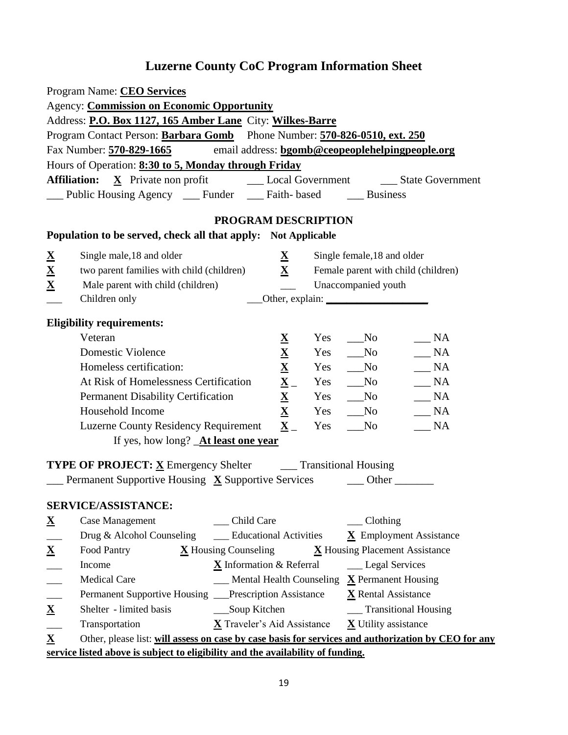# Luzerne County CoC Program Information Sheet

Program Name: **CEO Services**

Agency: **Commission on Economic Opportunity**

Address: **P.O. Box 1127, 165 Amber Lane** City: **Wilkes-Barre**

Program Contact Person: **Barbara Gomb** Phone Number: **570-826-0510, ext. 250**

Fax Number: **570-829-1665** email address: **bgomb@ceopeoplehelpingpeople.org**

Hours of Operation: **8:30 to 5, Monday through Friday**

**Affiliation:** **X** Private non profit ___ Local Government ___ State Government ___ Public Housing Agency ___ Funder ___ Faith- based ___ Business

## PROGRAM DESCRIPTION

**Population to be served, check all that apply: Not Applicable**

**X** Single male,18 and older
**X** Single female,18 and older
**X** two parent families with child (children)
**X** Female parent with child (children)
**X** Male parent with child (children)
___ Unaccompanied youth
___ Children only
___Other, explain: ___________________

**Eligibility requirements:**

| | | | | |
|---|---|---|---|---|
| Veteran | **X** | Yes | ___No | ___ NA |
| Domestic Violence | **X** | Yes | ___No | ___ NA |
| Homeless certification: | **X** | Yes | ___No | ___ NA |
| At Risk of Homelessness Certification | **X** _ | Yes | ___No | ___ NA |
| Permanent Disability Certification | **X** | Yes | ___No | ___ NA |
| Household Income | **X** | Yes | ___No | ___ NA |
| Luzerne County Residency Requirement | **X** _ | Yes | ___No | ___ NA |

If yes, how long? _**At least one year**

**TYPE OF PROJECT:** **X** Emergency Shelter ___ Transitional Housing ___ Permanent Supportive Housing **X** Supportive Services ___ Other _______

**SERVICE/ASSISTANCE:**

**X** Case Management ___ Child Care ___ Clothing
___ Drug & Alcohol Counseling ___ Educational Activities **X** Employment Assistance
**X** Food Pantry **X** Housing Counseling **X** Housing Placement Assistance
___ Income **X** Information & Referral ___ Legal Services
___ Medical Care ___ Mental Health Counseling **X** Permanent Housing
___ Permanent Supportive Housing ___Prescription Assistance **X** Rental Assistance
**X** Shelter - limited basis ___Soup Kitchen ___ Transitional Housing
___ Transportation **X** Traveler's Aid Assistance **X** Utility assistance
**X** Other, please list: **will assess on case by case basis for services and authorization by CEO for any service listed above is subject to eligibility and the availability of funding.**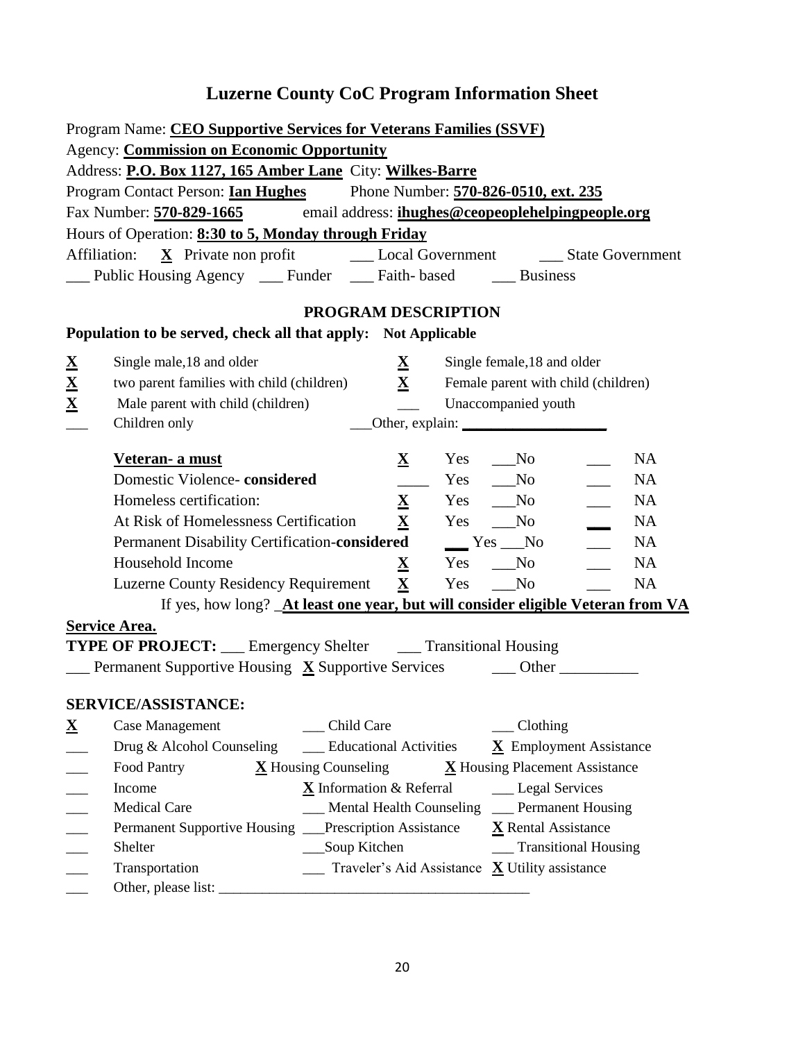# Luzerne County CoC Program Information Sheet

Program Name: **CEO Supportive Services for Veterans Families (SSVF)**

Agency: **Commission on Economic Opportunity**

Address: **P.O. Box 1127, 165 Amber Lane** City: **Wilkes-Barre**

Program Contact Person: **Ian Hughes** Phone Number: **570-826-0510, ext. 235**

Fax Number: **570-829-1665** email address: **ihughes@ceopeoplehelpingpeople.org**

Hours of Operation: **8:30 to 5, Monday through Friday**

Affiliation: **X** Private non profit ___ Local Government ___ State Government

___ Public Housing Agency ___ Funder ___ Faith- based ___ Business

## PROGRAM DESCRIPTION

**Population to be served, check all that apply: Not Applicable**

| | | | |
|---|---|---|---|
| **X** | Single male,18 and older | **X** | Single female,18 and older |
| **X** | two parent families with child (children) | **X** | Female parent with child (children) |
| **X** | Male parent with child (children) | ___ | Unaccompanied youth |
| ___ | Children only | ___ | Other, explain: ___________________ |

| | | | | |
|---|---|---|---|---|
| **Veteran- a must** | **X** Yes | ___No | ___ | NA |
| Domestic Violence- **considered** | ____ Yes | ___No | ___ | NA |
| Homeless certification: | **X** Yes | ___No | ___ | NA |
| At Risk of Homelessness Certification | **X** Yes | ___No | ___ | NA |
| Permanent Disability Certification-**considered** | ___ Yes | ___No | ___ | NA |
| Household Income | **X** Yes | ___No | ___ | NA |
| Luzerne County Residency Requirement | **X** Yes | ___No | ___ | NA |

If yes, how long? _**At least one year, but will consider eligible Veteran from VA**

**Service Area.**

**TYPE OF PROJECT:** ___ Emergency Shelter ___ Transitional Housing

___ Permanent Supportive Housing **X** Supportive Services ___ Other __________

**SERVICE/ASSISTANCE:**

| | | | |
|---|---|---|---|
| **X** | Case Management | ___ Child Care | ___ Clothing |
| ___ | Drug & Alcohol Counseling | ___ Educational Activities | **X** Employment Assistance |
| ___ | Food Pantry | **X** Housing Counseling | **X** Housing Placement Assistance |
| ___ | Income | **X** Information & Referral | ___ Legal Services |
| ___ | Medical Care | ___ Mental Health Counseling | ___ Permanent Housing |
| ___ | Permanent Supportive Housing | ___Prescription Assistance | **X** Rental Assistance |
| ___ | Shelter | ___Soup Kitchen | ___ Transitional Housing |
| ___ | Transportation | ___ Traveler's Aid Assistance | **X** Utility assistance |
| ___ | Other, please list: ___________________________________________ | | |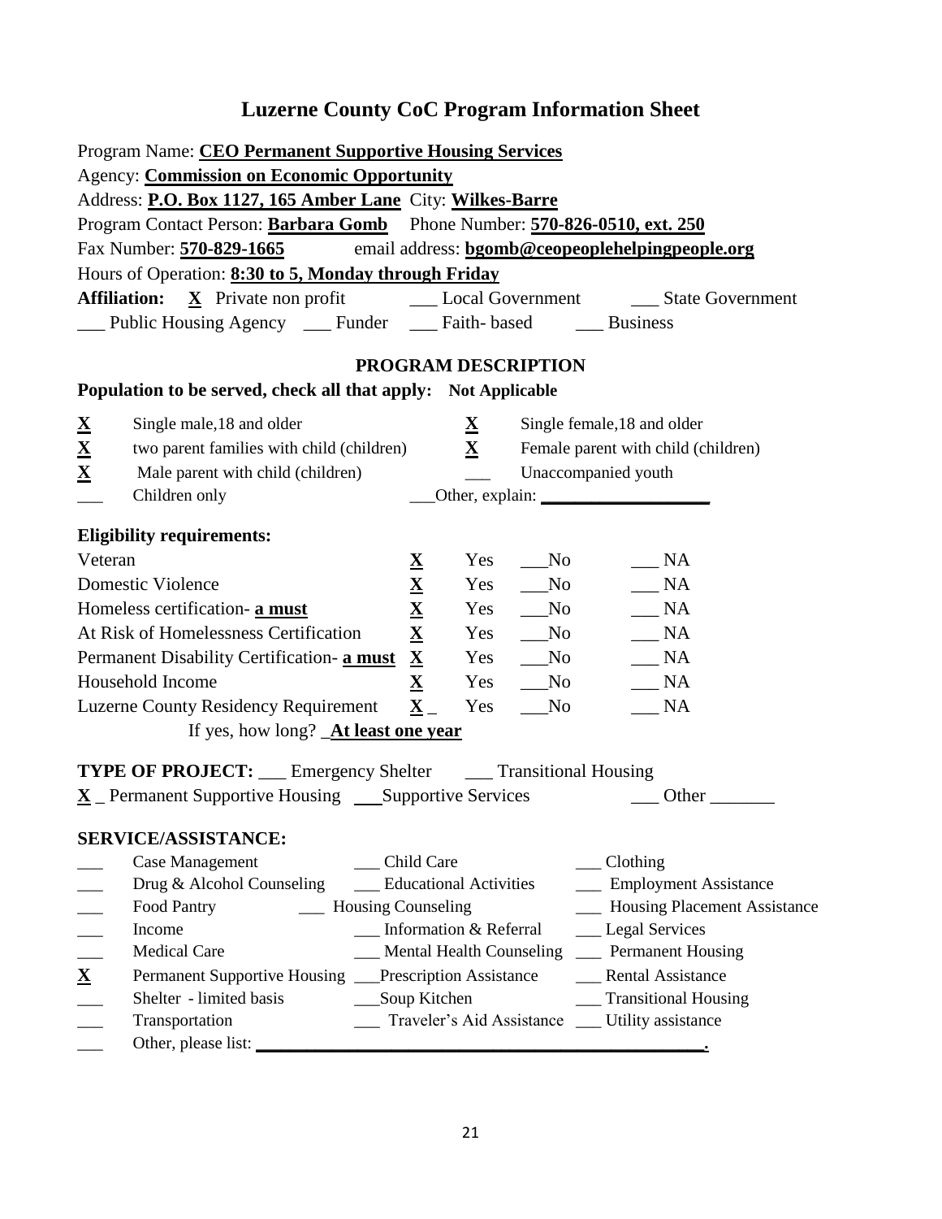# Luzerne County CoC Program Information Sheet

Program Name: **CEO Permanent Supportive Housing Services**

Agency: **Commission on Economic Opportunity**

Address: **P.O. Box 1127, 165 Amber Lane** City: **Wilkes-Barre**

Program Contact Person: **Barbara Gomb** Phone Number: **570-826-0510, ext. 250**

Fax Number: **570-829-1665** email address: **bgomb@ceopeoplehelpingpeople.org**

Hours of Operation: **8:30 to 5, Monday through Friday**

**Affiliation:** **X** Private non profit ___ Local Government ___ State Government ___ Public Housing Agency ___ Funder ___ Faith- based ___ Business

## PROGRAM DESCRIPTION

**Population to be served, check all that apply: Not Applicable**

| | | | |
|---|---|---|---|
| **X** | Single male,18 and older | **X** | Single female,18 and older |
| **X** | two parent families with child (children) | **X** | Female parent with child (children) |
| **X** | Male parent with child (children) | ___ | Unaccompanied youth |
| ___ | Children only | | ___Other, explain: ___________ |

**Eligibility requirements:**

| Requirement | | Yes | No | NA |
|---|---|---|---|---|
| Veteran | **X** | Yes | ___No | ___ NA |
| Domestic Violence | **X** | Yes | ___No | ___ NA |
| Homeless certification- **a must** | **X** | Yes | ___No | ___ NA |
| At Risk of Homelessness Certification | **X** | Yes | ___No | ___ NA |
| Permanent Disability Certification- **a must** | **X** | Yes | ___No | ___ NA |
| Household Income | **X** | Yes | ___No | ___ NA |
| Luzerne County Residency Requirement | **X** _ | Yes | ___No | ___ NA |

If yes, how long? _**At least one year**

**TYPE OF PROJECT:** ___ Emergency Shelter ___ Transitional Housing **X** _ Permanent Supportive Housing ___Supportive Services ___ Other _______

**SERVICE/ASSISTANCE:**

| | | | |
|---|---|---|---|
| ___ | Case Management | ___ Child Care | ___ Clothing |
| ___ | Drug & Alcohol Counseling | ___ Educational Activities | ___ Employment Assistance |
| ___ | Food Pantry | ___ Housing Counseling | ___ Housing Placement Assistance |
| ___ | Income | ___ Information & Referral | ___ Legal Services |
| ___ | Medical Care | ___ Mental Health Counseling | ___ Permanent Housing |
| **X** | Permanent Supportive Housing | ___Prescription Assistance | ___ Rental Assistance |
| ___ | Shelter - limited basis | ___Soup Kitchen | ___ Transitional Housing |
| ___ | Transportation | ___ Traveler's Aid Assistance | ___ Utility assistance |
| ___ | Other, please list: ___________. | | |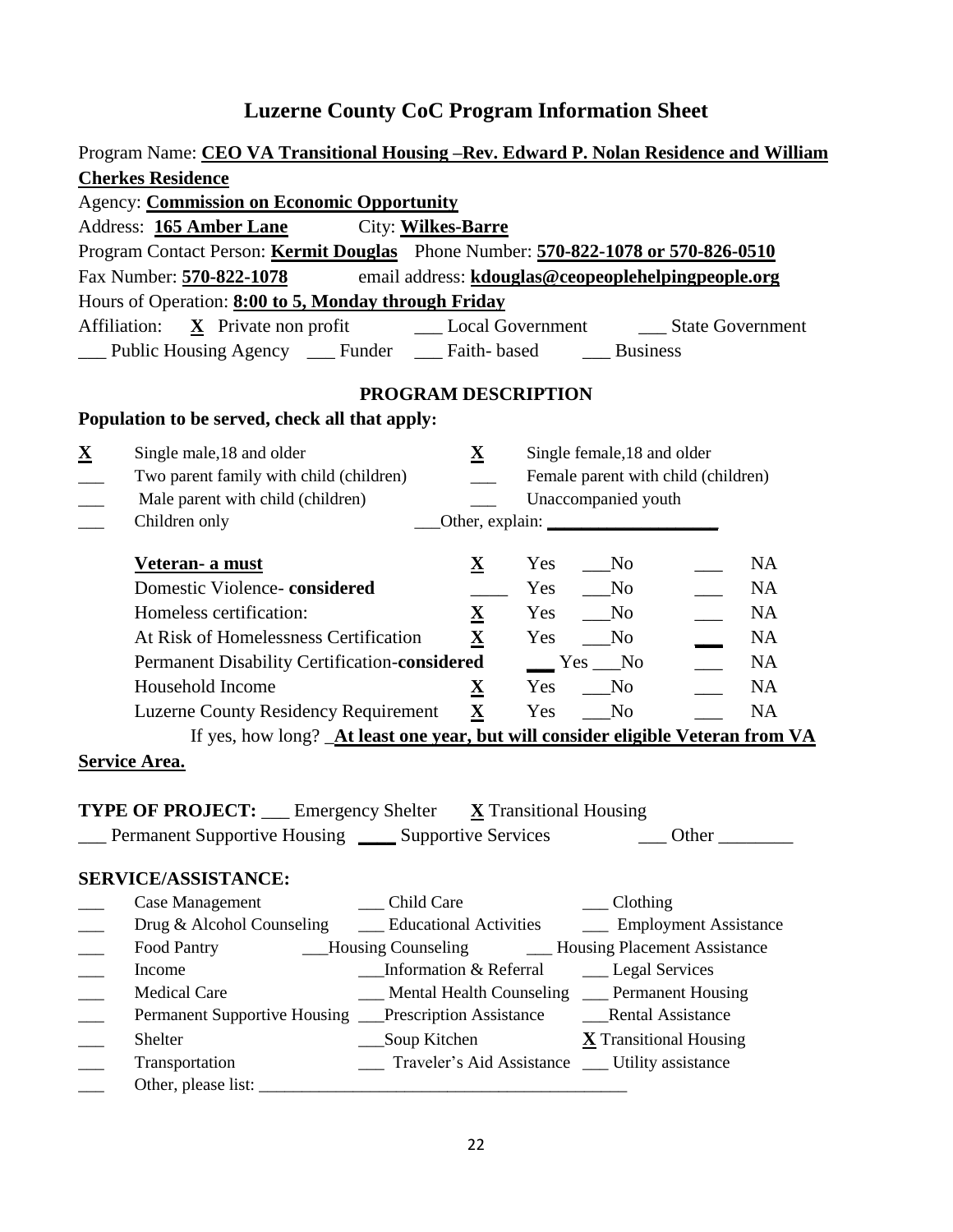# Luzerne County CoC Program Information Sheet

Program Name: **CEO VA Transitional Housing –Rev. Edward P. Nolan Residence and William Cherkes Residence**

Agency: **Commission on Economic Opportunity**

Address: **165 Amber Lane** City: **Wilkes-Barre**

Program Contact Person: **Kermit Douglas** Phone Number: **570-822-1078 or 570-826-0510**

Fax Number: **570-822-1078** email address: **kdouglas@ceopeoplehelpingpeople.org**

Hours of Operation: **8:00 to 5, Monday through Friday**

Affiliation: **X** Private non profit ___ Local Government ___ State Government ___ Public Housing Agency ___ Funder ___ Faith- based ___ Business

## PROGRAM DESCRIPTION

**Population to be served, check all that apply:**

**X** Single male,18 and older
**X** Single female,18 and older
___ Two parent family with child (children)
___ Female parent with child (children)
___ Male parent with child (children)
___ Unaccompanied youth
___ Children only
___Other, explain: ___________________

| | | | | |
|---|---|---|---|---|
| **Veteran- a must** | **X** Yes | ___No | ___ | NA |
| Domestic Violence- **considered** | ____ Yes | ___No | ___ | NA |
| Homeless certification: | **X** Yes | ___No | ___ | NA |
| At Risk of Homelessness Certification | **X** Yes | ___No | ___ | NA |
| Permanent Disability Certification-**considered** | ___ Yes | ___No | ___ | NA |
| Household Income | **X** Yes | ___No | ___ | NA |
| Luzerne County Residency Requirement | **X** Yes | ___No | ___ | NA |

If yes, how long? _**At least one year, but will consider eligible Veteran from VA Service Area.**

**TYPE OF PROJECT:** ___ Emergency Shelter **X** Transitional Housing ___ Permanent Supportive Housing ____ Supportive Services ___ Other ________

**SERVICE/ASSISTANCE:**

___ Case Management ___ Child Care ___ Clothing
___ Drug & Alcohol Counseling ___ Educational Activities ___ Employment Assistance
___ Food Pantry ___Housing Counseling ___ Housing Placement Assistance
___ Income ___Information & Referral ___ Legal Services
___ Medical Care ___ Mental Health Counseling ___ Permanent Housing
___ Permanent Supportive Housing ___Prescription Assistance ___Rental Assistance
___ Shelter ___Soup Kitchen **X** Transitional Housing
___ Transportation ___ Traveler's Aid Assistance ___ Utility assistance
___ Other, please list: ___________________________________________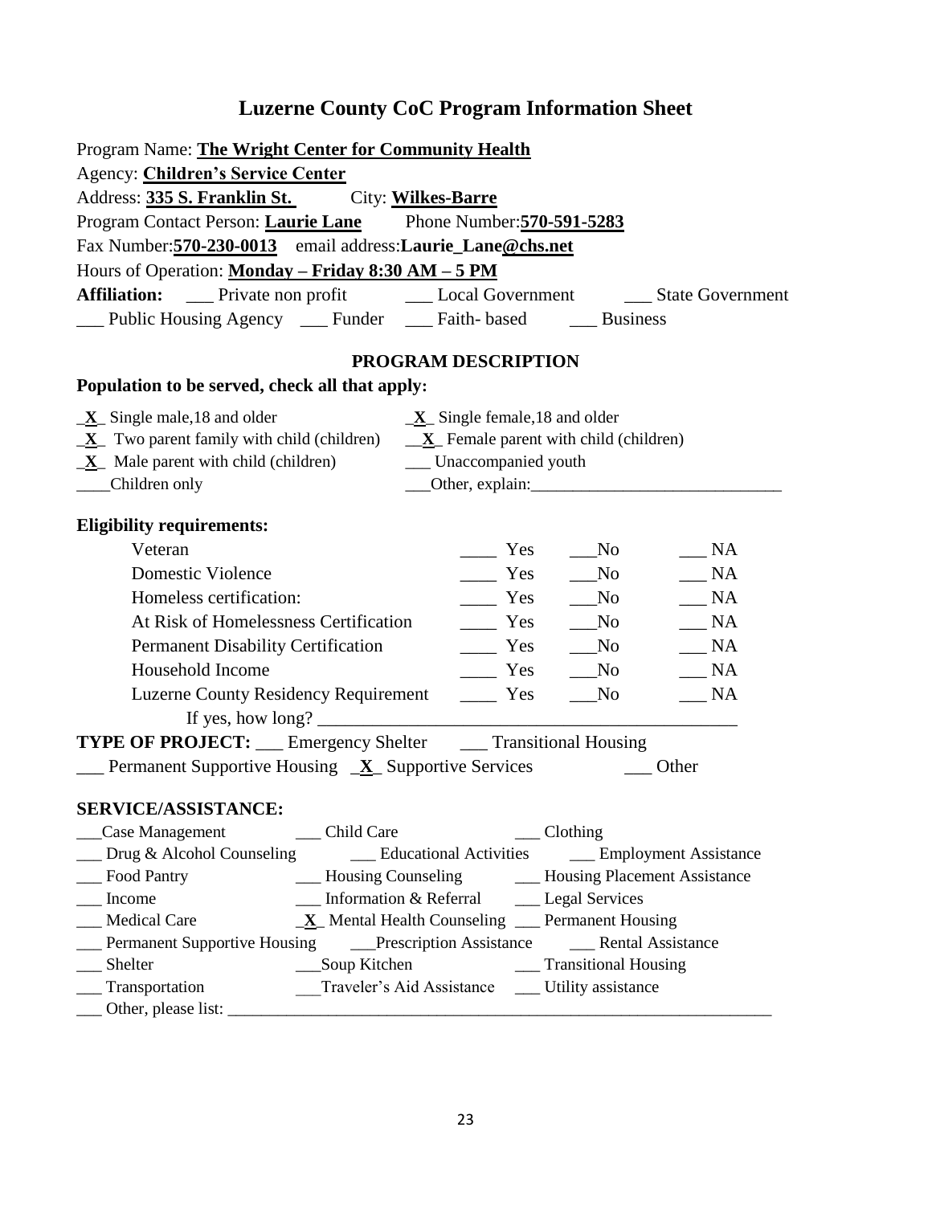# Luzerne County CoC Program Information Sheet

Program Name: **The Wright Center for Community Health**
Agency: **Children's Service Center**
Address: **335 S. Franklin St.** City: **Wilkes-Barre**
Program Contact Person: **Laurie Lane** Phone Number:**570-591-5283**
Fax Number:**570-230-0013** email address:**Laurie_Lane@chs.net**
Hours of Operation: **Monday – Friday 8:30 AM – 5 PM**
**Affiliation:** ___ Private non profit ___ Local Government ___ State Government
___ Public Housing Agency ___ Funder ___ Faith- based ___ Business

## PROGRAM DESCRIPTION

**Population to be served, check all that apply:**

_**X**_ Single male,18 and older
_**X**_ Single female,18 and older
_**X**_ Two parent family with child (children)
__**X**_ Female parent with child (children)
_**X**_ Male parent with child (children)
___ Unaccompanied youth
____Children only
___Other, explain:______________________________

**Eligibility requirements:**

| | | | |
|---|---|---|---|
| Veteran | ____ Yes | ___No | ___ NA |
| Domestic Violence | ____ Yes | ___No | ___ NA |
| Homeless certification: | ____ Yes | ___No | ___ NA |
| At Risk of Homelessness Certification | ____ Yes | ___No | ___ NA |
| Permanent Disability Certification | ____ Yes | ___No | ___ NA |
| Household Income | ____ Yes | ___No | ___ NA |
| Luzerne County Residency Requirement | ____ Yes | ___No | ___ NA |

If yes, how long? ______________________________________________

**TYPE OF PROJECT:** ___ Emergency Shelter ___ Transitional Housing
___ Permanent Supportive Housing _**X**_ Supportive Services ___ Other

**SERVICE/ASSISTANCE:**

___Case Management ___ Child Care ___ Clothing
___ Drug & Alcohol Counseling ___ Educational Activities ___ Employment Assistance
___ Food Pantry ___ Housing Counseling ___ Housing Placement Assistance
___ Income ___ Information & Referral ___ Legal Services
___ Medical Care _**X**_ Mental Health Counseling ___ Permanent Housing
___ Permanent Supportive Housing ___Prescription Assistance ___ Rental Assistance
___ Shelter ___Soup Kitchen ___ Transitional Housing
___ Transportation ___Traveler's Aid Assistance ___ Utility assistance
___ Other, please list: ______________________________________________________________________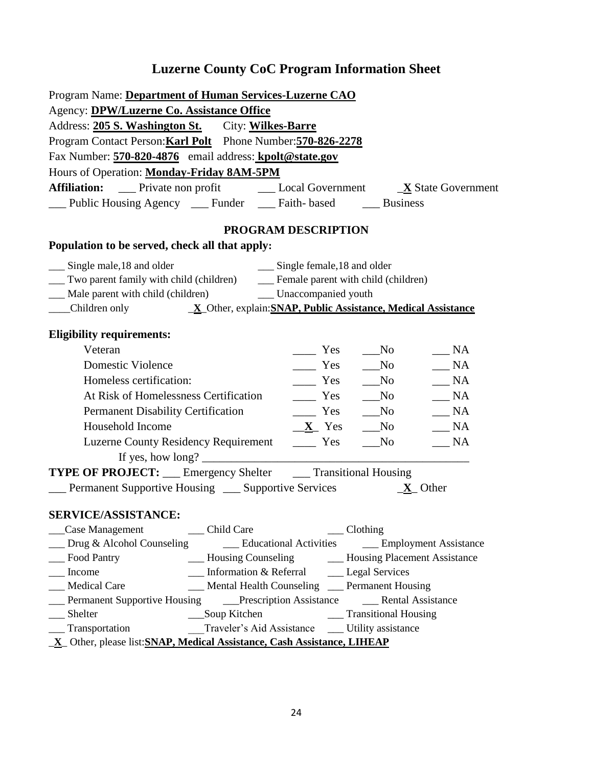# Luzerne County CoC Program Information Sheet

Program Name: **Department of Human Services-Luzerne CAO**
Agency: **DPW/Luzerne Co. Assistance Office**
Address: **205 S. Washington St.** City: **Wilkes-Barre**
Program Contact Person: **Karl Polt** Phone Number: **570-826-2278**
Fax Number: **570-820-4876** email address: **kpolt@state.gov**
Hours of Operation: **Monday-Friday 8AM-5PM**

**Affiliation:** ___ Private non profit ___ Local Government _**X** State Government
___ Public Housing Agency ___ Funder ___ Faith- based ___ Business

## PROGRAM DESCRIPTION

**Population to be served, check all that apply:**

___ Single male,18 and older ___ Single female,18 and older
___ Two parent family with child (children) ___ Female parent with child (children)
___ Male parent with child (children) ___ Unaccompanied youth
____Children only _**X**_Other, explain: **SNAP, Public Assistance, Medical Assistance**

**Eligibility requirements:**

| | | | |
|---|---|---|---|
| Veteran | ____ Yes | ___No | ___ NA |
| Domestic Violence | ____ Yes | ___No | ___ NA |
| Homeless certification: | ____ Yes | ___No | ___ NA |
| At Risk of Homelessness Certification | ____ Yes | ___No | ___ NA |
| Permanent Disability Certification | ____ Yes | ___No | ___ NA |
| Household Income | __**X**_ Yes | ___No | ___ NA |
| Luzerne County Residency Requirement | ____ Yes | ___No | ___ NA |

If yes, how long? ____________________________________________

**TYPE OF PROJECT:** ___ Emergency Shelter ___ Transitional Housing
___ Permanent Supportive Housing ___ Supportive Services _**X**_ Other

**SERVICE/ASSISTANCE:**

___Case Management ___ Child Care ___ Clothing
___ Drug & Alcohol Counseling ___ Educational Activities ___ Employment Assistance
___ Food Pantry ___ Housing Counseling ___ Housing Placement Assistance
___ Income ___ Information & Referral ___ Legal Services
___ Medical Care ___ Mental Health Counseling ___ Permanent Housing
___ Permanent Supportive Housing ___Prescription Assistance ___ Rental Assistance
___ Shelter ___Soup Kitchen ___ Transitional Housing
___ Transportation ___Traveler's Aid Assistance ___ Utility assistance
_**X**_ Other, please list: **SNAP, Medical Assistance, Cash Assistance, LIHEAP**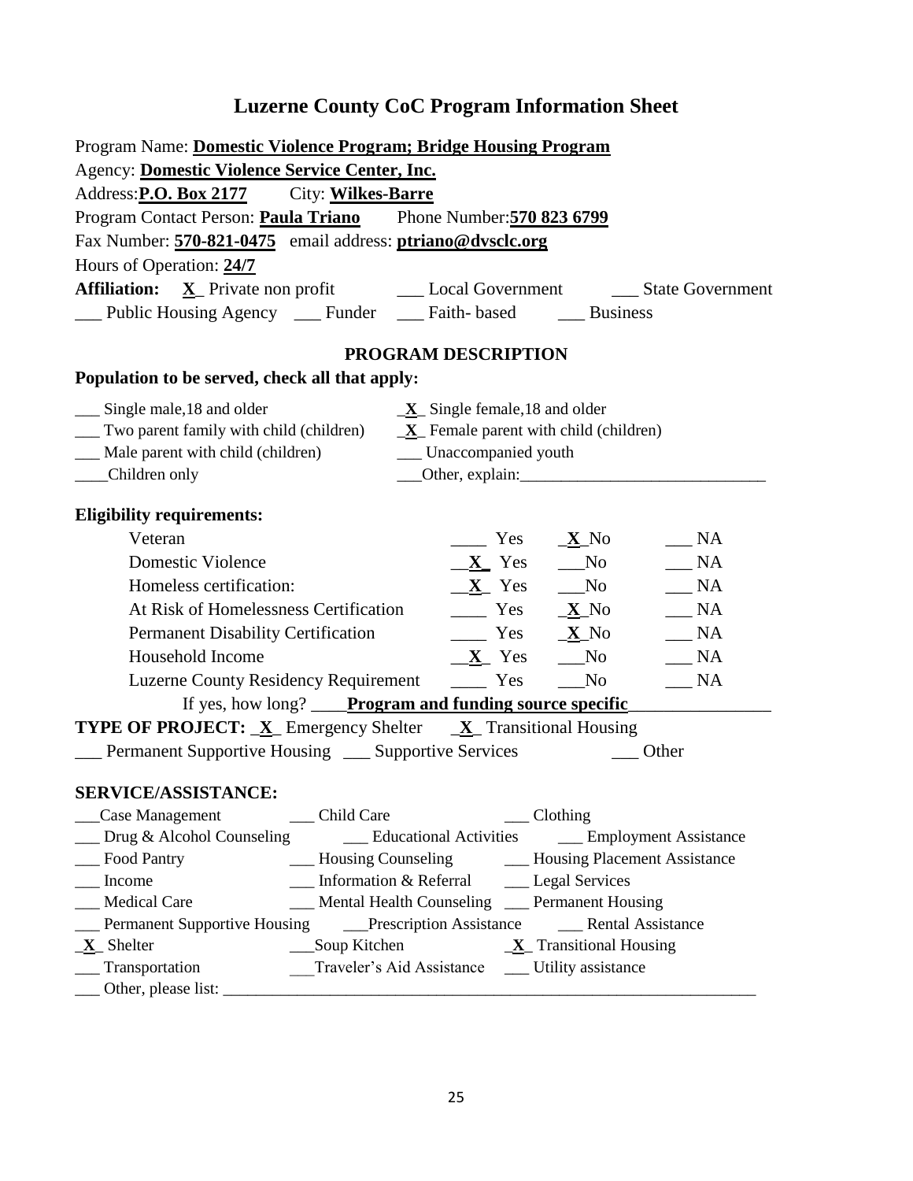# Luzerne County CoC Program Information Sheet

Program Name: **Domestic Violence Program; Bridge Housing Program**

Agency: **Domestic Violence Service Center, Inc.**

Address: **P.O. Box 2177** City: **Wilkes-Barre**

Program Contact Person: **Paula Triano** Phone Number: **570 823 6799**

Fax Number: **570-821-0475** email address: **ptriano@dvsclc.org**

Hours of Operation: **24/7**

**Affiliation:** _X_ Private non profit ___ Local Government ___ State Government
___ Public Housing Agency ___ Funder ___ Faith- based ___ Business

## PROGRAM DESCRIPTION

**Population to be served, check all that apply:**

___ Single male,18 and older
_X_ Single female,18 and older
___ Two parent family with child (children)
_X_ Female parent with child (children)
___ Male parent with child (children)
___ Unaccompanied youth
___Children only
___Other, explain:______________________________

**Eligibility requirements:**

| Requirement | Yes | No | NA |
|---|---|---|---|
| Veteran | ____ Yes | _X_No | ___ NA |
| Domestic Violence | _X_ Yes | ___No | ___ NA |
| Homeless certification: | _X_ Yes | ___No | ___ NA |
| At Risk of Homelessness Certification | ____ Yes | _X_No | ___ NA |
| Permanent Disability Certification | ____ Yes | _X_No | ___ NA |
| Household Income | _X_ Yes | ___No | ___ NA |
| Luzerne County Residency Requirement | ____ Yes | ___No | ___ NA |

If yes, how long? ____**Program and funding source specific**________________

**TYPE OF PROJECT:** _X_ Emergency Shelter _X_ Transitional Housing
___ Permanent Supportive Housing ___ Supportive Services ___ Other

**SERVICE/ASSISTANCE:**

___Case Management ___ Child Care ___ Clothing
___ Drug & Alcohol Counseling ___ Educational Activities ___ Employment Assistance
___ Food Pantry ___ Housing Counseling ___ Housing Placement Assistance
___ Income ___ Information & Referral ___ Legal Services
___ Medical Care ___ Mental Health Counseling ___ Permanent Housing
___ Permanent Supportive Housing ___Prescription Assistance ___ Rental Assistance
_X_ Shelter ___Soup Kitchen _X_ Transitional Housing
___ Transportation ___Traveler's Aid Assistance ___ Utility assistance
___ Other, please list: ____________________________________________________________________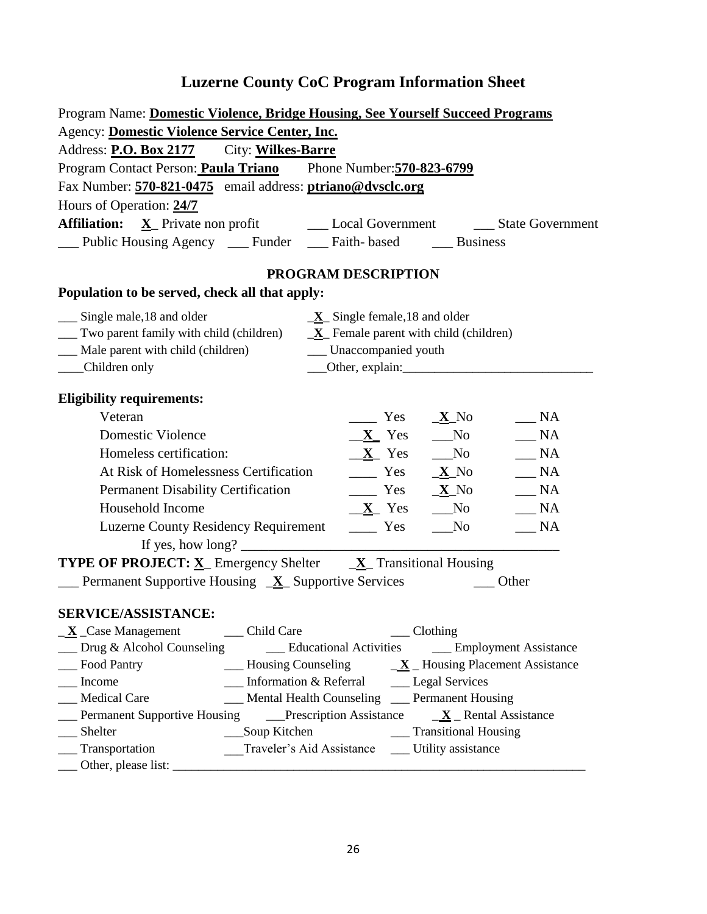# Luzerne County CoC Program Information Sheet

Program Name: **Domestic Violence, Bridge Housing, See Yourself Succeed Programs**
Agency: **Domestic Violence Service Center, Inc.**
Address: **P.O. Box 2177** City: **Wilkes-Barre**
Program Contact Person: **Paula Triano** Phone Number: **570-823-6799**
Fax Number: **570-821-0475** email address: **ptriano@dvsclc.org**
Hours of Operation: **24/7**
**Affiliation:** _X_ Private non profit ___ Local Government ___ State Government
___ Public Housing Agency ___ Funder ___ Faith- based ___ Business

## PROGRAM DESCRIPTION

### Population to be served, check all that apply:

___ Single male,18 and older _X_ Single female,18 and older
___ Two parent family with child (children) _X_ Female parent with child (children)
___ Male parent with child (children) ___ Unaccompanied youth
____Children only ___Other, explain:______________________________

### Eligibility requirements:

| | Yes | No | NA |
|---|---|---|---|
| Veteran | ____ Yes | _X_ No | ___ NA |
| Domestic Violence | _X_ Yes | ___ No | ___ NA |
| Homeless certification: | _X_ Yes | ___ No | ___ NA |
| At Risk of Homelessness Certification | ____ Yes | _X_ No | ___ NA |
| Permanent Disability Certification | ____ Yes | _X_ No | ___ NA |
| Household Income | _X_ Yes | ___ No | ___ NA |
| Luzerne County Residency Requirement | ____ Yes | ___ No | ___ NA |

If yes, how long? ______________________________________________

**TYPE OF PROJECT:** _X_ Emergency Shelter _X_ Transitional Housing
___ Permanent Supportive Housing _X_ Supportive Services ___ Other

### SERVICE/ASSISTANCE:

_X_ Case Management ___ Child Care ___ Clothing
___ Drug & Alcohol Counseling ___ Educational Activities ___ Employment Assistance
___ Food Pantry ___ Housing Counseling _X_ Housing Placement Assistance
___ Income ___ Information & Referral ___ Legal Services
___ Medical Care ___ Mental Health Counseling ___ Permanent Housing
___ Permanent Supportive Housing ___Prescription Assistance _X_ Rental Assistance
___ Shelter ___Soup Kitchen ___ Transitional Housing
___ Transportation ___Traveler's Aid Assistance ___ Utility assistance
___ Other, please list: ______________________________________________________________________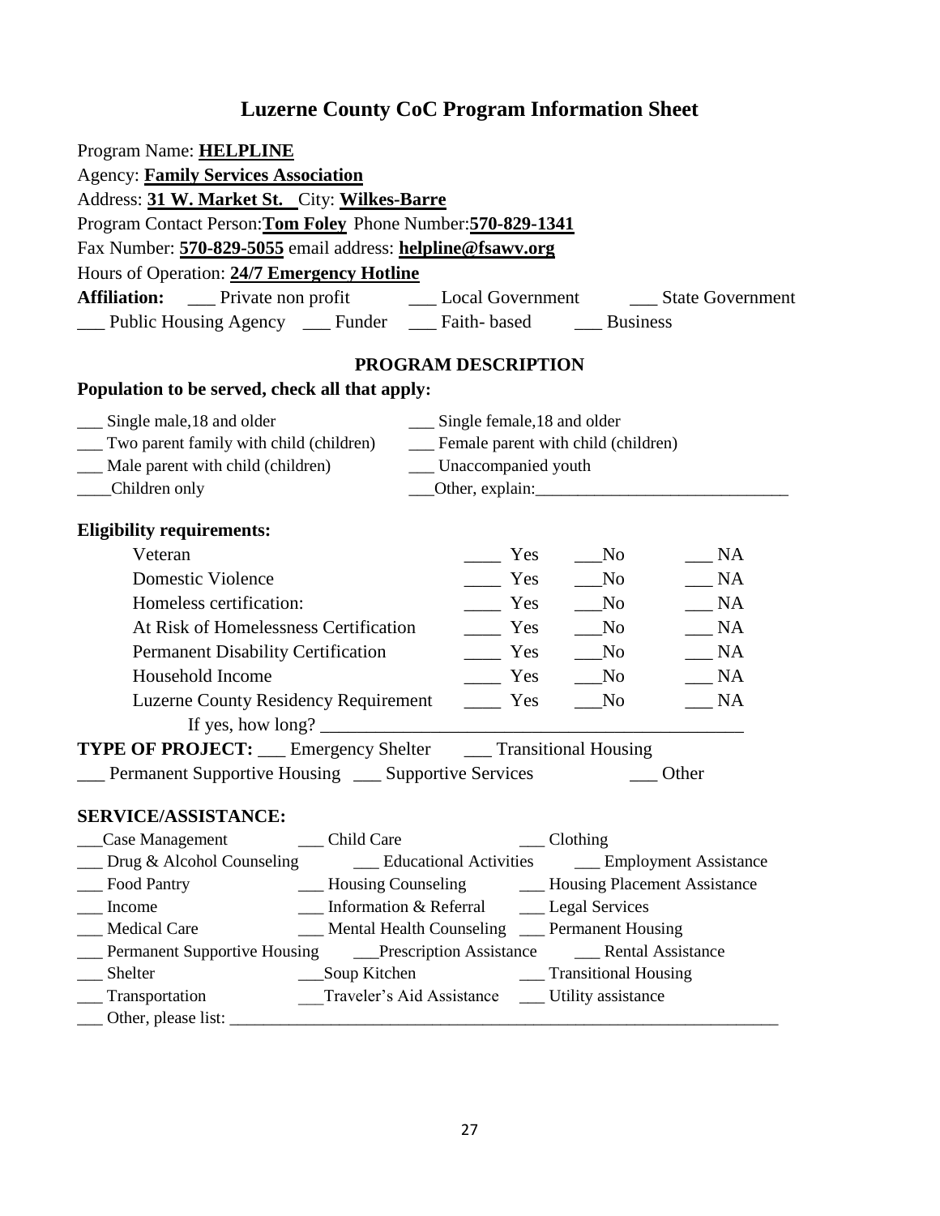# Luzerne County CoC Program Information Sheet

Program Name: **HELPLINE**

Agency: **Family Services Association**

Address: **31 W. Market St.** City: **Wilkes-Barre**

Program Contact Person: **Tom Foley** Phone Number: **570-829-1341**

Fax Number: **570-829-5055** email address: **helpline@fsawv.org**

Hours of Operation: **24/7 Emergency Hotline**

**Affiliation:** ___ Private non profit ___ Local Government ___ State Government ___ Public Housing Agency ___ Funder ___ Faith- based ___ Business

## PROGRAM DESCRIPTION

**Population to be served, check all that apply:**

___ Single male,18 and older
___ Single female,18 and older
___ Two parent family with child (children)
___ Female parent with child (children)
___ Male parent with child (children)
___ Unaccompanied youth
____Children only
___Other, explain:______________________________

**Eligibility requirements:**

| | | | |
|---|---|---|---|
| Veteran | ____ Yes | ___No | ___ NA |
| Domestic Violence | ____ Yes | ___No | ___ NA |
| Homeless certification: | ____ Yes | ___No | ___ NA |
| At Risk of Homelessness Certification | ____ Yes | ___No | ___ NA |
| Permanent Disability Certification | ____ Yes | ___No | ___ NA |
| Household Income | ____ Yes | ___No | ___ NA |
| Luzerne County Residency Requirement | ____ Yes | ___No | ___ NA |

If yes, how long? ______________________________________________

**TYPE OF PROJECT:** ___ Emergency Shelter ___ Transitional Housing ___ Permanent Supportive Housing ___ Supportive Services ___ Other

**SERVICE/ASSISTANCE:**

___Case Management
___ Child Care
___ Clothing
___ Drug & Alcohol Counseling
___ Educational Activities
___ Employment Assistance
___ Food Pantry
___ Housing Counseling
___ Housing Placement Assistance
___ Income
___ Information & Referral
___ Legal Services
___ Medical Care
___ Mental Health Counseling
___ Permanent Housing
___ Permanent Supportive Housing
___Prescription Assistance
___ Rental Assistance
___ Shelter
___Soup Kitchen
___ Transitional Housing
___ Transportation
___Traveler's Aid Assistance
___ Utility assistance
___ Other, please list: ____________________________________________________________________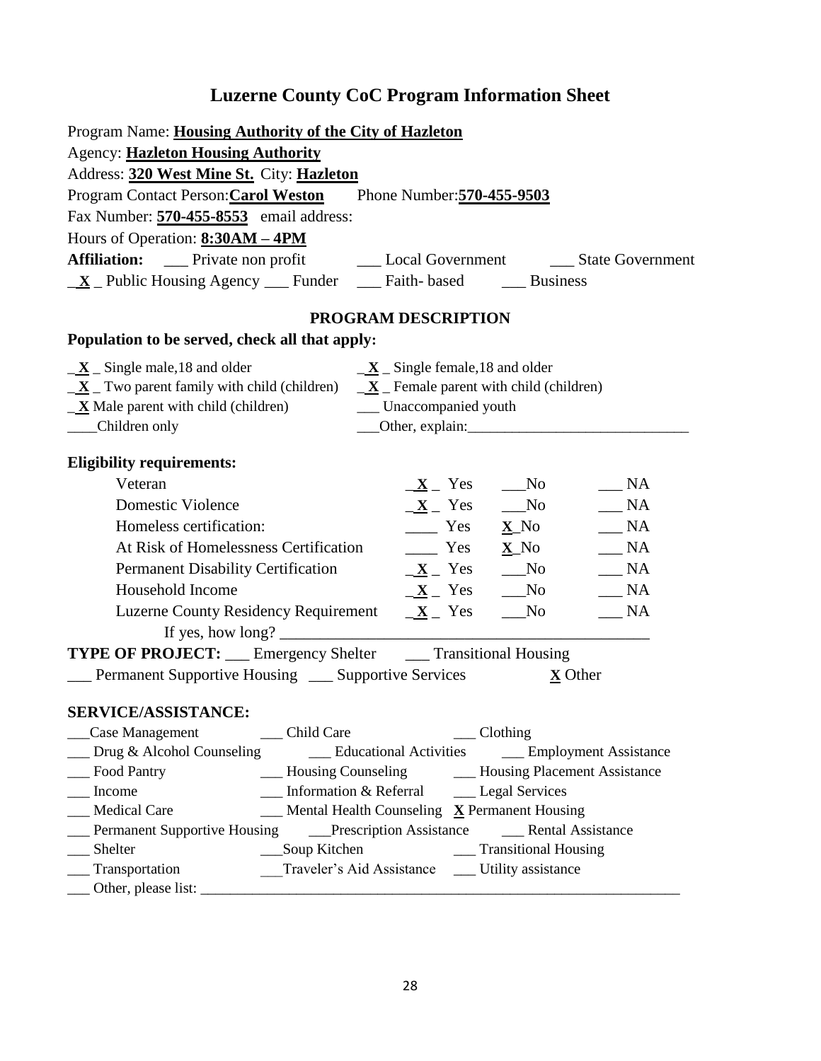# Luzerne County CoC Program Information Sheet

Program Name: **Housing Authority of the City of Hazleton**

Agency: **Hazleton Housing Authority**

Address: **320 West Mine St.** City: **Hazleton**

Program Contact Person: **Carol Weston** Phone Number: **570-455-9503**

Fax Number: **570-455-8553** email address:

Hours of Operation: **8:30AM – 4PM**

**Affiliation:** ___ Private non profit ___ Local Government ___ State Government

_**X**_ Public Housing Agency ___ Funder ___ Faith- based ___ Business

## PROGRAM DESCRIPTION

**Population to be served, check all that apply:**

_**X**_ Single male,18 and older _**X**_ Single female,18 and older

_**X**_ Two parent family with child (children) _**X**_ Female parent with child (children)

_**X** Male parent with child (children) ___ Unaccompanied youth

____Children only ___Other, explain:______________________________

**Eligibility requirements:**

| | Yes | No | NA |
|---|---|---|---|
| Veteran | _**X**_ Yes | ___No | ___ NA |
| Domestic Violence | _**X**_ Yes | ___No | ___ NA |
| Homeless certification: | ____ Yes | **X**_No | ___ NA |
| At Risk of Homelessness Certification | ____ Yes | **X**_No | ___ NA |
| Permanent Disability Certification | _**X**_ Yes | ___No | ___ NA |
| Household Income | _**X**_ Yes | ___No | ___ NA |
| Luzerne County Residency Requirement | _**X**_ Yes | ___No | ___ NA |

If yes, how long? ______________________________________________

**TYPE OF PROJECT:** ___ Emergency Shelter ___ Transitional Housing

___ Permanent Supportive Housing ___ Supportive Services **X** Other

**SERVICE/ASSISTANCE:**

___Case Management ___ Child Care ___ Clothing

___ Drug & Alcohol Counseling ___ Educational Activities ___ Employment Assistance

___ Food Pantry ___ Housing Counseling ___ Housing Placement Assistance

___ Income ___ Information & Referral ___ Legal Services

___ Medical Care ___ Mental Health Counseling **X** Permanent Housing

___ Permanent Supportive Housing ___Prescription Assistance ___ Rental Assistance

___ Shelter ___Soup Kitchen ___ Transitional Housing

___ Transportation ___Traveler's Aid Assistance ___ Utility assistance

___ Other, please list: ______________________________________________________________________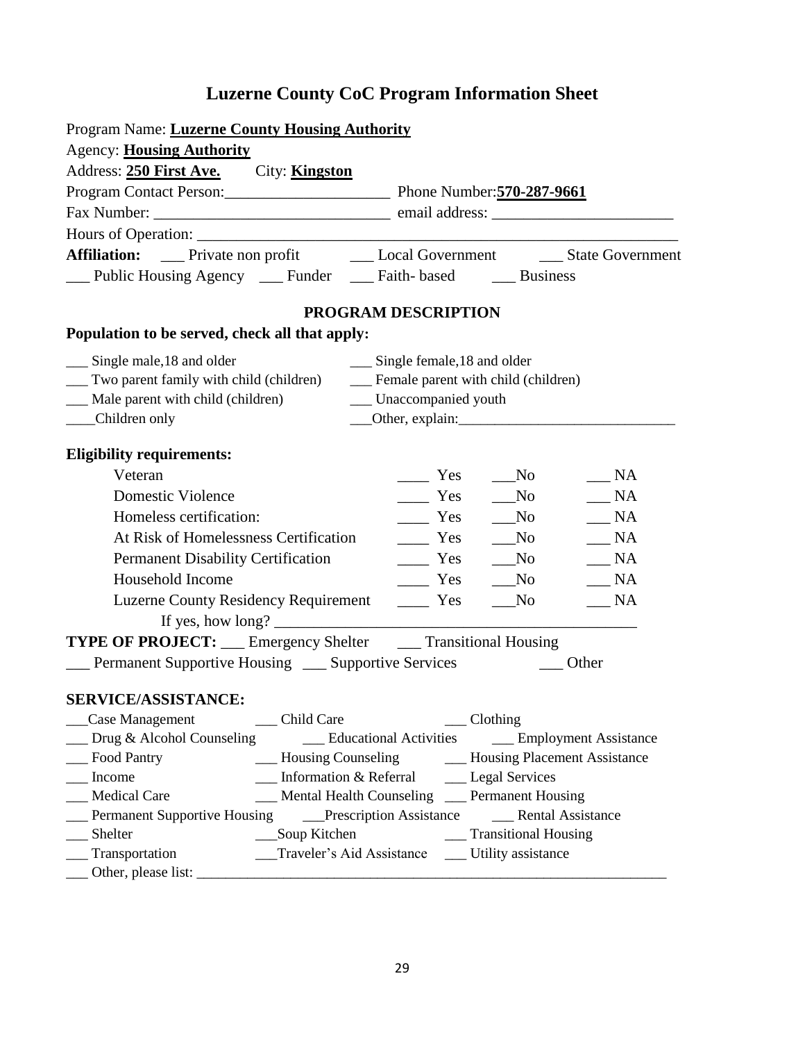# Luzerne County CoC Program Information Sheet

Program Name: **Luzerne County Housing Authority**

Agency: **Housing Authority**

Address: **250 First Ave.** City: **Kingston**

Program Contact Person:_____________________ Phone Number:**570-287-9661**

Fax Number: _____________________________ email address: ______________________

Hours of Operation: ________________________________________________________________

**Affiliation:** ___ Private non profit ___ Local Government ___ State Government

___ Public Housing Agency ___ Funder ___ Faith- based ___ Business

## PROGRAM DESCRIPTION

**Population to be served, check all that apply:**

___ Single male,18 and older
___ Single female,18 and older
___ Two parent family with child (children)
___ Female parent with child (children)
___ Male parent with child (children)
___ Unaccompanied youth
____Children only
___Other, explain:______________________________

**Eligibility requirements:**

| | | | |
|---|---|---|---|
| Veteran | ____ Yes | ___No | ___ NA |
| Domestic Violence | ____ Yes | ___No | ___ NA |
| Homeless certification: | ____ Yes | ___No | ___ NA |
| At Risk of Homelessness Certification | ____ Yes | ___No | ___ NA |
| Permanent Disability Certification | ____ Yes | ___No | ___ NA |
| Household Income | ____ Yes | ___No | ___ NA |
| Luzerne County Residency Requirement | ____ Yes | ___No | ___ NA |

If yes, how long? ______________________________________________

**TYPE OF PROJECT:** ___ Emergency Shelter ___ Transitional Housing

___ Permanent Supportive Housing ___ Supportive Services ___ Other

**SERVICE/ASSISTANCE:**

___Case Management ___ Child Care ___ Clothing
___ Drug & Alcohol Counseling ___ Educational Activities ___ Employment Assistance
___ Food Pantry ___ Housing Counseling ___ Housing Placement Assistance
___ Income ___ Information & Referral ___ Legal Services
___ Medical Care ___ Mental Health Counseling ___ Permanent Housing
___ Permanent Supportive Housing ___Prescription Assistance ___ Rental Assistance
___ Shelter ___Soup Kitchen ___ Transitional Housing
___ Transportation ___Traveler's Aid Assistance ___ Utility assistance
___ Other, please list: ____________________________________________________________________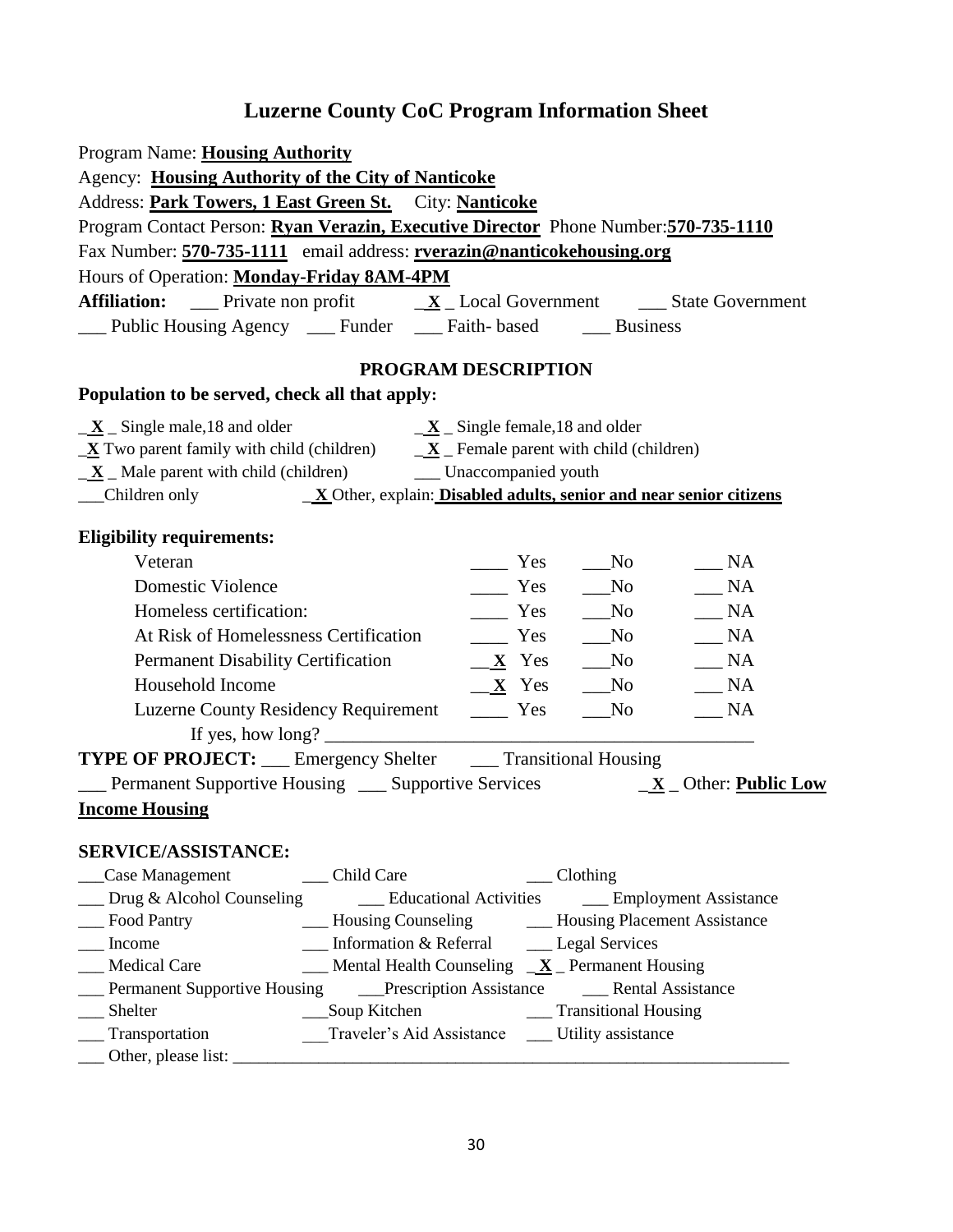# Luzerne County CoC Program Information Sheet

Program Name: **Housing Authority**

Agency: **Housing Authority of the City of Nanticoke**

Address: **Park Towers, 1 East Green St.** City: **Nanticoke**

Program Contact Person: **Ryan Verazin, Executive Director** Phone Number: **570-735-1110**

Fax Number: **570-735-1111** email address: **rverazin@nanticokehousing.org**

Hours of Operation: **Monday-Friday 8AM-4PM**

**Affiliation:** ___ Private non profit _**X**_ Local Government ___ State Government ___ Public Housing Agency ___ Funder ___ Faith- based ___ Business

## PROGRAM DESCRIPTION

**Population to be served, check all that apply:**

_**X**_ Single male,18 and older
_**X**_ Single female,18 and older
_**X** Two parent family with child (children)
_**X**_ Female parent with child (children)
_**X**_ Male parent with child (children)
___ Unaccompanied youth
___Children only
_**X** Other, explain: **Disabled adults, senior and near senior citizens**

**Eligibility requirements:**

| | Yes | No | NA |
|---|---|---|---|
| Veteran | ____ Yes | ___No | ___ NA |
| Domestic Violence | ____ Yes | ___No | ___ NA |
| Homeless certification: | ____ Yes | ___No | ___ NA |
| At Risk of Homelessness Certification | ____ Yes | ___No | ___ NA |
| Permanent Disability Certification | __**X** Yes | ___No | ___ NA |
| Household Income | __**X** Yes | ___No | ___ NA |
| Luzerne County Residency Requirement | ____ Yes | ___No | ___ NA |

If yes, how long? ____________________________________________

**TYPE OF PROJECT:** ___ Emergency Shelter ___ Transitional Housing ___ Permanent Supportive Housing ___ Supportive Services _**X**_ Other: **Public Low Income Housing**

**SERVICE/ASSISTANCE:**

___Case Management ___ Child Care ___ Clothing
___ Drug & Alcohol Counseling ___ Educational Activities ___ Employment Assistance
___ Food Pantry ___ Housing Counseling ___ Housing Placement Assistance
___ Income ___ Information & Referral ___ Legal Services
___ Medical Care ___ Mental Health Counseling _**X**_ Permanent Housing
___ Permanent Supportive Housing ___Prescription Assistance ___ Rental Assistance
___ Shelter ___Soup Kitchen ___ Transitional Housing
___ Transportation ___Traveler's Aid Assistance ___ Utility assistance
___ Other, please list: ____________________________________________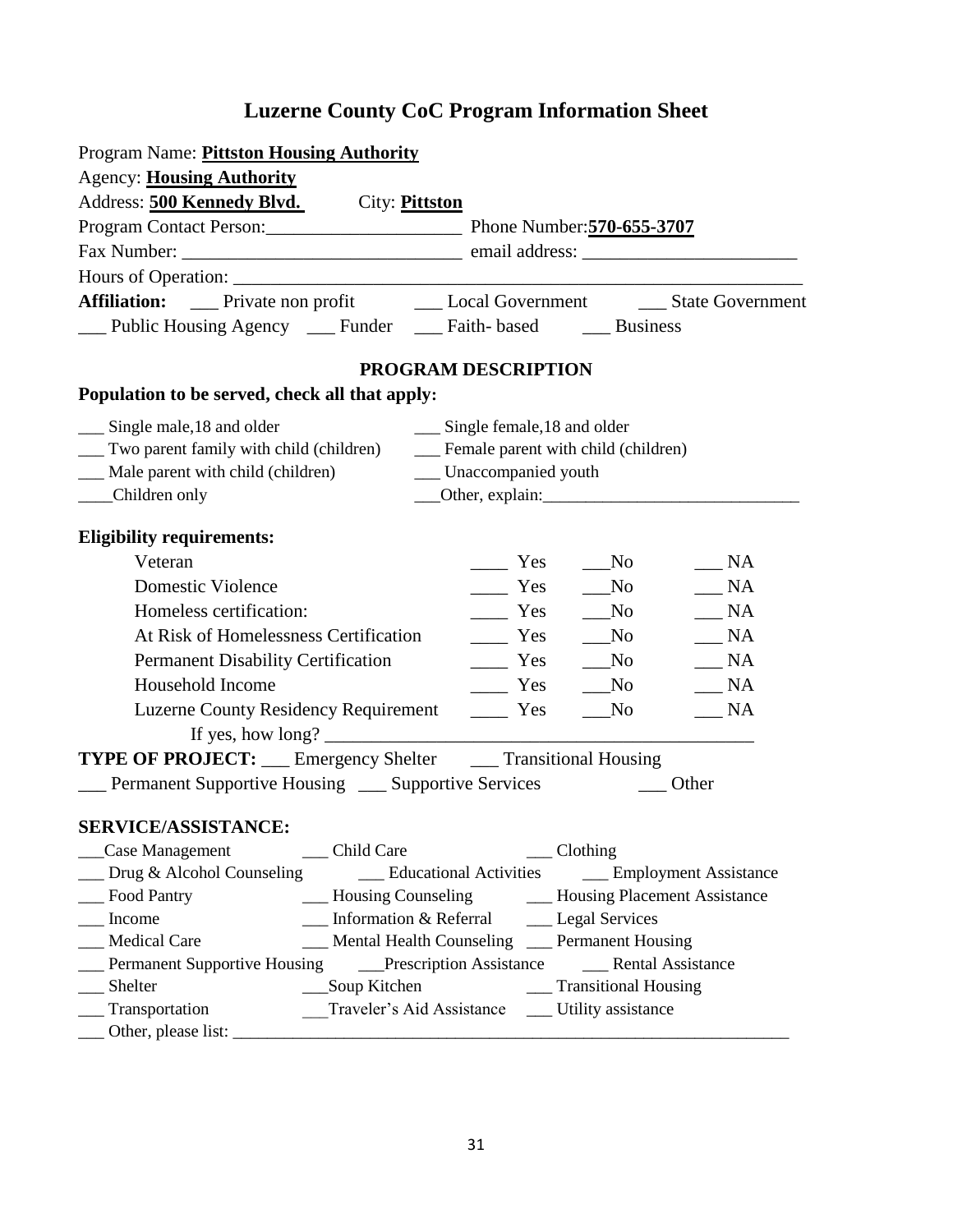# Luzerne County CoC Program Information Sheet

Program Name: **Pittston Housing Authority**

Agency: **Housing Authority**

Address: **500 Kennedy Blvd.** City: **Pittston**

Program Contact Person:_____________________ Phone Number:**570-655-3707**

Fax Number: _____________________________ email address: ______________________

Hours of Operation: ________________________________________________________________

**Affiliation:** ___ Private non profit ___ Local Government ___ State Government

___ Public Housing Agency ___ Funder ___ Faith- based ___ Business

## PROGRAM DESCRIPTION

**Population to be served, check all that apply:**

___ Single male,18 and older ___ Single female,18 and older

___ Two parent family with child (children) ___ Female parent with child (children)

___ Male parent with child (children) ___ Unaccompanied youth

____Children only ___Other, explain:_____________________________

**Eligibility requirements:**

| | | | |
|---|---|---|---|
| Veteran | ____ Yes | ___No | ___ NA |
| Domestic Violence | ____ Yes | ___No | ___ NA |
| Homeless certification: | ____ Yes | ___No | ___ NA |
| At Risk of Homelessness Certification | ____ Yes | ___No | ___ NA |
| Permanent Disability Certification | ____ Yes | ___No | ___ NA |
| Household Income | ____ Yes | ___No | ___ NA |
| Luzerne County Residency Requirement | ____ Yes | ___No | ___ NA |

If yes, how long? _____________________________________________

**TYPE OF PROJECT:** ___ Emergency Shelter ___ Transitional Housing

___ Permanent Supportive Housing ___ Supportive Services ___ Other

**SERVICE/ASSISTANCE:**

___Case Management ___ Child Care ___ Clothing

___ Drug & Alcohol Counseling ___ Educational Activities ___ Employment Assistance

___ Food Pantry ___ Housing Counseling ___ Housing Placement Assistance

___ Income ___ Information & Referral ___ Legal Services

___ Medical Care ___ Mental Health Counseling ___ Permanent Housing

___ Permanent Supportive Housing ___Prescription Assistance ___ Rental Assistance

___ Shelter ___Soup Kitchen ___ Transitional Housing

___ Transportation ___Traveler's Aid Assistance ___ Utility assistance

___ Other, please list: ________________________________________________________________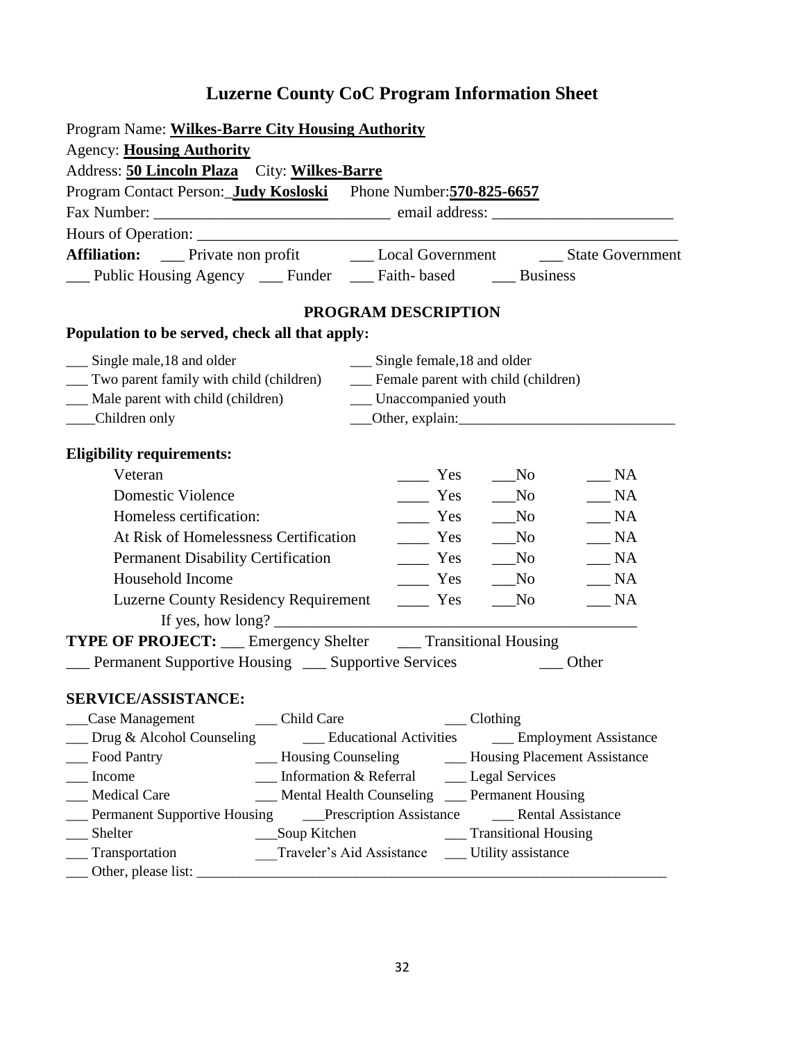# Luzerne County CoC Program Information Sheet

Program Name: **Wilkes-Barre City Housing Authority**

Agency: **Housing Authority**

Address: **50 Lincoln Plaza** City: **Wilkes-Barre**

Program Contact Person: **Judy Kosloski** Phone Number: **570-825-6657**

Fax Number: ______________________________ email address: _______________________

Hours of Operation: ________________________________________________________________

**Affiliation:** ___ Private non profit ___ Local Government ___ State Government

___ Public Housing Agency ___ Funder ___ Faith- based ___ Business

## PROGRAM DESCRIPTION

**Population to be served, check all that apply:**

___ Single male,18 and older ___ Single female,18 and older

___ Two parent family with child (children) ___ Female parent with child (children)

___ Male parent with child (children) ___ Unaccompanied youth

____Children only ___Other, explain:______________________________

**Eligibility requirements:**

| | | | |
|---|---|---|---|
| Veteran | ____ Yes | ___No | ___ NA |
| Domestic Violence | ____ Yes | ___No | ___ NA |
| Homeless certification: | ____ Yes | ___No | ___ NA |
| At Risk of Homelessness Certification | ____ Yes | ___No | ___ NA |
| Permanent Disability Certification | ____ Yes | ___No | ___ NA |
| Household Income | ____ Yes | ___No | ___ NA |
| Luzerne County Residency Requirement | ____ Yes | ___No | ___ NA |

If yes, how long? _____________________________________________

**TYPE OF PROJECT:** ___ Emergency Shelter ___ Transitional Housing

___ Permanent Supportive Housing ___ Supportive Services ___ Other

**SERVICE/ASSISTANCE:**

___Case Management ___ Child Care ___ Clothing

___ Drug & Alcohol Counseling ___ Educational Activities ___ Employment Assistance

___ Food Pantry ___ Housing Counseling ___ Housing Placement Assistance

___ Income ___ Information & Referral ___ Legal Services

___ Medical Care ___ Mental Health Counseling ___ Permanent Housing

___ Permanent Supportive Housing ___Prescription Assistance ___ Rental Assistance

___ Shelter ___Soup Kitchen ___ Transitional Housing

___ Transportation ___Traveler's Aid Assistance ___ Utility assistance

___ Other, please list: _____________________________________________________________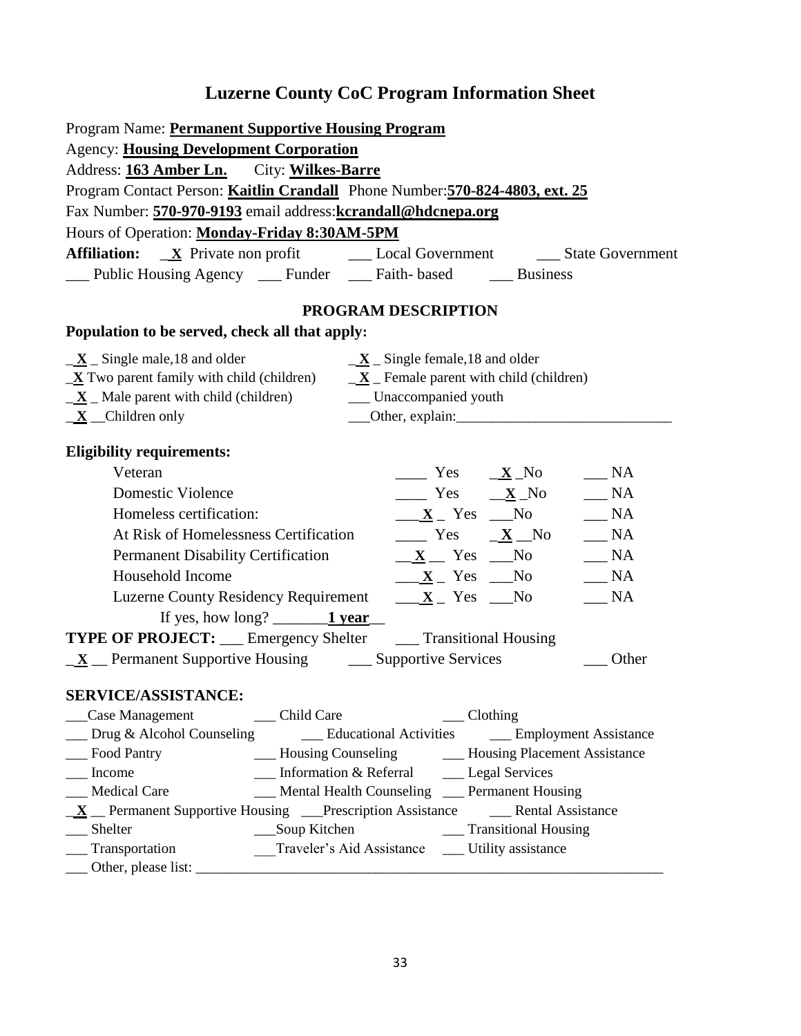# Luzerne County CoC Program Information Sheet

Program Name: **Permanent Supportive Housing Program**
Agency: **Housing Development Corporation**
Address: **163 Amber Ln.** City: **Wilkes-Barre**
Program Contact Person: **Kaitlin Crandall** Phone Number: **570-824-4803, ext. 25**
Fax Number: **570-970-9193** email address: **kcrandall@hdcnepa.org**
Hours of Operation: **Monday-Friday 8:30AM-5PM**
**Affiliation:** _X_ Private non profit ___ Local Government ___ State Government
___ Public Housing Agency ___ Funder ___ Faith- based ___ Business

## PROGRAM DESCRIPTION

**Population to be served, check all that apply:**

_X_ Single male, 18 and older
_X_ Single female, 18 and older
_X_ Two parent family with child (children)
_X_ Female parent with child (children)
_X_ Male parent with child (children)
___ Unaccompanied youth
_X_ Children only
___ Other, explain: ______________________________

**Eligibility requirements:**

| Requirement | Yes | No | NA |
|---|---|---|---|
| Veteran | ___ | X | ___ |
| Domestic Violence | ___ | X | ___ |
| Homeless certification: | X | ___ | ___ |
| At Risk of Homelessness Certification | ___ | X | ___ |
| Permanent Disability Certification | X | ___ | ___ |
| Household Income | X | ___ | ___ |
| Luzerne County Residency Requirement | X | ___ | ___ |

If yes, how long? ________ **1 year**

**TYPE OF PROJECT:** ___ Emergency Shelter ___ Transitional Housing
_X_ Permanent Supportive Housing ___ Supportive Services ___ Other

**SERVICE/ASSISTANCE:**

___ Case Management ___ Child Care ___ Clothing
___ Drug & Alcohol Counseling ___ Educational Activities ___ Employment Assistance
___ Food Pantry ___ Housing Counseling ___ Housing Placement Assistance
___ Income ___ Information & Referral ___ Legal Services
___ Medical Care ___ Mental Health Counseling ___ Permanent Housing
_X_ Permanent Supportive Housing ___ Prescription Assistance ___ Rental Assistance
___ Shelter ___ Soup Kitchen ___ Transitional Housing
___ Transportation ___ Traveler's Aid Assistance ___ Utility assistance
___ Other, please list: ______________________________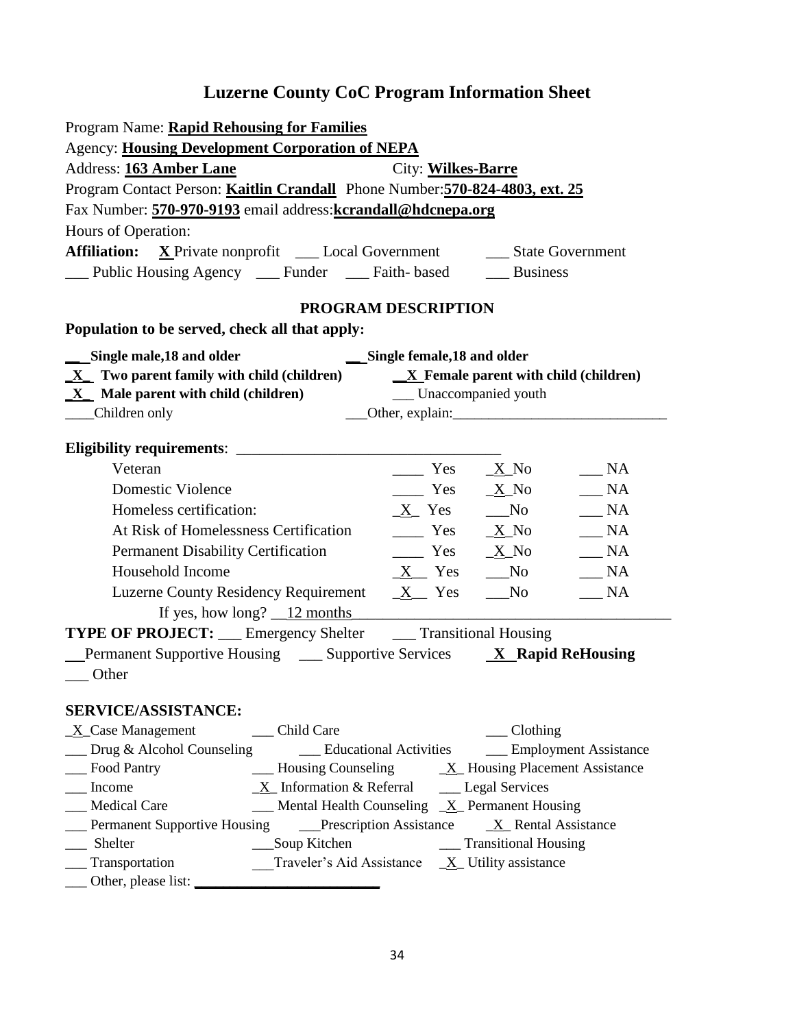# Luzerne County CoC Program Information Sheet

Program Name: **Rapid Rehousing for Families**

Agency: **Housing Development Corporation of NEPA**

Address: **163 Amber Lane** City: **Wilkes-Barre**

Program Contact Person: **Kaitlin Crandall** Phone Number: **570-824-4803, ext. 25**

Fax Number: **570-970-9193** email address: **kcrandall@hdcnepa.org**

Hours of Operation:

**Affiliation:** **X** Private nonprofit ___ Local Government ___ State Government ___ Public Housing Agency ___ Funder ___ Faith- based ___ Business

## PROGRAM DESCRIPTION

**Population to be served, check all that apply:**

**__ Single male,18 and older** **__ Single female,18 and older**
**_X_ Two parent family with child (children)** **__X Female parent with child (children)**
**_X_ Male parent with child (children)** ___ Unaccompanied youth
____Children only ___Other, explain:______________________________

**Eligibility requirements**: ___________________________________

| | Yes | No | NA |
|---|---|---|---|
| Veteran | ____ Yes | _X_No | ___ NA |
| Domestic Violence | ____ Yes | _X_No | ___ NA |
| Homeless certification: | _X_ Yes | ___No | ___ NA |
| At Risk of Homelessness Certification | ____ Yes | _X_No | ___ NA |
| Permanent Disability Certification | ____ Yes | _X_No | ___ NA |
| Household Income | _X__ Yes | ___No | ___ NA |
| Luzerne County Residency Requirement | _X__ Yes | ___No | ___ NA |

If yes, how long? __12 months________________________________________

**TYPE OF PROJECT:** ___ Emergency Shelter ___ Transitional Housing
__Permanent Supportive Housing ___ Supportive Services **_X_ Rapid ReHousing**
___ Other

### SERVICE/ASSISTANCE:

_X_Case Management ___ Child Care ___ Clothing
___ Drug & Alcohol Counseling ___ Educational Activities ___ Employment Assistance
___ Food Pantry ___ Housing Counseling _X_ Housing Placement Assistance
___ Income _X_ Information & Referral ___ Legal Services
___ Medical Care ___ Mental Health Counseling _X_ Permanent Housing
___ Permanent Supportive Housing ___Prescription Assistance _X_ Rental Assistance
___ Shelter ___Soup Kitchen ___ Transitional Housing
___ Transportation ___Traveler's Aid Assistance _X_ Utility assistance
___ Other, please list: ________________________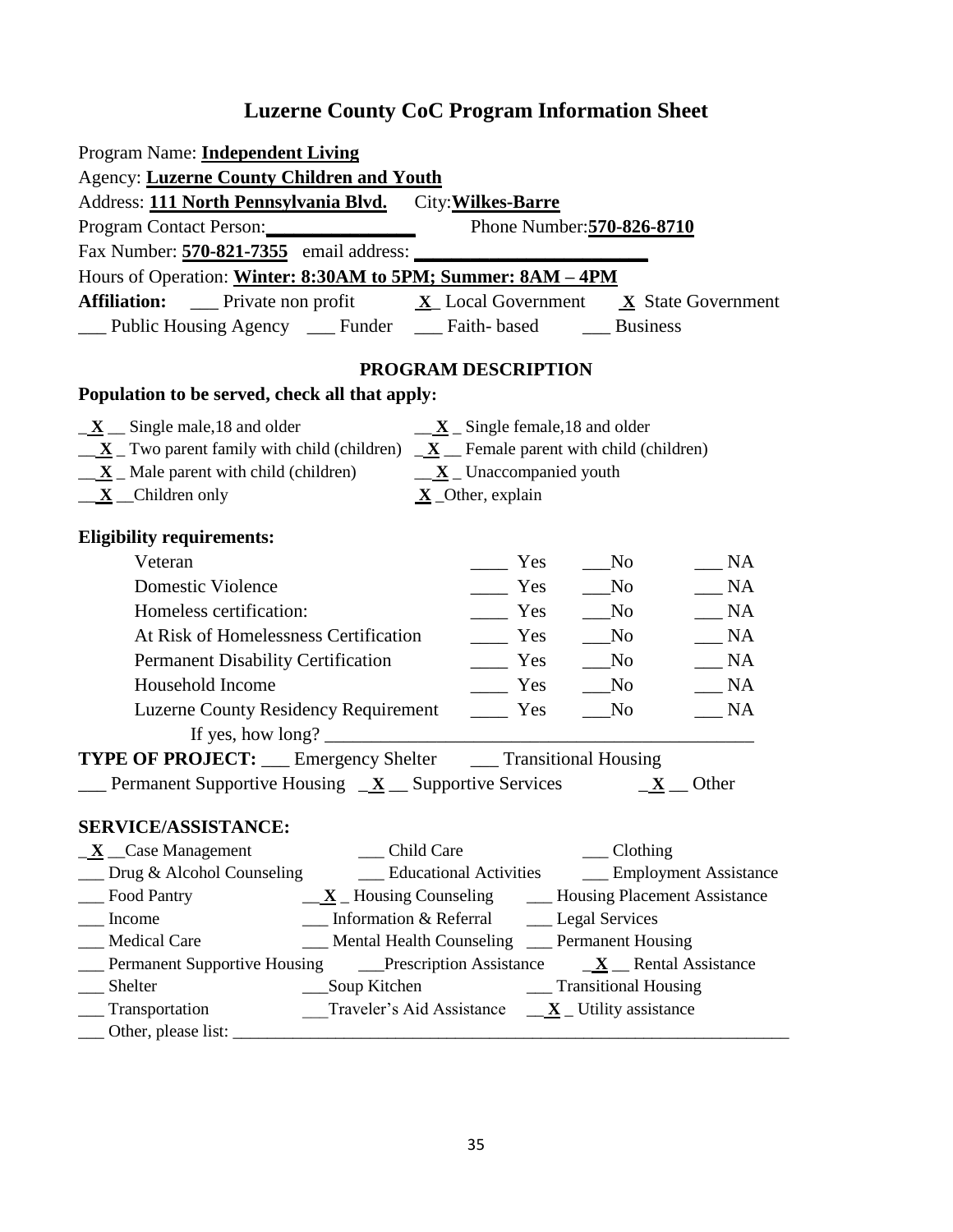# Luzerne County CoC Program Information Sheet

Program Name: **Independent Living**
Agency: **Luzerne County Children and Youth**
Address: **111 North Pennsylvania Blvd.** City: **Wilkes-Barre**
Program Contact Person: ________________ Phone Number: **570-826-8710**
Fax Number: **570-821-7355** email address: ________________________
Hours of Operation: **Winter: 8:30AM to 5PM; Summer: 8AM – 4PM**
**Affiliation:** ___ Private non profit **X** Local Government **X** State Government
___ Public Housing Agency ___ Funder ___ Faith- based ___ Business

## PROGRAM DESCRIPTION

**Population to be served, check all that apply:**

- **X** Single male,18 and older
- **X** Single female,18 and older
- **X** Two parent family with child (children)
- **X** Female parent with child (children)
- **X** Male parent with child (children)
- **X** Unaccompanied youth
- **X** Children only
- **X** Other, explain

**Eligibility requirements:**

| | Yes | No | NA |
|---|---|---|---|
| Veteran | ____ | ___ | ___ |
| Domestic Violence | ____ | ___ | ___ |
| Homeless certification: | ____ | ___ | ___ |
| At Risk of Homelessness Certification | ____ | ___ | ___ |
| Permanent Disability Certification | ____ | ___ | ___ |
| Household Income | ____ | ___ | ___ |
| Luzerne County Residency Requirement | ____ | ___ | ___ |

If yes, how long? ____________________________________________

**TYPE OF PROJECT:** ___ Emergency Shelter ___ Transitional Housing
___ Permanent Supportive Housing **X** Supportive Services **X** Other

**SERVICE/ASSISTANCE:**

- **X** Case Management
- ___ Child Care
- ___ Clothing
- ___ Drug & Alcohol Counseling
- ___ Educational Activities
- ___ Employment Assistance
- ___ Food Pantry
- **X** Housing Counseling
- ___ Housing Placement Assistance
- ___ Income
- ___ Information & Referral
- ___ Legal Services
- ___ Medical Care
- ___ Mental Health Counseling
- ___ Permanent Housing
- ___ Permanent Supportive Housing
- ___ Prescription Assistance
- **X** Rental Assistance
- ___ Shelter
- ___ Soup Kitchen
- ___ Transitional Housing
- ___ Transportation
- ___ Traveler's Aid Assistance
- **X** Utility assistance
- ___ Other, please list: ____________________________________________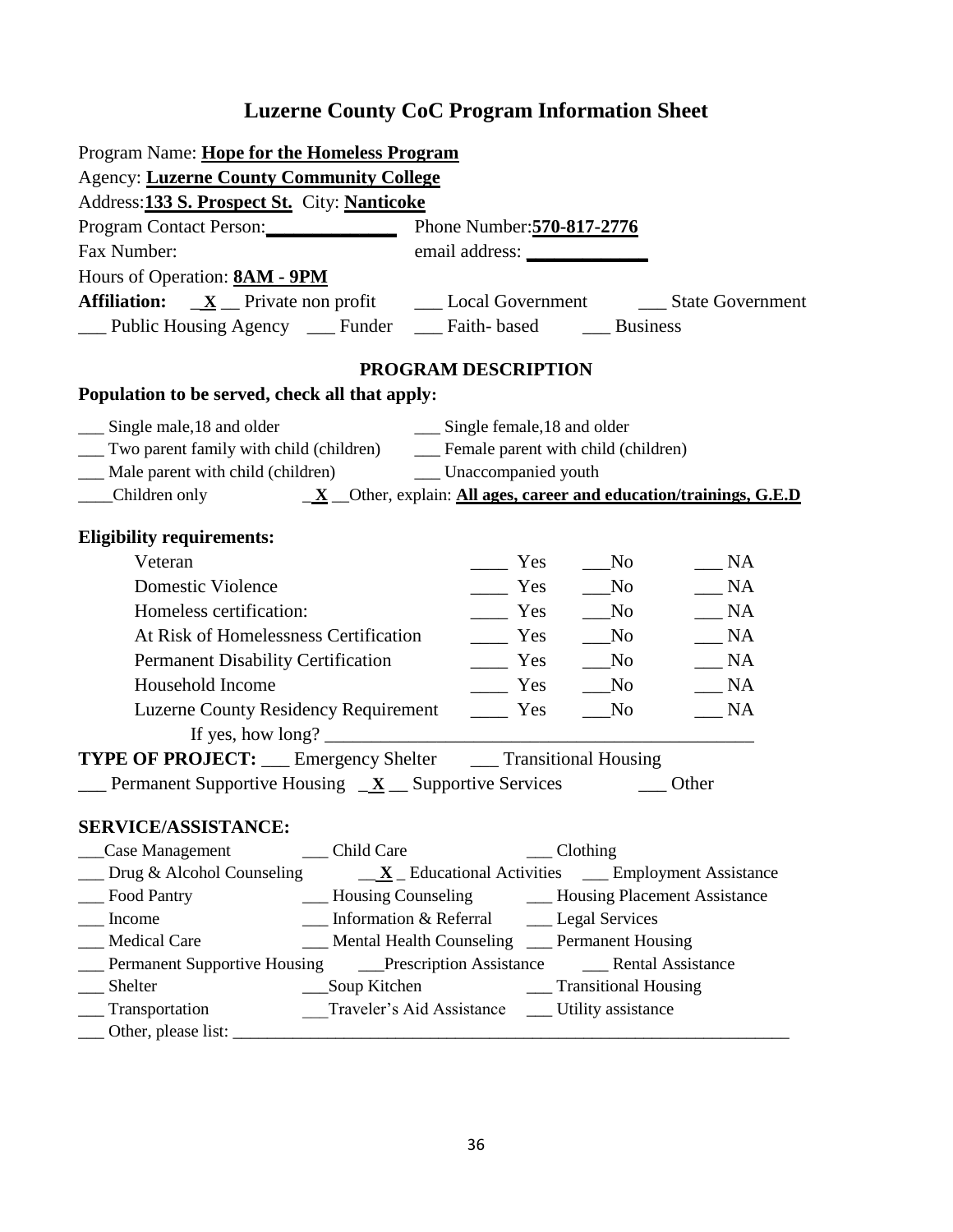# Luzerne County CoC Program Information Sheet

Program Name: **Hope for the Homeless Program**

Agency: **Luzerne County Community College**

Address: **133 S. Prospect St.** City: **Nanticoke**

Program Contact Person: ______________ Phone Number: **570-817-2776**

Fax Number: email address: ______________

Hours of Operation: **8AM - 9PM**

**Affiliation:** _**X**_ Private non profit ___ Local Government ___ State Government ___ Public Housing Agency ___ Funder ___ Faith- based ___ Business

## PROGRAM DESCRIPTION

**Population to be served, check all that apply:**

___ Single male,18 and older ___ Single female,18 and older
___ Two parent family with child (children) ___ Female parent with child (children)
___ Male parent with child (children) ___ Unaccompanied youth
____Children only _**X**_ Other, explain: **All ages, career and education/trainings, G.E.D**

**Eligibility requirements:**

| | | | |
|---|---|---|---|
| Veteran | ____ Yes | ___No | ___ NA |
| Domestic Violence | ____ Yes | ___No | ___ NA |
| Homeless certification: | ____ Yes | ___No | ___ NA |
| At Risk of Homelessness Certification | ____ Yes | ___No | ___ NA |
| Permanent Disability Certification | ____ Yes | ___No | ___ NA |
| Household Income | ____ Yes | ___No | ___ NA |
| Luzerne County Residency Requirement | ____ Yes | ___No | ___ NA |

If yes, how long? ____________________________________________

**TYPE OF PROJECT:** ___ Emergency Shelter ___ Transitional Housing
___ Permanent Supportive Housing _**X**_ Supportive Services ___ Other

**SERVICE/ASSISTANCE:**

___Case Management ___ Child Care ___ Clothing
___ Drug & Alcohol Counseling _**X**_ Educational Activities ___ Employment Assistance
___ Food Pantry ___ Housing Counseling ___ Housing Placement Assistance
___ Income ___ Information & Referral ___ Legal Services
___ Medical Care ___ Mental Health Counseling ___ Permanent Housing
___ Permanent Supportive Housing ___Prescription Assistance ___ Rental Assistance
___ Shelter ___Soup Kitchen ___ Transitional Housing
___ Transportation ___Traveler's Aid Assistance ___ Utility assistance
___ Other, please list: ______________________________________________________________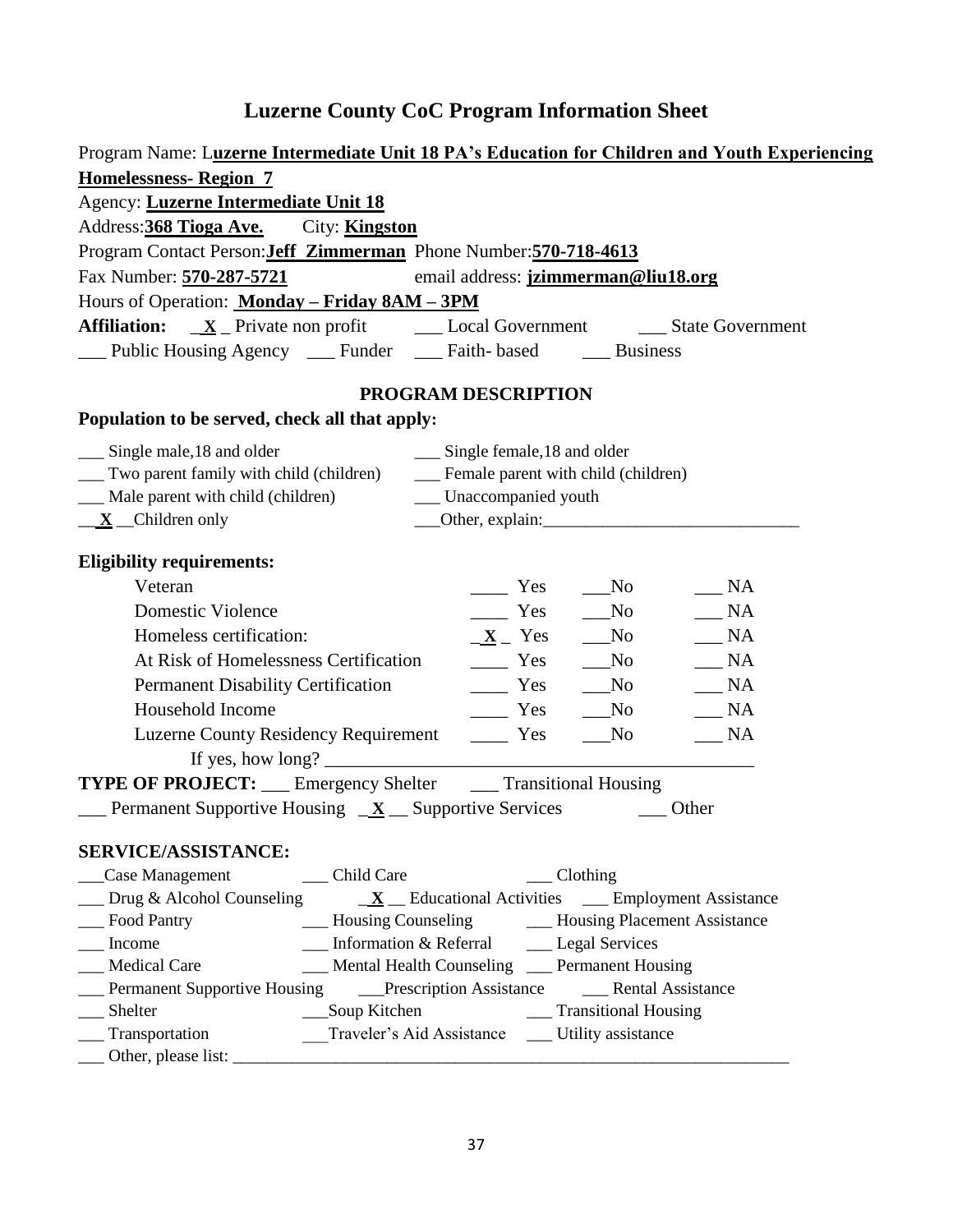# Luzerne County CoC Program Information Sheet

Program Name: L**uzerne Intermediate Unit 18 PA's Education for Children and Youth Experiencing Homelessness- Region 7**

Agency: **Luzerne Intermediate Unit 18**

Address:**368 Tioga Ave.** City: **Kingston**

Program Contact Person:**Jeff Zimmerman** Phone Number:**570-718-4613**

Fax Number: **570-287-5721** email address: **jzimmerman@liu18.org**

Hours of Operation: **Monday – Friday 8AM – 3PM**

**Affiliation:** _**X**_ Private non profit ___ Local Government ___ State Government

___ Public Housing Agency ___ Funder ___ Faith- based ___ Business

## PROGRAM DESCRIPTION

### Population to be served, check all that apply:

___ Single male,18 and older ___ Single female,18 and older

___ Two parent family with child (children) ___ Female parent with child (children)

___ Male parent with child (children) ___ Unaccompanied youth

__**X**__Children only ___Other, explain:______________________________

### Eligibility requirements:

| | | | |
|---|---|---|---|
| Veteran | ____ Yes | ___No | ___ NA |
| Domestic Violence | ____ Yes | ___No | ___ NA |
| Homeless certification: | _**X**_ Yes | ___No | ___ NA |
| At Risk of Homelessness Certification | ____ Yes | ___No | ___ NA |
| Permanent Disability Certification | ____ Yes | ___No | ___ NA |
| Household Income | ____ Yes | ___No | ___ NA |
| Luzerne County Residency Requirement | ____ Yes | ___No | ___ NA |

If yes, how long? _____________________________________________

**TYPE OF PROJECT:** ___ Emergency Shelter ___ Transitional Housing

___ Permanent Supportive Housing _**X**__ Supportive Services ___ Other

### SERVICE/ASSISTANCE:

___Case Management ___ Child Care ___ Clothing

___ Drug & Alcohol Counseling _**X**__ Educational Activities ___ Employment Assistance

___ Food Pantry ___ Housing Counseling ___ Housing Placement Assistance

___ Income ___ Information & Referral ___ Legal Services

___ Medical Care ___ Mental Health Counseling ___ Permanent Housing

___ Permanent Supportive Housing ___Prescription Assistance ___ Rental Assistance

___ Shelter ___Soup Kitchen ___ Transitional Housing

___ Transportation ___Traveler's Aid Assistance ___ Utility assistance

___ Other, please list: ___________________________________________________________________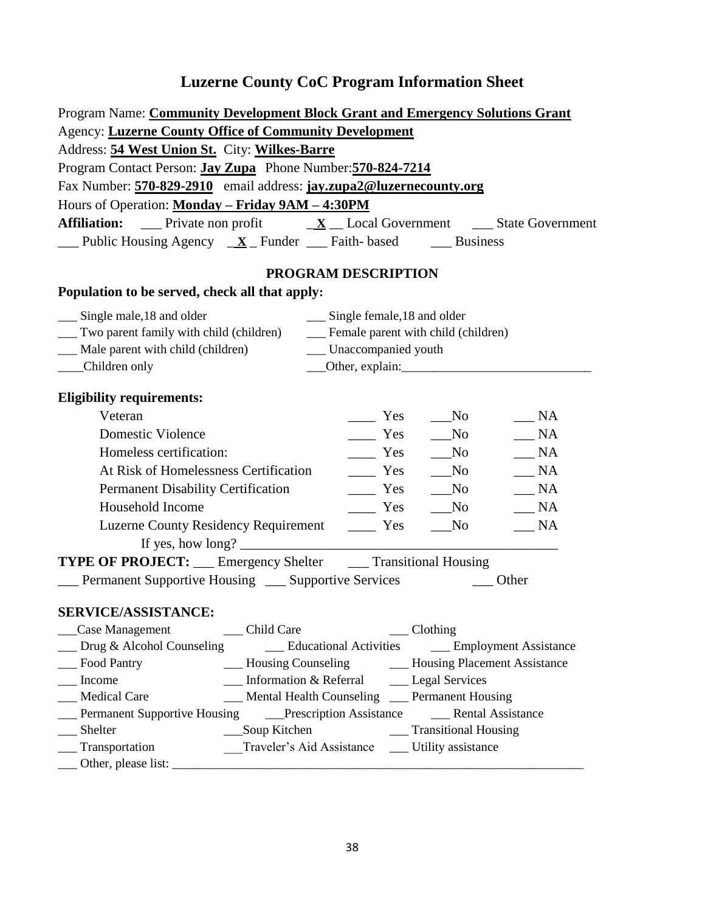# Luzerne County CoC Program Information Sheet

Program Name: **Community Development Block Grant and Emergency Solutions Grant**
Agency: **Luzerne County Office of Community Development**
Address: **54 West Union St.** City: **Wilkes-Barre**
Program Contact Person: **Jay Zupa** Phone Number: **570-824-7214**
Fax Number: **570-829-2910** email address: **jay.zupa2@luzernecounty.org**
Hours of Operation: **Monday – Friday 9AM – 4:30PM**
**Affiliation:** ___ Private non profit _**X**_ Local Government ___ State Government
___ Public Housing Agency _**X**_ Funder ___ Faith- based ___ Business

## PROGRAM DESCRIPTION

**Population to be served, check all that apply:**

___ Single male,18 and older
___ Single female,18 and older
___ Two parent family with child (children)
___ Female parent with child (children)
___ Male parent with child (children)
___ Unaccompanied youth
___ Children only
___ Other, explain: ______________________________

**Eligibility requirements:**

| | | | |
|---|---|---|---|
| Veteran | ____ Yes | ___No | ___ NA |
| Domestic Violence | ____ Yes | ___No | ___ NA |
| Homeless certification: | ____ Yes | ___No | ___ NA |
| At Risk of Homelessness Certification | ____ Yes | ___No | ___ NA |
| Permanent Disability Certification | ____ Yes | ___No | ___ NA |
| Household Income | ____ Yes | ___No | ___ NA |
| Luzerne County Residency Requirement | ____ Yes | ___No | ___ NA |

If yes, how long? ______________________________________________

**TYPE OF PROJECT:** ___ Emergency Shelter ___ Transitional Housing
___ Permanent Supportive Housing ___ Supportive Services ___ Other

**SERVICE/ASSISTANCE:**

___ Case Management ___ Child Care ___ Clothing
___ Drug & Alcohol Counseling ___ Educational Activities ___ Employment Assistance
___ Food Pantry ___ Housing Counseling ___ Housing Placement Assistance
___ Income ___ Information & Referral ___ Legal Services
___ Medical Care ___ Mental Health Counseling ___ Permanent Housing
___ Permanent Supportive Housing ___ Prescription Assistance ___ Rental Assistance
___ Shelter ___ Soup Kitchen ___ Transitional Housing
___ Transportation ___ Traveler's Aid Assistance ___ Utility assistance
___ Other, please list: ______________________________________________________________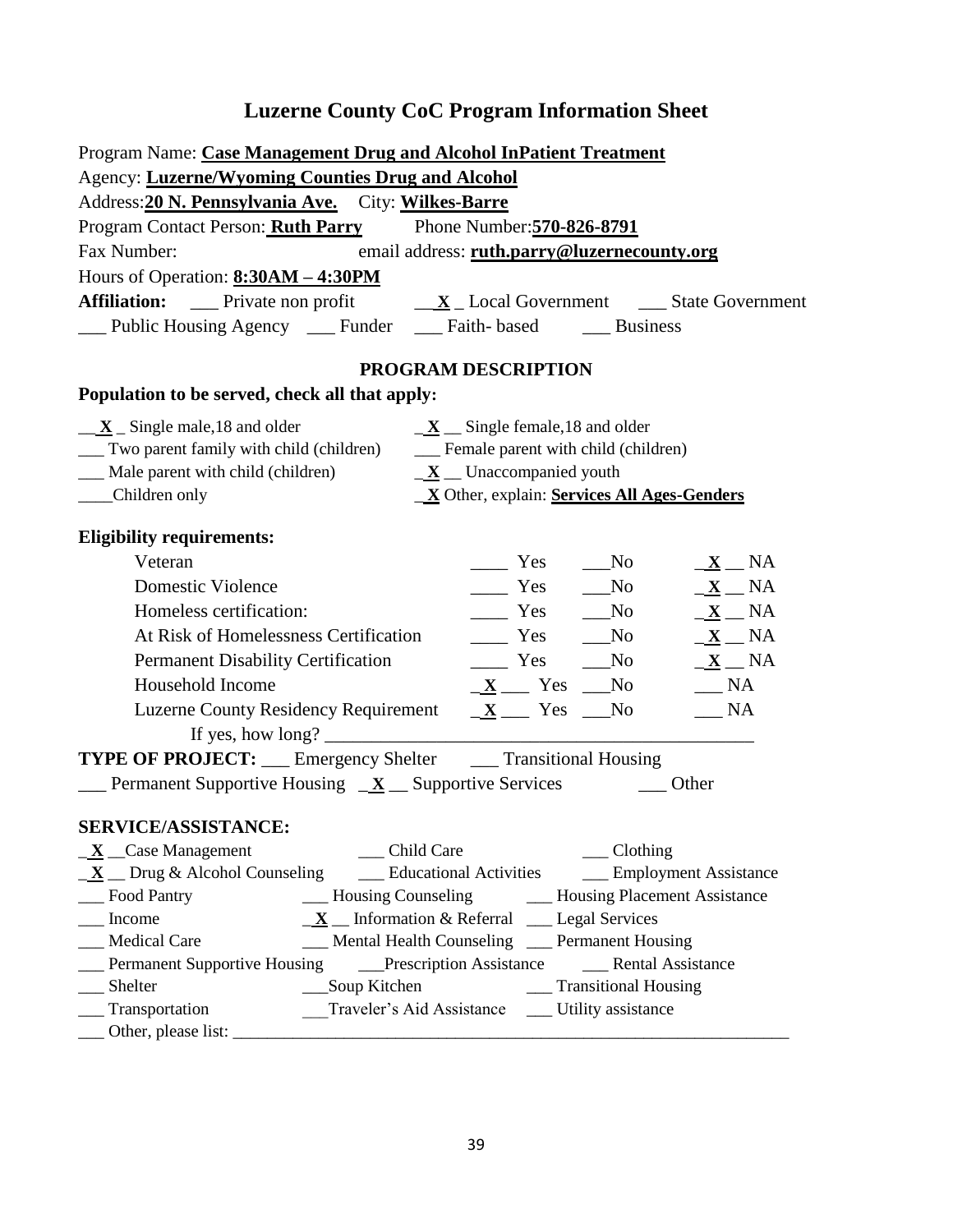# Luzerne County CoC Program Information Sheet

Program Name: **Case Management Drug and Alcohol InPatient Treatment**

Agency: **Luzerne/Wyoming Counties Drug and Alcohol**

Address: **20 N. Pennsylvania Ave.** City: **Wilkes-Barre**

Program Contact Person: **Ruth Parry** Phone Number: **570-826-8791**

Fax Number: email address: **ruth.parry@luzernecounty.org**

Hours of Operation: **8:30AM – 4:30PM**

**Affiliation:** ___ Private non profit __**X**_ Local Government ___ State Government

___ Public Housing Agency ___ Funder ___ Faith- based ___ Business

## PROGRAM DESCRIPTION

**Population to be served, check all that apply:**

__**X**_ Single male,18 and older _**X**__ Single female,18 and older

___ Two parent family with child (children) ___ Female parent with child (children)

___ Male parent with child (children) _**X**__ Unaccompanied youth

____Children only _**X** Other, explain: **Services All Ages-Genders**

**Eligibility requirements:**

| | Yes | No | NA |
|---|---|---|---|
| Veteran | ____ | ___ | _**X**__ |
| Domestic Violence | ____ | ___ | _**X**__ |
| Homeless certification: | ____ | ___ | _**X**__ |
| At Risk of Homelessness Certification | ____ | ___ | _**X**__ |
| Permanent Disability Certification | ____ | ___ | _**X**__ |
| Household Income | _**X**___ | ___ | ___ |
| Luzerne County Residency Requirement | _**X**___ | ___ | ___ |

If yes, how long? ____________________________________________

**TYPE OF PROJECT:** ___ Emergency Shelter ___ Transitional Housing

___ Permanent Supportive Housing _**X**__ Supportive Services ___ Other

**SERVICE/ASSISTANCE:**

_**X**__Case Management ___ Child Care ___ Clothing

_**X**__ Drug & Alcohol Counseling ___ Educational Activities ___ Employment Assistance

___ Food Pantry ___ Housing Counseling ___ Housing Placement Assistance

___ Income _**X**__ Information & Referral ___ Legal Services

___ Medical Care ___ Mental Health Counseling ___ Permanent Housing

___ Permanent Supportive Housing ___Prescription Assistance ___ Rental Assistance

___ Shelter ___Soup Kitchen ___ Transitional Housing

___ Transportation ___Traveler's Aid Assistance ___ Utility assistance

___ Other, please list: ____________________________________________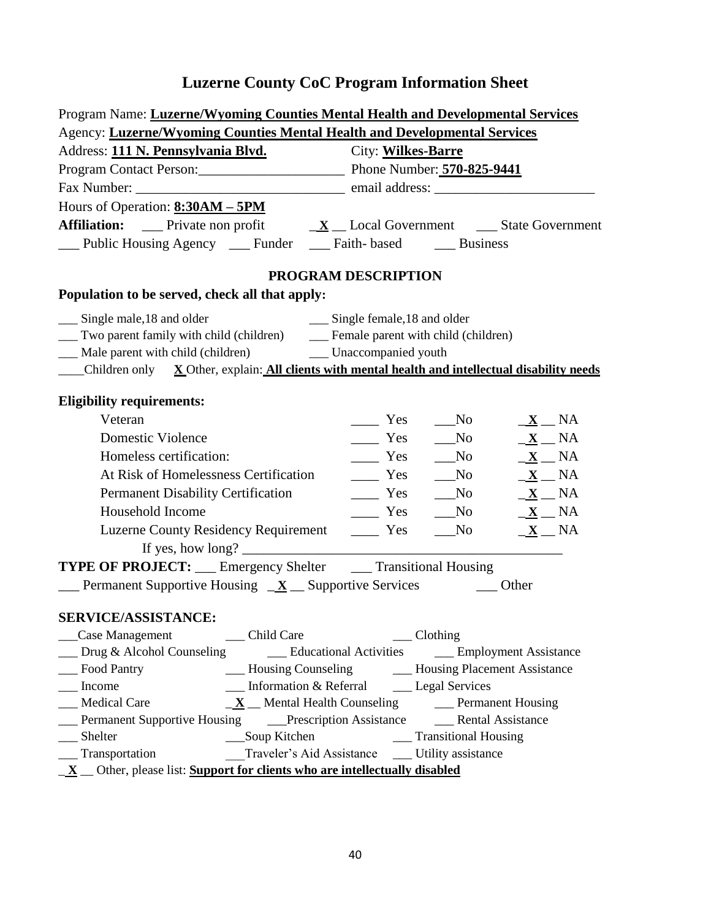# Luzerne County CoC Program Information Sheet

Program Name: **Luzerne/Wyoming Counties Mental Health and Developmental Services**

Agency: **Luzerne/Wyoming Counties Mental Health and Developmental Services**

Address: **111 N. Pennsylvania Blvd.** City: **Wilkes-Barre**

Program Contact Person:_____________________ Phone Number: **570-825-9441**

Fax Number: ______________________________ email address: _______________________

Hours of Operation: **8:30AM – 5PM**

**Affiliation:** ___ Private non profit _**X**__ Local Government ___ State Government

___ Public Housing Agency ___ Funder ___ Faith- based ___ Business

## PROGRAM DESCRIPTION

**Population to be served, check all that apply:**

___ Single male,18 and older ___ Single female,18 and older

___ Two parent family with child (children) ___ Female parent with child (children)

___ Male parent with child (children) ___ Unaccompanied youth

____Children only **X** Other, explain: **All clients with mental health and intellectual disability needs**

**Eligibility requirements:**

| | | | |
|---|---|---|---|
| Veteran | ____ Yes | ___No | _**X**__ NA |
| Domestic Violence | ____ Yes | ___No | _**X**__ NA |
| Homeless certification: | ____ Yes | ___No | _**X**__ NA |
| At Risk of Homelessness Certification | ____ Yes | ___No | _**X**__ NA |
| Permanent Disability Certification | ____ Yes | ___No | _**X**__ NA |
| Household Income | ____ Yes | ___No | _**X**__ NA |
| Luzerne County Residency Requirement | ____ Yes | ___No | _**X**__ NA |

If yes, how long? ___________________________________________

**TYPE OF PROJECT:** ___ Emergency Shelter ___ Transitional Housing

___ Permanent Supportive Housing _**X**__ Supportive Services ___ Other

**SERVICE/ASSISTANCE:**

___Case Management ___ Child Care ___ Clothing

___ Drug & Alcohol Counseling ___ Educational Activities ___ Employment Assistance

___ Food Pantry ___ Housing Counseling ___ Housing Placement Assistance

___ Income ___ Information & Referral ___ Legal Services

___ Medical Care _**X**__ Mental Health Counseling ___ Permanent Housing

___ Permanent Supportive Housing ___Prescription Assistance ___ Rental Assistance

___ Shelter ___Soup Kitchen ___ Transitional Housing

___ Transportation ___Traveler's Aid Assistance ___ Utility assistance

_**X**__ Other, please list: **Support for clients who are intellectually disabled**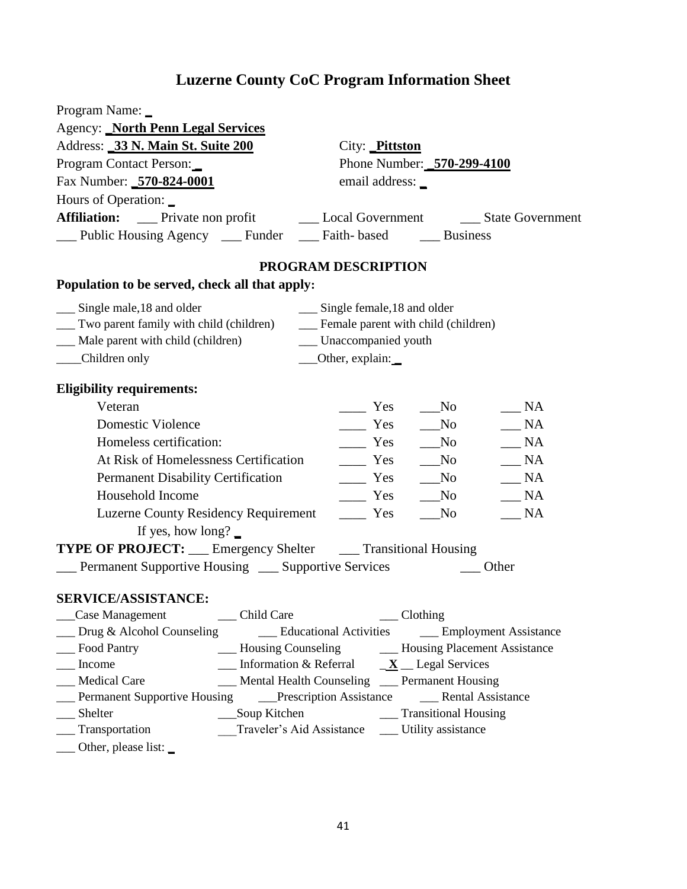# Luzerne County CoC Program Information Sheet

Program Name: _

Agency: **_North Penn Legal Services**

Address: **_33 N. Main St. Suite 200** City: **_Pittston**

Program Contact Person: _ Phone Number: **_570-299-4100**

Fax Number: **_570-824-0001** email address: _

Hours of Operation: _

**Affiliation:** ___ Private non profit ___ Local Government ___ State Government

___ Public Housing Agency ___ Funder ___ Faith- based ___ Business

## PROGRAM DESCRIPTION

**Population to be served, check all that apply:**

___ Single male,18 and older ___ Single female,18 and older
___ Two parent family with child (children) ___ Female parent with child (children)
___ Male parent with child (children) ___ Unaccompanied youth
____Children only ___Other, explain: _

**Eligibility requirements:**

| | | | |
|---|---|---|---|
| Veteran | ____ Yes | ___No | ___ NA |
| Domestic Violence | ____ Yes | ___No | ___ NA |
| Homeless certification: | ____ Yes | ___No | ___ NA |
| At Risk of Homelessness Certification | ____ Yes | ___No | ___ NA |
| Permanent Disability Certification | ____ Yes | ___No | ___ NA |
| Household Income | ____ Yes | ___No | ___ NA |
| Luzerne County Residency Requirement | ____ Yes | ___No | ___ NA |

If yes, how long? _

**TYPE OF PROJECT:** ___ Emergency Shelter ___ Transitional Housing
___ Permanent Supportive Housing ___ Supportive Services ___ Other

**SERVICE/ASSISTANCE:**

___Case Management ___ Child Care ___ Clothing
___ Drug & Alcohol Counseling ___ Educational Activities ___ Employment Assistance
___ Food Pantry ___ Housing Counseling ___ Housing Placement Assistance
___ Income ___ Information & Referral _**X**__ Legal Services
___ Medical Care ___ Mental Health Counseling ___ Permanent Housing
___ Permanent Supportive Housing ___Prescription Assistance ___ Rental Assistance
___ Shelter ___Soup Kitchen ___ Transitional Housing
___ Transportation ___Traveler's Aid Assistance ___ Utility assistance
___ Other, please list: _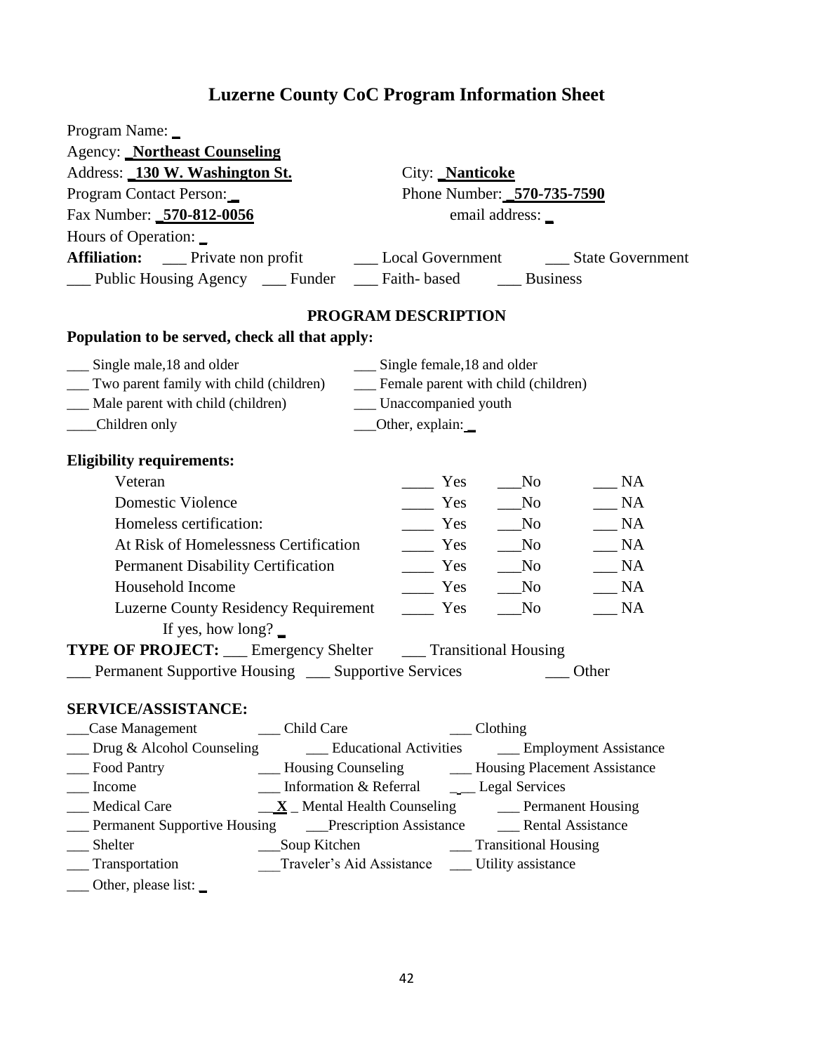# Luzerne County CoC Program Information Sheet

Program Name: _

Agency: **_Northeast Counseling**

Address: **_130 W. Washington St.** City: **_Nanticoke**

Program Contact Person: _ Phone Number: **_570-735-7590**

Fax Number: **_570-812-0056** email address: _

Hours of Operation: _

**Affiliation:** ___ Private non profit ___ Local Government ___ State Government
___ Public Housing Agency ___ Funder ___ Faith- based ___ Business

## PROGRAM DESCRIPTION

**Population to be served, check all that apply:**

___ Single male,18 and older ___ Single female,18 and older
___ Two parent family with child (children) ___ Female parent with child (children)
___ Male parent with child (children) ___ Unaccompanied youth
____Children only ___Other, explain: _

**Eligibility requirements:**

| | | | |
|---|---|---|---|
| Veteran | ____ Yes | ___No | ___ NA |
| Domestic Violence | ____ Yes | ___No | ___ NA |
| Homeless certification: | ____ Yes | ___No | ___ NA |
| At Risk of Homelessness Certification | ____ Yes | ___No | ___ NA |
| Permanent Disability Certification | ____ Yes | ___No | ___ NA |
| Household Income | ____ Yes | ___No | ___ NA |
| Luzerne County Residency Requirement | ____ Yes | ___No | ___ NA |

If yes, how long? _

**TYPE OF PROJECT:** ___ Emergency Shelter ___ Transitional Housing
___ Permanent Supportive Housing ___ Supportive Services ___ Other

**SERVICE/ASSISTANCE:**

___Case Management ___ Child Care ___ Clothing
___ Drug & Alcohol Counseling ___ Educational Activities ___ Employment Assistance
___ Food Pantry ___ Housing Counseling ___ Housing Placement Assistance
___ Income ___ Information & Referral ___ Legal Services
___ Medical Care __**X** _ Mental Health Counseling ___ Permanent Housing
___ Permanent Supportive Housing ___Prescription Assistance ___ Rental Assistance
___ Shelter ___Soup Kitchen ___ Transitional Housing
___ Transportation ___Traveler's Aid Assistance ___ Utility assistance
___ Other, please list: _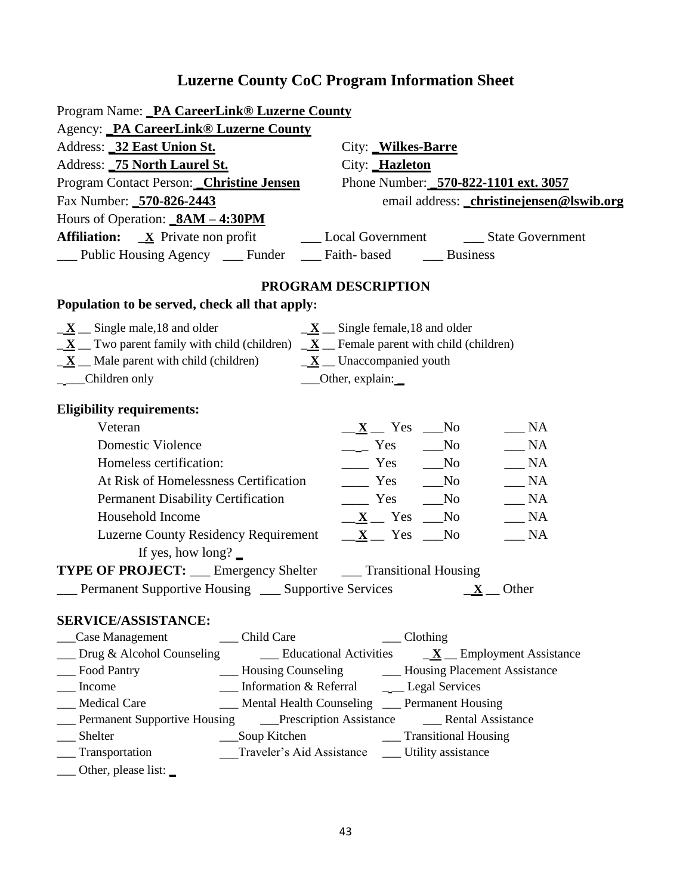# Luzerne County CoC Program Information Sheet

Program Name: **_PA CareerLink® Luzerne County**

Agency: **_PA CareerLink® Luzerne County**

Address: **_32 East Union St.** City: **_Wilkes-Barre**

Address: **_75 North Laurel St.** City: **_Hazleton**

Program Contact Person: **_Christine Jensen** Phone Number: **_570-822-1101 ext. 3057**

Fax Number: **_570-826-2443** email address: **_christinejensen@lswib.org**

Hours of Operation: **_8AM – 4:30PM**

**Affiliation:** _**X** Private non profit ___ Local Government ___ State Government

___ Public Housing Agency ___ Funder ___ Faith- based ___ Business

## PROGRAM DESCRIPTION

**Population to be served, check all that apply:**

_**X**__ Single male,18 and older _**X**__ Single female,18 and older

_**X**__ Two parent family with child (children) _**X**__ Female parent with child (children)

_**X**__ Male parent with child (children) _**X**__ Unaccompanied youth

_ ___Children only ___Other, explain: _

**Eligibility requirements:**

| | | | |
|---|---|---|---|
| Veteran | __**X**__ Yes | ___No | ___ NA |
| Domestic Violence | ___ Yes | ___No | ___ NA |
| Homeless certification: | ____ Yes | ___No | ___ NA |
| At Risk of Homelessness Certification | ____ Yes | ___No | ___ NA |
| Permanent Disability Certification | ____ Yes | ___No | ___ NA |
| Household Income | __**X**__ Yes | ___No | ___ NA |
| Luzerne County Residency Requirement | __**X**__ Yes | ___No | ___ NA |

If yes, how long? _

**TYPE OF PROJECT:** ___ Emergency Shelter ___ Transitional Housing

___ Permanent Supportive Housing ___ Supportive Services _**X**__ Other

**SERVICE/ASSISTANCE:**

___Case Management ___ Child Care ___ Clothing

___ Drug & Alcohol Counseling ___ Educational Activities _**X**__ Employment Assistance

___ Food Pantry ___ Housing Counseling ___ Housing Placement Assistance

___ Income ___ Information & Referral ___ Legal Services

___ Medical Care ___ Mental Health Counseling ___ Permanent Housing

___ Permanent Supportive Housing ___Prescription Assistance ___ Rental Assistance

___ Shelter ___Soup Kitchen ___ Transitional Housing

___ Transportation ___Traveler's Aid Assistance ___ Utility assistance

___ Other, please list: _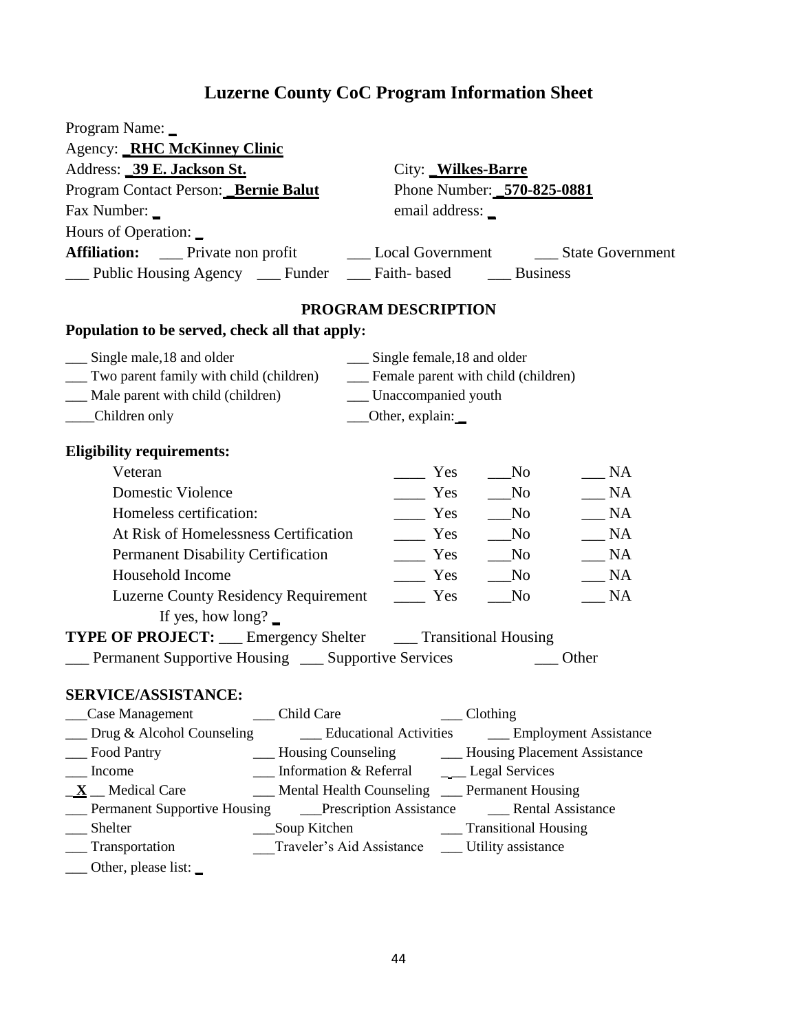# Luzerne County CoC Program Information Sheet

Program Name: _

Agency: **_RHC McKinney Clinic**

Address: **_39 E. Jackson St.** City: **_Wilkes-Barre**

Program Contact Person: **_Bernie Balut** Phone Number: **_570-825-0881**

Fax Number: _ email address: _

Hours of Operation: _

**Affiliation:** ___ Private non profit ___ Local Government ___ State Government

___ Public Housing Agency ___ Funder ___ Faith- based ___ Business

## PROGRAM DESCRIPTION

**Population to be served, check all that apply:**

___ Single male,18 and older ___ Single female,18 and older

___ Two parent family with child (children) ___ Female parent with child (children)

___ Male parent with child (children) ___ Unaccompanied youth

____Children only ___Other, explain: _

**Eligibility requirements:**

| | | | |
|---|---|---|---|
| Veteran | ____ Yes | ___No | ___ NA |
| Domestic Violence | ____ Yes | ___No | ___ NA |
| Homeless certification: | ____ Yes | ___No | ___ NA |
| At Risk of Homelessness Certification | ____ Yes | ___No | ___ NA |
| Permanent Disability Certification | ____ Yes | ___No | ___ NA |
| Household Income | ____ Yes | ___No | ___ NA |
| Luzerne County Residency Requirement | ____ Yes | ___No | ___ NA |

If yes, how long? _

**TYPE OF PROJECT:** ___ Emergency Shelter ___ Transitional Housing

___ Permanent Supportive Housing ___ Supportive Services ___ Other

**SERVICE/ASSISTANCE:**

___Case Management ___ Child Care ___ Clothing

___ Drug & Alcohol Counseling ___ Educational Activities ___ Employment Assistance

___ Food Pantry ___ Housing Counseling ___ Housing Placement Assistance

___ Income ___ Information & Referral ___ Legal Services

_**X** __ Medical Care ___ Mental Health Counseling ___ Permanent Housing

___ Permanent Supportive Housing ___Prescription Assistance ___ Rental Assistance

___ Shelter ___Soup Kitchen ___ Transitional Housing

___ Transportation ___Traveler's Aid Assistance ___ Utility assistance

___ Other, please list: _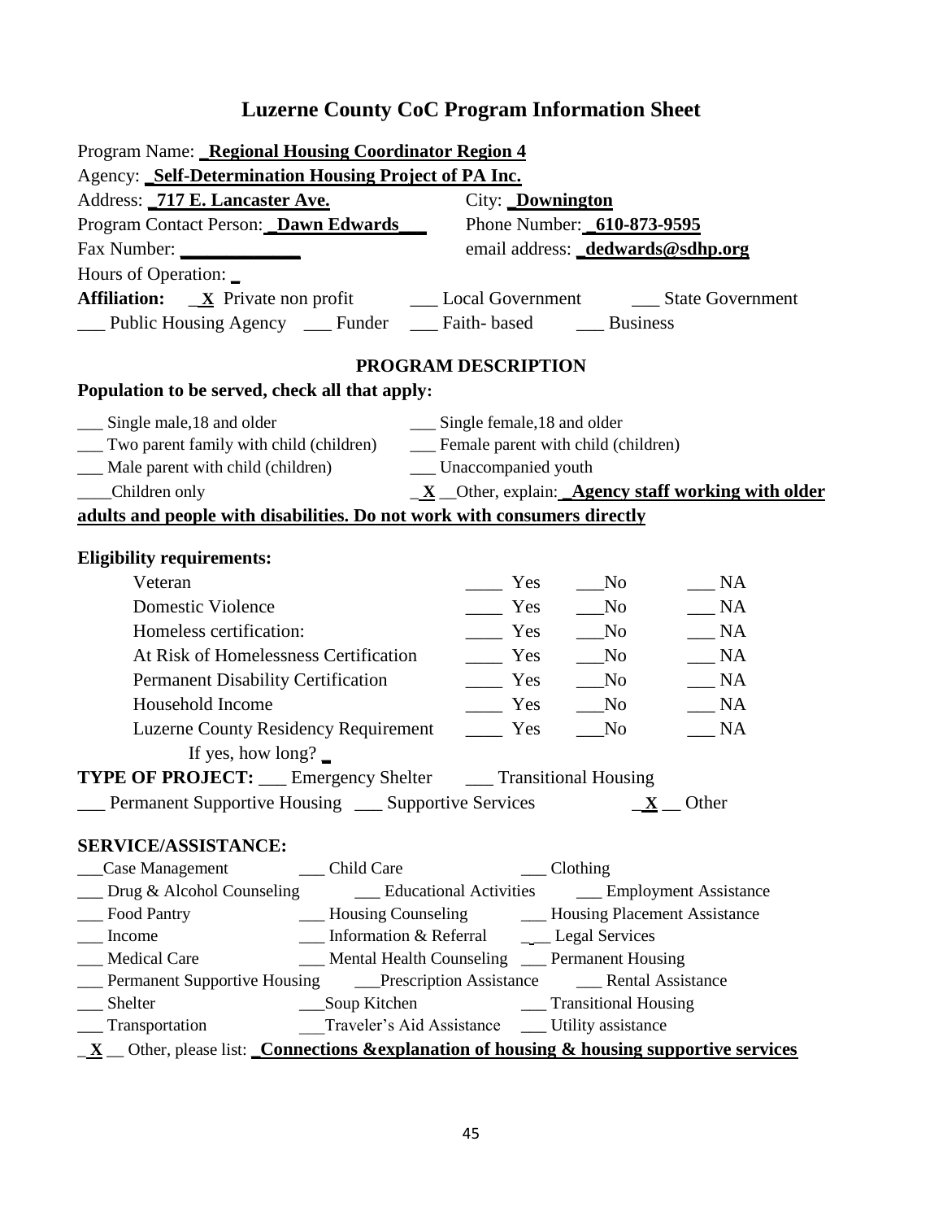# Luzerne County CoC Program Information Sheet

Program Name: **_Regional Housing Coordinator Region 4**

Agency: **_Self-Determination Housing Project of PA Inc.**

Address: **_717 E. Lancaster Ave.** City: **_Downington**

Program Contact Person: **_Dawn Edwards___** Phone Number: **_610-873-9595**

Fax Number: ____________ email address: **_dedwards@sdhp.org**

Hours of Operation: _

**Affiliation:** _**X** Private non profit ___ Local Government ___ State Government

___ Public Housing Agency ___ Funder ___ Faith- based ___ Business

## PROGRAM DESCRIPTION

**Population to be served, check all that apply:**

___ Single male,18 and older ___ Single female,18 and older

___ Two parent family with child (children) ___ Female parent with child (children)

___ Male parent with child (children) ___ Unaccompanied youth

____Children only _**X** __Other, explain: **_Agency staff working with older adults and people with disabilities. Do not work with consumers directly**

**Eligibility requirements:**

| | | | |
|---|---|---|---|
| Veteran | ____ Yes | ___No | ___ NA |
| Domestic Violence | ____ Yes | ___No | ___ NA |
| Homeless certification: | ____ Yes | ___No | ___ NA |
| At Risk of Homelessness Certification | ____ Yes | ___No | ___ NA |
| Permanent Disability Certification | ____ Yes | ___No | ___ NA |
| Household Income | ____ Yes | ___No | ___ NA |
| Luzerne County Residency Requirement | ____ Yes | ___No | ___ NA |

If yes, how long? _

**TYPE OF PROJECT:** ___ Emergency Shelter ___ Transitional Housing

___ Permanent Supportive Housing ___ Supportive Services _**X** __ Other

**SERVICE/ASSISTANCE:**

___Case Management ___ Child Care ___ Clothing

___ Drug & Alcohol Counseling ___ Educational Activities ___ Employment Assistance

___ Food Pantry ___ Housing Counseling ___ Housing Placement Assistance

___ Income ___ Information & Referral ___ Legal Services

___ Medical Care ___ Mental Health Counseling ___ Permanent Housing

___ Permanent Supportive Housing ___Prescription Assistance ___ Rental Assistance

___ Shelter ___Soup Kitchen ___ Transitional Housing

___ Transportation ___Traveler's Aid Assistance ___ Utility assistance

_**X** __ Other, please list: **_Connections &explanation of housing & housing supportive services**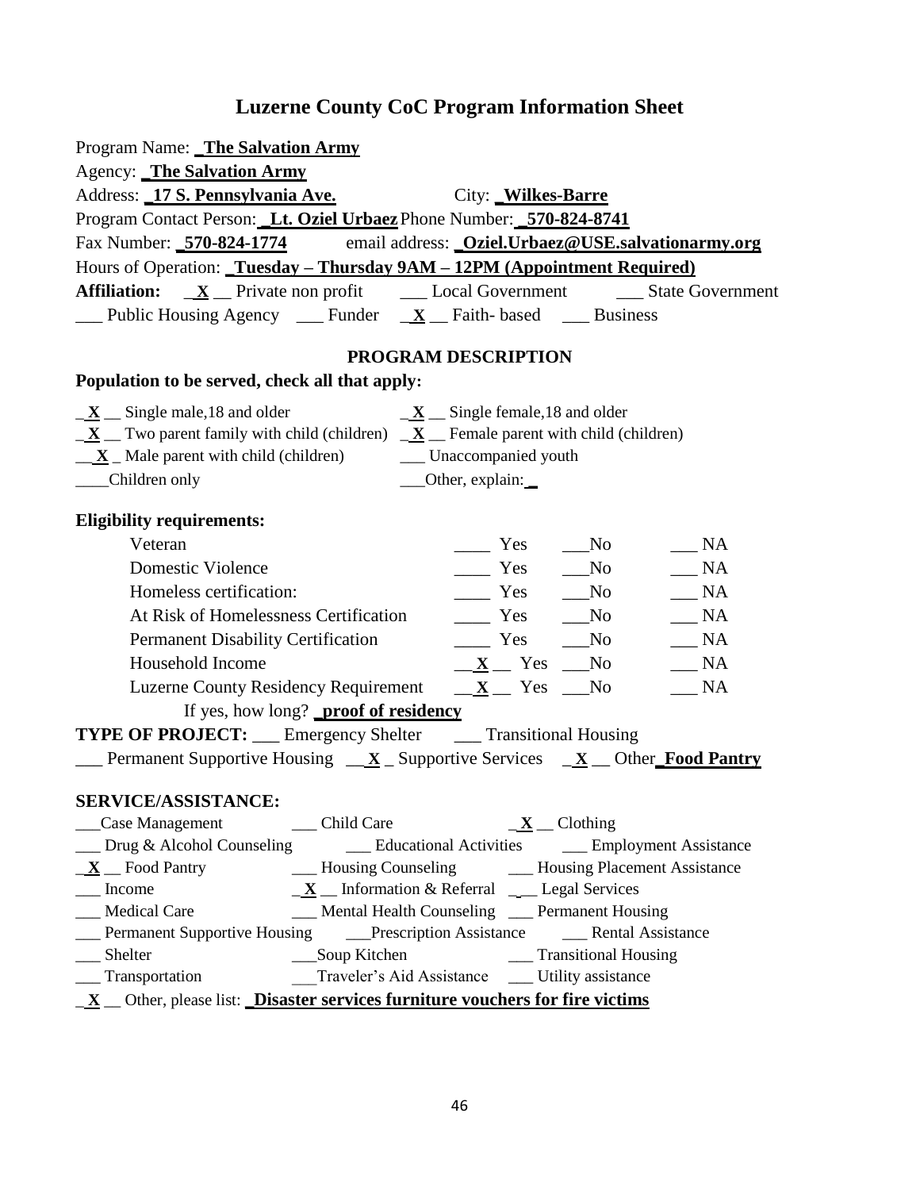# Luzerne County CoC Program Information Sheet

Program Name: **_The Salvation Army**

Agency: **_The Salvation Army**

Address: **_17 S. Pennsylvania Ave.** City: **_Wilkes-Barre**

Program Contact Person: **_Lt. Oziel Urbaez** Phone Number: **_570-824-8741**

Fax Number: **_570-824-1774** email address: **_Oziel.Urbaez@USE.salvationarmy.org**

Hours of Operation: **_Tuesday – Thursday 9AM – 12PM (Appointment Required)**

**Affiliation:** _**X**__ Private non profit ___ Local Government ___ State Government

___ Public Housing Agency ___ Funder _**X**__ Faith- based ___ Business

## PROGRAM DESCRIPTION

**Population to be served, check all that apply:**

_**X**__ Single male,18 and older _**X**__ Single female,18 and older

_**X**__ Two parent family with child (children) _**X**__ Female parent with child (children)

__**X**_ Male parent with child (children) ___ Unaccompanied youth

____Children only ___Other, explain:_

**Eligibility requirements:**

| | | | |
|---|---|---|---|
| Veteran | ____ Yes | ___No | ___ NA |
| Domestic Violence | ____ Yes | ___No | ___ NA |
| Homeless certification: | ____ Yes | ___No | ___ NA |
| At Risk of Homelessness Certification | ____ Yes | ___No | ___ NA |
| Permanent Disability Certification | ____ Yes | ___No | ___ NA |
| Household Income | __**X**__ Yes | ___No | ___ NA |
| Luzerne County Residency Requirement | __**X**__ Yes | ___No | ___ NA |

If yes, how long? **_proof of residency**

**TYPE OF PROJECT:** ___ Emergency Shelter ___ Transitional Housing

___ Permanent Supportive Housing __**X**_ Supportive Services _**X**__ Other**_Food Pantry**

**SERVICE/ASSISTANCE:**

___Case Management ___ Child Care _**X**__ Clothing

___ Drug & Alcohol Counseling ___ Educational Activities ___ Employment Assistance

_**X**__ Food Pantry ___ Housing Counseling ___ Housing Placement Assistance

___ Income _**X**__ Information & Referral ___ Legal Services

___ Medical Care ___ Mental Health Counseling ___ Permanent Housing

___ Permanent Supportive Housing ___Prescription Assistance ___ Rental Assistance

___ Shelter ___Soup Kitchen ___ Transitional Housing

___ Transportation ___Traveler's Aid Assistance ___ Utility assistance

_**X**__ Other, please list: **_Disaster services furniture vouchers for fire victims**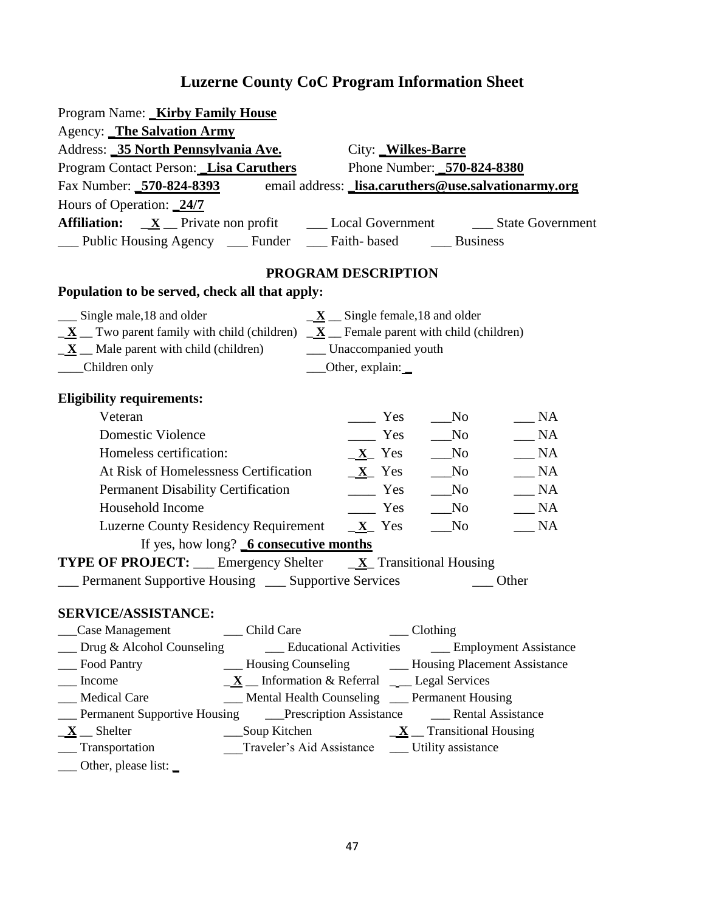# Luzerne County CoC Program Information Sheet

Program Name: **_Kirby Family House**

Agency: **_The Salvation Army**

Address: **_35 North Pennsylvania Ave.** City: **_Wilkes-Barre**

Program Contact Person: **_Lisa Caruthers** Phone Number: **_570-824-8380**

Fax Number: **_570-824-8393** email address: **_lisa.caruthers@use.salvationarmy.org**

Hours of Operation: **_24/7**

**Affiliation:** _**X**__ Private non profit ___ Local Government ___ State Government

___ Public Housing Agency ___ Funder ___ Faith- based ___ Business

## PROGRAM DESCRIPTION

**Population to be served, check all that apply:**

___ Single male,18 and older _**X**__ Single female,18 and older

_**X**__ Two parent family with child (children) _**X**__ Female parent with child (children)

_**X**__ Male parent with child (children) ___ Unaccompanied youth

____Children only ___Other, explain:_

**Eligibility requirements:**

| | | | |
|---|---|---|---|
| Veteran | ____ Yes | ___No | ___ NA |
| Domestic Violence | ____ Yes | ___No | ___ NA |
| Homeless certification: | _**X**_ Yes | ___No | ___ NA |
| At Risk of Homelessness Certification | _**X**_ Yes | ___No | ___ NA |
| Permanent Disability Certification | ____ Yes | ___No | ___ NA |
| Household Income | ____ Yes | ___No | ___ NA |
| Luzerne County Residency Requirement | _**X**_ Yes | ___No | ___ NA |

If yes, how long? **_6 consecutive months**

**TYPE OF PROJECT:** ___ Emergency Shelter _**X**_ Transitional Housing

___ Permanent Supportive Housing ___ Supportive Services ___ Other

**SERVICE/ASSISTANCE:**

___Case Management ___ Child Care ___ Clothing

___ Drug & Alcohol Counseling ___ Educational Activities ___ Employment Assistance

___ Food Pantry ___ Housing Counseling ___ Housing Placement Assistance

___ Income _**X**__ Information & Referral ___ Legal Services

___ Medical Care ___ Mental Health Counseling ___ Permanent Housing

___ Permanent Supportive Housing ___Prescription Assistance ___ Rental Assistance

_**X**__ Shelter ___Soup Kitchen _**X**__ Transitional Housing

___ Transportation ___Traveler's Aid Assistance ___ Utility assistance

___ Other, please list: _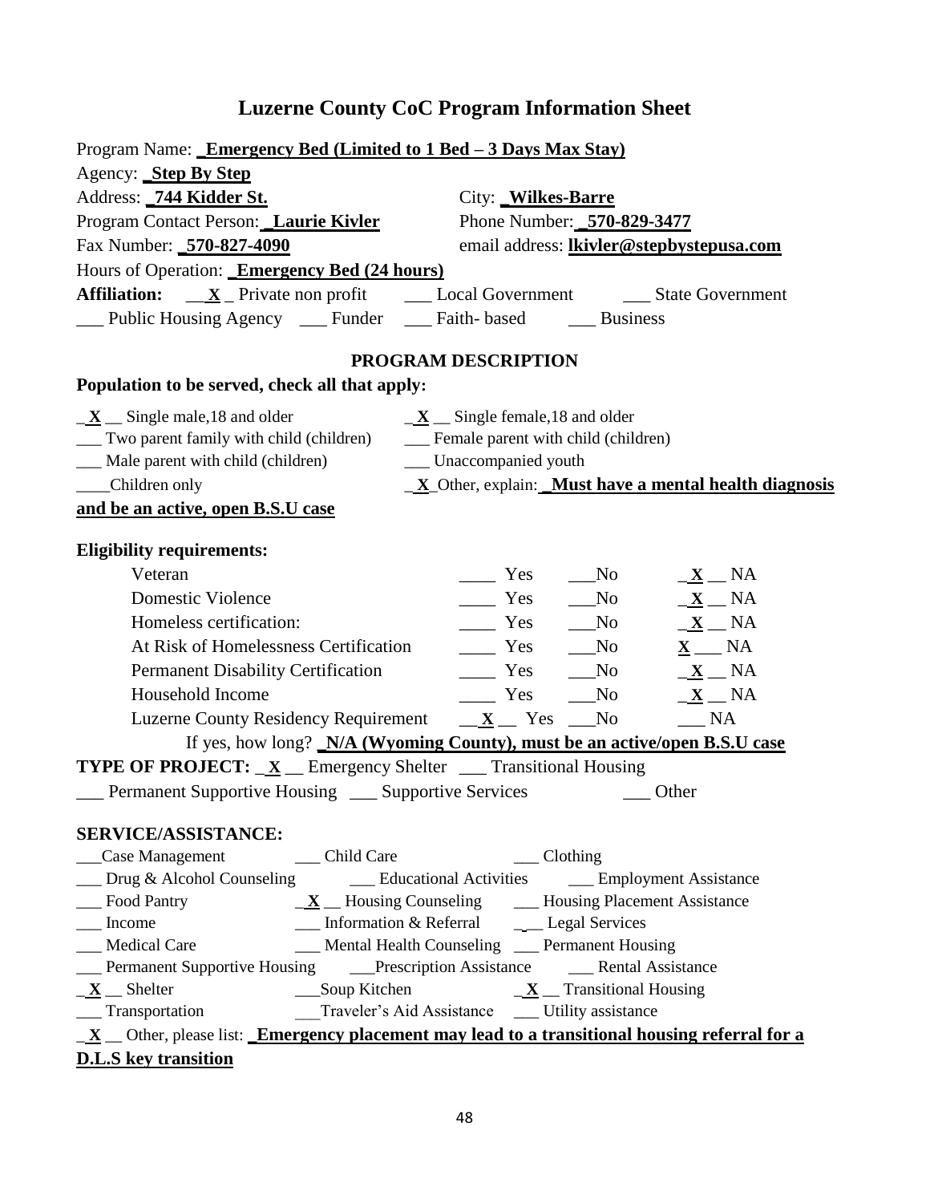# Luzerne County CoC Program Information Sheet

Program Name: **_Emergency Bed (Limited to 1 Bed – 3 Days Max Stay)**

Agency: **_Step By Step**

Address: **_744 Kidder St.** City: **_Wilkes-Barre**

Program Contact Person: **_Laurie Kivler** Phone Number: **_570-829-3477**

Fax Number: **_570-827-4090** email address: **lkivler@stepbystepusa.com**

Hours of Operation: **_Emergency Bed (24 hours)**

**Affiliation:** __**X**_ Private non profit ___ Local Government ___ State Government

___ Public Housing Agency ___ Funder ___ Faith- based ___ Business

## PROGRAM DESCRIPTION

**Population to be served, check all that apply:**

_**X**__ Single male,18 and older _**X**__ Single female,18 and older

___ Two parent family with child (children) ___ Female parent with child (children)

___ Male parent with child (children) ___ Unaccompanied youth

____Children only _**X**_Other, explain: **_Must have a mental health diagnosis and be an active, open B.S.U case**

**Eligibility requirements:**

| | Yes | No | NA |
|---|---|---|---|
| Veteran | ____ | ___ | _**X**__ |
| Domestic Violence | ____ | ___ | _**X**__ |
| Homeless certification: | ____ | ___ | _**X**__ |
| At Risk of Homelessness Certification | ____ | ___ | **X**___ |
| Permanent Disability Certification | ____ | ___ | _**X**__ |
| Household Income | ____ | ___ | _**X**__ |
| Luzerne County Residency Requirement | __**X**__ | ___ | ___ |

If yes, how long? **_N/A (Wyoming County), must be an active/open B.S.U case**

**TYPE OF PROJECT:** _**X**__ Emergency Shelter ___ Transitional Housing

___ Permanent Supportive Housing ___ Supportive Services ___ Other

**SERVICE/ASSISTANCE:**

___Case Management ___ Child Care ___ Clothing

___ Drug & Alcohol Counseling ___ Educational Activities ___ Employment Assistance

___ Food Pantry _**X**__ Housing Counseling ___ Housing Placement Assistance

___ Income ___ Information & Referral ___ Legal Services

___ Medical Care ___ Mental Health Counseling ___ Permanent Housing

___ Permanent Supportive Housing ___Prescription Assistance ___ Rental Assistance

_**X**__ Shelter ___Soup Kitchen _**X**__ Transitional Housing

___ Transportation ___Traveler's Aid Assistance ___ Utility assistance

_**X**__ Other, please list: **_Emergency placement may lead to a transitional housing referral for a D.L.S key transition**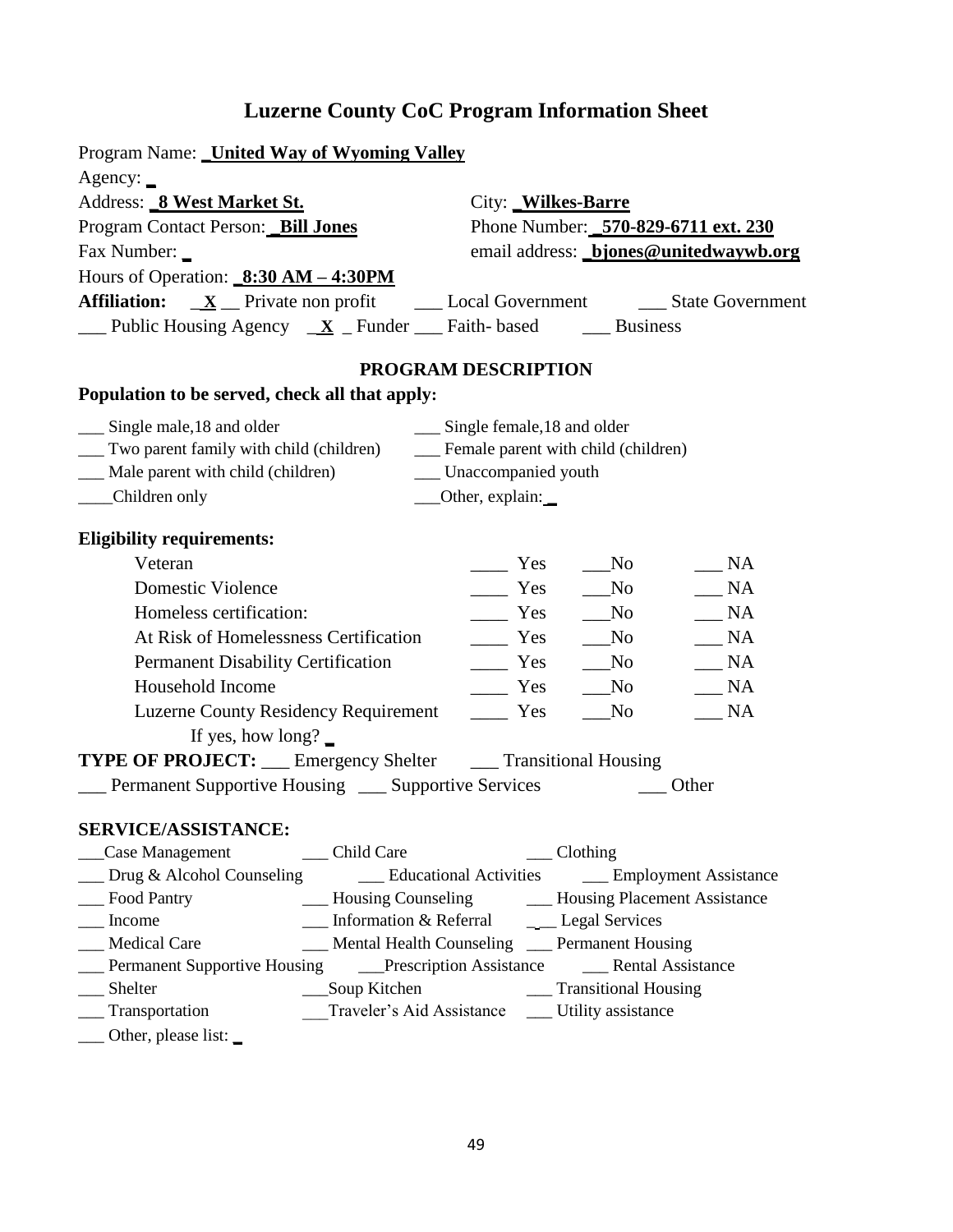# Luzerne County CoC Program Information Sheet

Program Name: **United Way of Wyoming Valley**

Agency: _

Address: **8 West Market St.** City: **Wilkes-Barre**

Program Contact Person: **Bill Jones** Phone Number: **570-829-6711 ext. 230**

Fax Number: _ email address: **bjones@unitedwaywb.org**

Hours of Operation: **8:30 AM – 4:30PM**

**Affiliation:** _**X**_ Private non profit ___ Local Government ___ State Government

___ Public Housing Agency _**X**_ Funder ___ Faith- based ___ Business

## PROGRAM DESCRIPTION

**Population to be served, check all that apply:**

- ___ Single male,18 and older
- ___ Single female,18 and older
- ___ Two parent family with child (children)
- ___ Female parent with child (children)
- ___ Male parent with child (children)
- ___ Unaccompanied youth
- ____Children only
- ___Other, explain: _

**Eligibility requirements:**

| | | | |
|---|---|---|---|
| Veteran | ____ Yes | ___No | ___ NA |
| Domestic Violence | ____ Yes | ___No | ___ NA |
| Homeless certification: | ____ Yes | ___No | ___ NA |
| At Risk of Homelessness Certification | ____ Yes | ___No | ___ NA |
| Permanent Disability Certification | ____ Yes | ___No | ___ NA |
| Household Income | ____ Yes | ___No | ___ NA |
| Luzerne County Residency Requirement | ____ Yes | ___No | ___ NA |

If yes, how long? _

**TYPE OF PROJECT:** ___ Emergency Shelter ___ Transitional Housing

___ Permanent Supportive Housing ___ Supportive Services ___ Other

**SERVICE/ASSISTANCE:**

- ___Case Management
- ___ Child Care
- ___ Clothing
- ___ Drug & Alcohol Counseling
- ___ Educational Activities
- ___ Employment Assistance
- ___ Food Pantry
- ___ Housing Counseling
- ___ Housing Placement Assistance
- ___ Income
- ___ Information & Referral
- ___ Legal Services
- ___ Medical Care
- ___ Mental Health Counseling
- ___ Permanent Housing
- ___ Permanent Supportive Housing
- ___Prescription Assistance
- ___ Rental Assistance
- ___ Shelter
- ___Soup Kitchen
- ___ Transitional Housing
- ___ Transportation
- ___Traveler's Aid Assistance
- ___ Utility assistance
- ___ Other, please list: _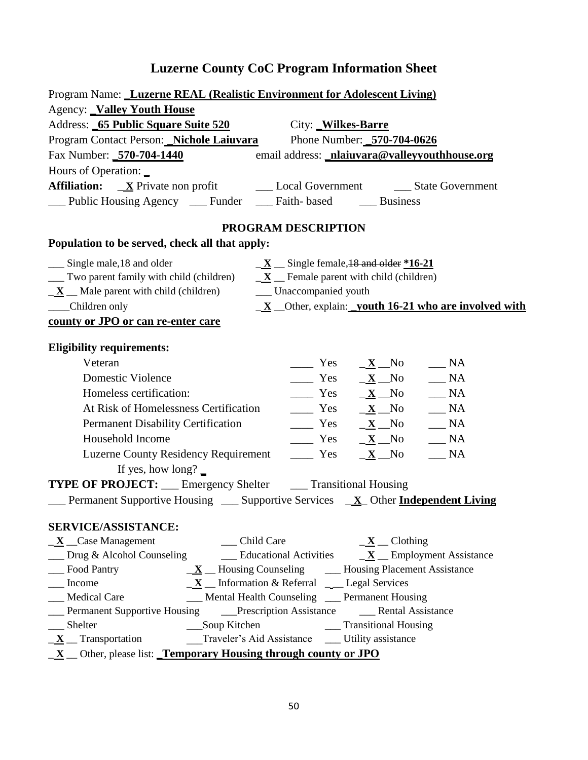# Luzerne County CoC Program Information Sheet

Program Name: **_Luzerne REAL (Realistic Environment for Adolescent Living)**

Agency: **_Valley Youth House**

Address: **_65 Public Square Suite 520** City: **_Wilkes-Barre**

Program Contact Person: **_Nichole Laiuvara** Phone Number: **_570-704-0626**

Fax Number: **_570-704-1440** email address: **_nlaiuvara@valleyyouthhouse.org**

Hours of Operation: _

**Affiliation:** _X Private non profit ___ Local Government ___ State Government

___ Public Housing Agency ___ Funder ___ Faith- based ___ Business

## PROGRAM DESCRIPTION

**Population to be served, check all that apply:**

___ Single male,18 and older

_X __ Single female, ~~18 and older~~ ***16-21**

___ Two parent family with child (children)

_X __ Female parent with child (children)

_X __ Male parent with child (children)

___ Unaccompanied youth

____Children only

_X __Other, explain: **_youth 16-21 who are involved with county or JPO or can re-enter care**

**Eligibility requirements:**

| | Yes | No | NA |
|---|---|---|---|
| Veteran | ____ | _X __ | ___ |
| Domestic Violence | ____ | _X __ | ___ |
| Homeless certification: | ____ | _X __ | ___ |
| At Risk of Homelessness Certification | ____ | _X __ | ___ |
| Permanent Disability Certification | ____ | _X __ | ___ |
| Household Income | ____ | _X __ | ___ |
| Luzerne County Residency Requirement | ____ | _X __ | ___ |

If yes, how long? _

**TYPE OF PROJECT:** ___ Emergency Shelter ___ Transitional Housing

___ Permanent Supportive Housing ___ Supportive Services _X_ Other **Independent Living**

**SERVICE/ASSISTANCE:**

_X __Case Management
___ Child Care
_X __ Clothing
___ Drug & Alcohol Counseling
___ Educational Activities
_X __ Employment Assistance
___ Food Pantry
_X __ Housing Counseling
___ Housing Placement Assistance
___ Income
_X __ Information & Referral
___ Legal Services
___ Medical Care
___ Mental Health Counseling
___ Permanent Housing
___ Permanent Supportive Housing
___Prescription Assistance
___ Rental Assistance
___ Shelter
___Soup Kitchen
___ Transitional Housing
_X __ Transportation
___Traveler's Aid Assistance
___ Utility assistance

_X __ Other, please list: **_Temporary Housing through county or JPO**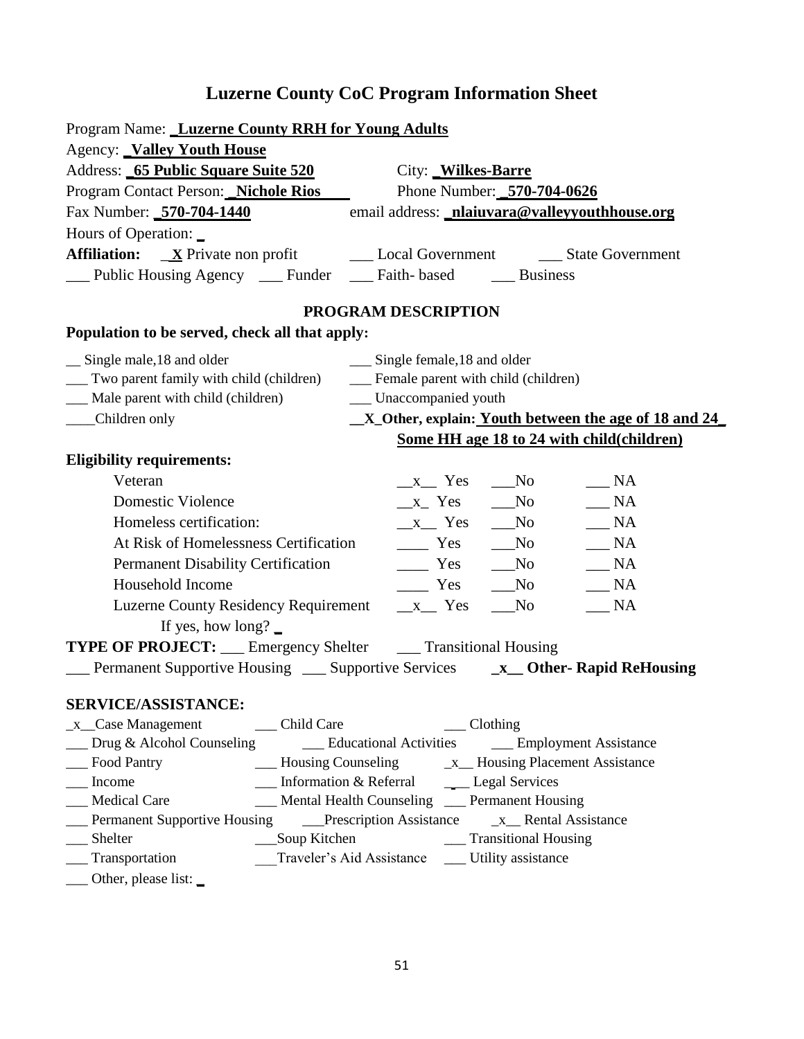# Luzerne County CoC Program Information Sheet

Program Name: **_Luzerne County RRH for Young Adults**

Agency: **_Valley Youth House**

Address: **_65 Public Square Suite 520** City: **_Wilkes-Barre**

Program Contact Person: **_Nichole Rios** Phone Number: **_570-704-0626**

Fax Number: **_570-704-1440** email address: **_nlaiuvara@valleyyouthhouse.org**

Hours of Operation: _

**Affiliation:** _**X** Private non profit ___ Local Government ___ State Government

___ Public Housing Agency ___ Funder ___ Faith- based ___ Business

## PROGRAM DESCRIPTION

**Population to be served, check all that apply:**

__ Single male,18 and older ___ Single female,18 and older

___ Two parent family with child (children) ___ Female parent with child (children)

___ Male parent with child (children) ___ Unaccompanied youth

____Children only **__X_Other, explain: Youth between the age of 18 and 24_ Some HH age 18 to 24 with child(children)**

**Eligibility requirements:**

| | | | |
|---|---|---|---|
| Veteran | __x__ Yes | ___No | ___ NA |
| Domestic Violence | __x_ Yes | ___No | ___ NA |
| Homeless certification: | __x__ Yes | ___No | ___ NA |
| At Risk of Homelessness Certification | ____ Yes | ___No | ___ NA |
| Permanent Disability Certification | ____ Yes | ___No | ___ NA |
| Household Income | ____ Yes | ___No | ___ NA |
| Luzerne County Residency Requirement | __x__ Yes | ___No | ___ NA |

If yes, how long? _

**TYPE OF PROJECT:** ___ Emergency Shelter ___ Transitional Housing

___ Permanent Supportive Housing ___ Supportive Services **_x__ Other- Rapid ReHousing**

**SERVICE/ASSISTANCE:**

| | | |
|---|---|---|
| _x__Case Management | ___ Child Care | ___ Clothing |
| ___ Drug & Alcohol Counseling | ___ Educational Activities | ___ Employment Assistance |
| ___ Food Pantry | ___ Housing Counseling | _x__ Housing Placement Assistance |
| ___ Income | ___ Information & Referral | ___ Legal Services |
| ___ Medical Care | ___ Mental Health Counseling | ___ Permanent Housing |
| ___ Permanent Supportive Housing | ___Prescription Assistance | _x__ Rental Assistance |
| ___ Shelter | ___Soup Kitchen | ___ Transitional Housing |
| ___ Transportation | ___Traveler's Aid Assistance | ___ Utility assistance |

___ Other, please list: _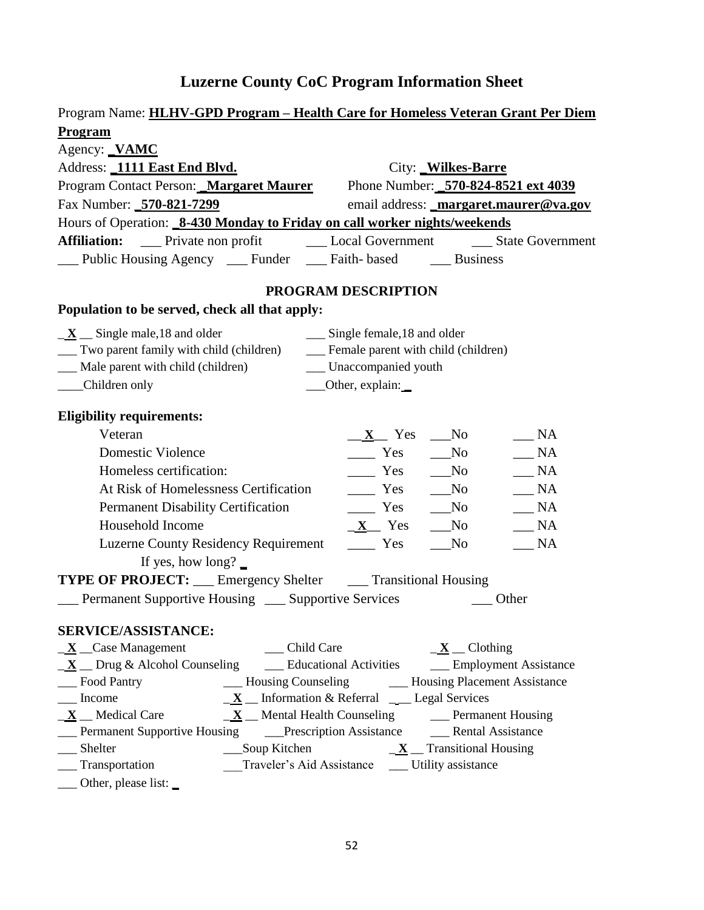# Luzerne County CoC Program Information Sheet

Program Name: **HLHV-GPD Program – Health Care for Homeless Veteran Grant Per Diem Program**

Agency: **_VAMC**

Address: **_1111 East End Blvd.** City: **_Wilkes-Barre**

Program Contact Person: **_Margaret Maurer** Phone Number: **_570-824-8521 ext 4039**

Fax Number: **_570-821-7299** email address: **_margaret.maurer@va.gov**

Hours of Operation: **_8-430 Monday to Friday on call worker nights/weekends**

**Affiliation:** ___ Private non profit ___ Local Government ___ State Government

___ Public Housing Agency ___ Funder ___ Faith- based ___ Business

## PROGRAM DESCRIPTION

**Population to be served, check all that apply:**

_**X**__ Single male,18 and older
___ Single female,18 and older
___ Two parent family with child (children)
___ Female parent with child (children)
___ Male parent with child (children)
___ Unaccompanied youth
____Children only
___Other, explain: _

**Eligibility requirements:**

| | | | |
|---|---|---|---|
| Veteran | __**X**__ Yes | ___No | ___ NA |
| Domestic Violence | ____ Yes | ___No | ___ NA |
| Homeless certification: | ____ Yes | ___No | ___ NA |
| At Risk of Homelessness Certification | ____ Yes | ___No | ___ NA |
| Permanent Disability Certification | ____ Yes | ___No | ___ NA |
| Household Income | _**X**__ Yes | ___No | ___ NA |
| Luzerne County Residency Requirement | ____ Yes | ___No | ___ NA |
| If yes, how long? _ | | | |

**TYPE OF PROJECT:** ___ Emergency Shelter ___ Transitional Housing

___ Permanent Supportive Housing ___ Supportive Services ___ Other

**SERVICE/ASSISTANCE:**

_**X**__Case Management
___ Child Care
_**X**__ Clothing
_**X**__ Drug & Alcohol Counseling
___ Educational Activities
___ Employment Assistance
___ Food Pantry
___ Housing Counseling
___ Housing Placement Assistance
___ Income
_**X**__ Information & Referral
_ __ Legal Services
_**X**__ Medical Care
_**X**__ Mental Health Counseling
___ Permanent Housing
___ Permanent Supportive Housing
___Prescription Assistance
___ Rental Assistance
___ Shelter
___Soup Kitchen
_**X**__ Transitional Housing
___ Transportation
___Traveler's Aid Assistance
___ Utility assistance
___ Other, please list: _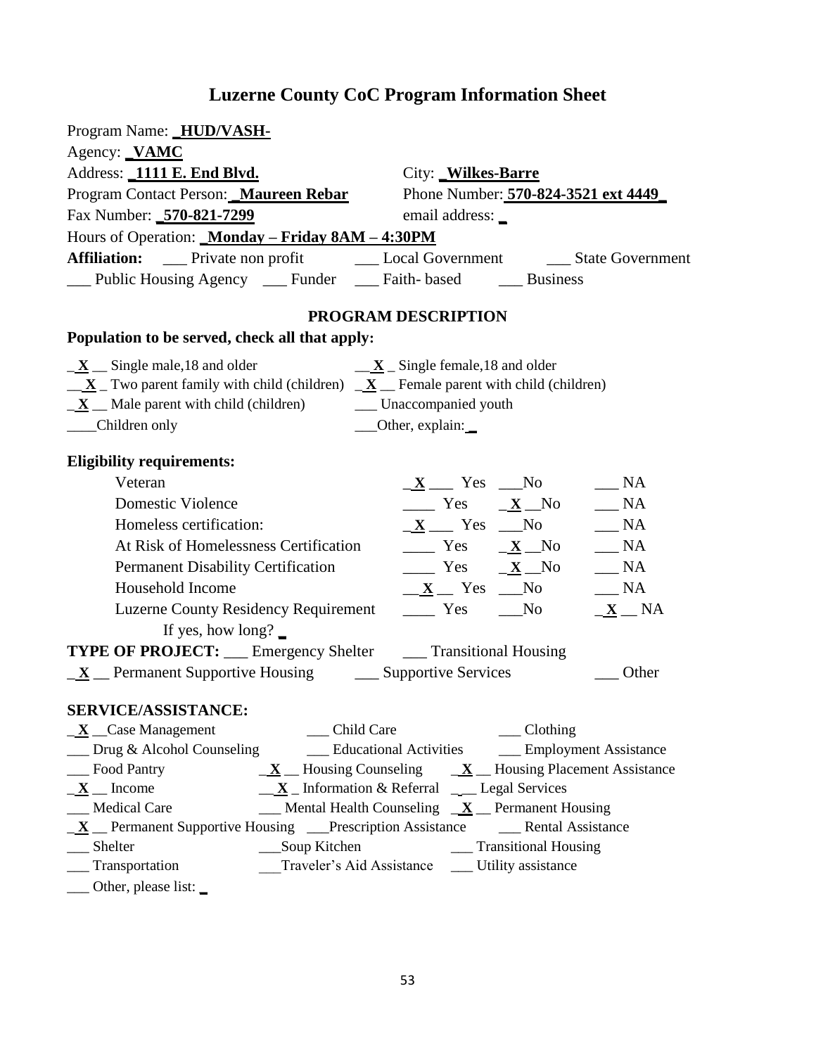# Luzerne County CoC Program Information Sheet

Program Name: **HUD/VASH-**

Agency: **VAMC**

Address: **1111 E. End Blvd.** City: **Wilkes-Barre**

Program Contact Person: **Maureen Rebar** Phone Number: **570-824-3521 ext 4449**

Fax Number: **570-821-7299** email address: _

Hours of Operation: **Monday – Friday 8AM – 4:30PM**

**Affiliation:** ___ Private non profit ___ Local Government ___ State Government
___ Public Housing Agency ___ Funder ___ Faith- based ___ Business

## PROGRAM DESCRIPTION

**Population to be served, check all that apply:**

_**X**_ Single male,18 and older _**X**_ Single female,18 and older
_**X**_ Two parent family with child (children) _**X**_ Female parent with child (children)
_**X**_ Male parent with child (children) ___ Unaccompanied youth
____Children only ___Other, explain: _

**Eligibility requirements:**

| | Yes | No | NA |
|---|---|---|---|
| Veteran | X | | |
| Domestic Violence | | X | |
| Homeless certification: | X | | |
| At Risk of Homelessness Certification | | X | |
| Permanent Disability Certification | | X | |
| Household Income | X | | |
| Luzerne County Residency Requirement | | | X |

If yes, how long? _

**TYPE OF PROJECT:** ___ Emergency Shelter ___ Transitional Housing
_**X**_ Permanent Supportive Housing ___ Supportive Services ___ Other

**SERVICE/ASSISTANCE:**

_**X**_ Case Management ___ Child Care ___ Clothing
___ Drug & Alcohol Counseling ___ Educational Activities ___ Employment Assistance
___ Food Pantry _**X**_ Housing Counseling _**X**_ Housing Placement Assistance
_**X**_ Income _**X**_ Information & Referral ___ Legal Services
___ Medical Care ___ Mental Health Counseling _**X**_ Permanent Housing
_**X**_ Permanent Supportive Housing ___Prescription Assistance ___ Rental Assistance
___ Shelter ___Soup Kitchen ___ Transitional Housing
___ Transportation ___Traveler's Aid Assistance ___ Utility assistance
___ Other, please list: _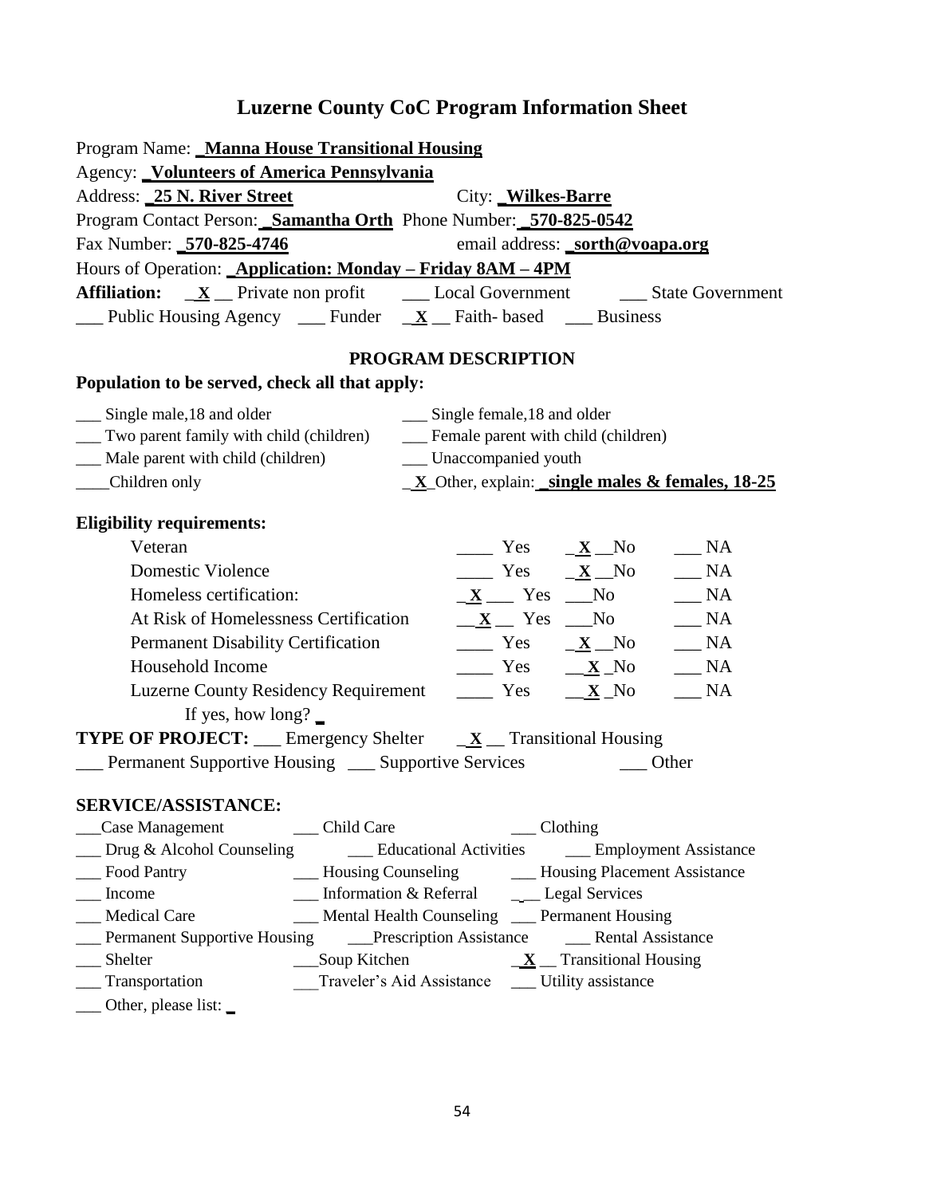# Luzerne County CoC Program Information Sheet

Program Name: **_Manna House Transitional Housing**

Agency: **_Volunteers of America Pennsylvania**

Address: **_25 N. River Street** City: **_Wilkes-Barre**

Program Contact Person: **_Samantha Orth** Phone Number: **_570-825-0542**

Fax Number: **_570-825-4746** email address: **_sorth@voapa.org**

Hours of Operation: **_Application: Monday – Friday 8AM – 4PM**

**Affiliation:** _**X**_ Private non profit ___ Local Government ___ State Government

___ Public Housing Agency ___ Funder _**X**_ Faith- based ___ Business

## PROGRAM DESCRIPTION

**Population to be served, check all that apply:**

___ Single male,18 and older
___ Single female,18 and older
___ Two parent family with child (children)
___ Female parent with child (children)
___ Male parent with child (children)
___ Unaccompanied youth
____Children only
_**X**_Other, explain: **_single males & females, 18-25**

**Eligibility requirements:**

| | Yes | No | NA |
|---|---|---|---|
| Veteran | ____ Yes | _**X**_No | ___ NA |
| Domestic Violence | ____ Yes | _**X**_No | ___ NA |
| Homeless certification: | _**X**___ Yes | ___No | ___ NA |
| At Risk of Homelessness Certification | __**X**__ Yes | ___No | ___ NA |
| Permanent Disability Certification | ____ Yes | _**X**_No | ___ NA |
| Household Income | ____ Yes | __**X**_No | ___ NA |
| Luzerne County Residency Requirement | ____ Yes | __**X**_No | ___ NA |

If yes, how long? _

**TYPE OF PROJECT:** ___ Emergency Shelter _**X**_ Transitional Housing

___ Permanent Supportive Housing ___ Supportive Services ___ Other

**SERVICE/ASSISTANCE:**

___Case Management ___ Child Care ___ Clothing
___ Drug & Alcohol Counseling ___ Educational Activities ___ Employment Assistance
___ Food Pantry ___ Housing Counseling ___ Housing Placement Assistance
___ Income ___ Information & Referral ___ Legal Services
___ Medical Care ___ Mental Health Counseling ___ Permanent Housing
___ Permanent Supportive Housing ___Prescription Assistance ___ Rental Assistance
___ Shelter ___Soup Kitchen _**X**_ Transitional Housing
___ Transportation ___Traveler's Aid Assistance ___ Utility assistance
___ Other, please list: _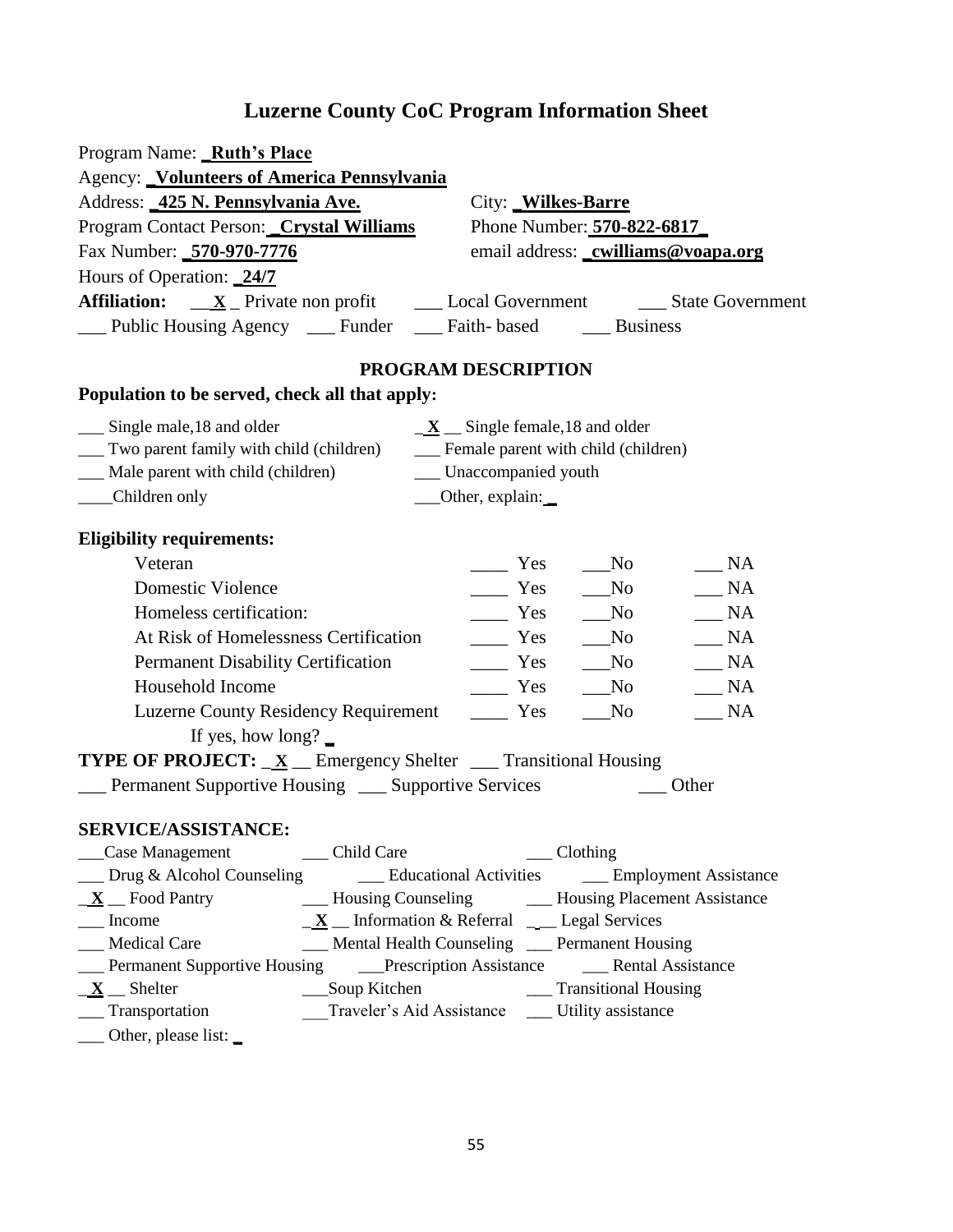# Luzerne County CoC Program Information Sheet

Program Name: **_Ruth's Place**

Agency: **_Volunteers of America Pennsylvania**

Address: **_425 N. Pennsylvania Ave.** City: **_Wilkes-Barre**

Program Contact Person: **_Crystal Williams** Phone Number: **570-822-6817_**

Fax Number: **_570-970-7776** email address: **_cwilliams@voapa.org**

Hours of Operation: **_24/7**

**Affiliation:** __**X**_ Private non profit ___ Local Government ___ State Government ___ Public Housing Agency ___ Funder ___ Faith- based ___ Business

## PROGRAM DESCRIPTION

**Population to be served, check all that apply:**

___ Single male,18 and older _**X**__ Single female,18 and older

___ Two parent family with child (children) ___ Female parent with child (children)

___ Male parent with child (children) ___ Unaccompanied youth

____Children only ___Other, explain:_

**Eligibility requirements:**

| | | | |
|---|---|---|---|
| Veteran | ____ Yes | ___No | ___ NA |
| Domestic Violence | ____ Yes | ___No | ___ NA |
| Homeless certification: | ____ Yes | ___No | ___ NA |
| At Risk of Homelessness Certification | ____ Yes | ___No | ___ NA |
| Permanent Disability Certification | ____ Yes | ___No | ___ NA |
| Household Income | ____ Yes | ___No | ___ NA |
| Luzerne County Residency Requirement | ____ Yes | ___No | ___ NA |

If yes, how long? _

**TYPE OF PROJECT:** _**X**__ Emergency Shelter ___ Transitional Housing ___ Permanent Supportive Housing ___ Supportive Services ___ Other

**SERVICE/ASSISTANCE:**

___Case Management ___ Child Care ___ Clothing

___ Drug & Alcohol Counseling ___ Educational Activities ___ Employment Assistance

_**X**__ Food Pantry ___ Housing Counseling ___ Housing Placement Assistance

___ Income _**X**__ Information & Referral ___ Legal Services

___ Medical Care ___ Mental Health Counseling ___ Permanent Housing

___ Permanent Supportive Housing ___Prescription Assistance ___ Rental Assistance

_**X**__ Shelter ___Soup Kitchen ___ Transitional Housing

___ Transportation ___Traveler's Aid Assistance ___ Utility assistance

___ Other, please list: _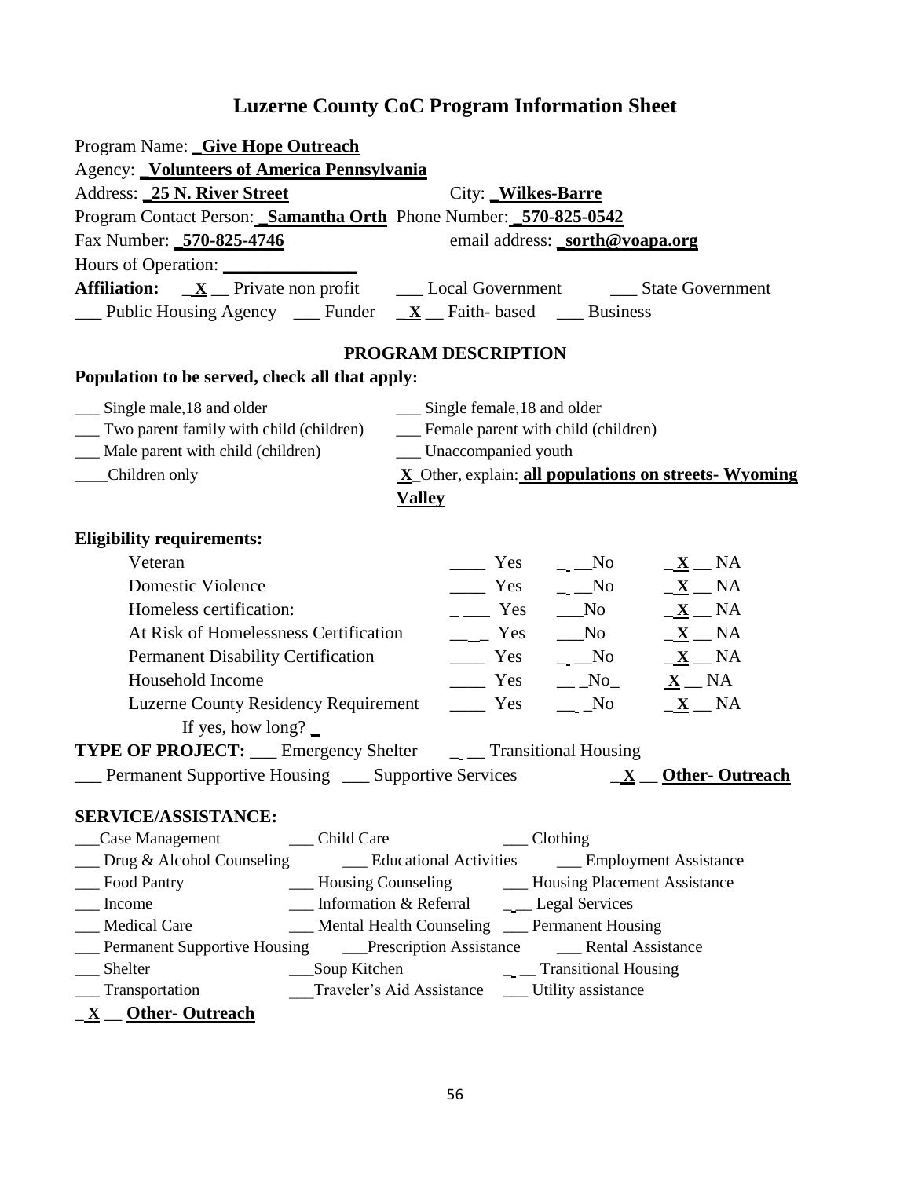# Luzerne County CoC Program Information Sheet

Program Name: **_Give Hope Outreach**
Agency: **_Volunteers of America Pennsylvania**
Address: **_25 N. River Street** City: **_Wilkes-Barre**
Program Contact Person: **_Samantha Orth** Phone Number: **_570-825-0542**
Fax Number: **_570-825-4746** email address: **_sorth@voapa.org**
Hours of Operation: ______________
**Affiliation:** _**X**__ Private non profit ___ Local Government ___ State Government
___ Public Housing Agency ___ Funder _**X**__ Faith- based ___ Business

## PROGRAM DESCRIPTION

**Population to be served, check all that apply:**

___ Single male,18 and older ___ Single female,18 and older
___ Two parent family with child (children) ___ Female parent with child (children)
___ Male parent with child (children) ___ Unaccompanied youth
____Children only **X**_Other, explain: **all populations on streets- Wyoming Valley**

**Eligibility requirements:**

| | | | |
|---|---|---|---|
| Veteran | ____ Yes | _ __No | _**X**__ NA |
| Domestic Violence | ____ Yes | _ __No | _**X**__ NA |
| Homeless certification: | _ ___ Yes | ___No | _**X**__ NA |
| At Risk of Homelessness Certification | __ _ Yes | ___No | _**X**__ NA |
| Permanent Disability Certification | ____ Yes | _ __No | _**X**__ NA |
| Household Income | ____ Yes | __ _No_ | **X**__ NA |
| Luzerne County Residency Requirement | ____ Yes | __ _No | _**X**__ NA |

If yes, how long? _

**TYPE OF PROJECT:** ___ Emergency Shelter _ __ Transitional Housing
___ Permanent Supportive Housing ___ Supportive Services _**X**__ **Other- Outreach**

**SERVICE/ASSISTANCE:**

___Case Management ___ Child Care ___ Clothing
___ Drug & Alcohol Counseling ___ Educational Activities ___ Employment Assistance
___ Food Pantry ___ Housing Counseling ___ Housing Placement Assistance
___ Income ___ Information & Referral _ __ Legal Services
___ Medical Care ___ Mental Health Counseling ___ Permanent Housing
___ Permanent Supportive Housing ___Prescription Assistance ___ Rental Assistance
___ Shelter ___Soup Kitchen _ __ Transitional Housing
___ Transportation ___Traveler's Aid Assistance ___ Utility assistance
_**X**__ **Other- Outreach**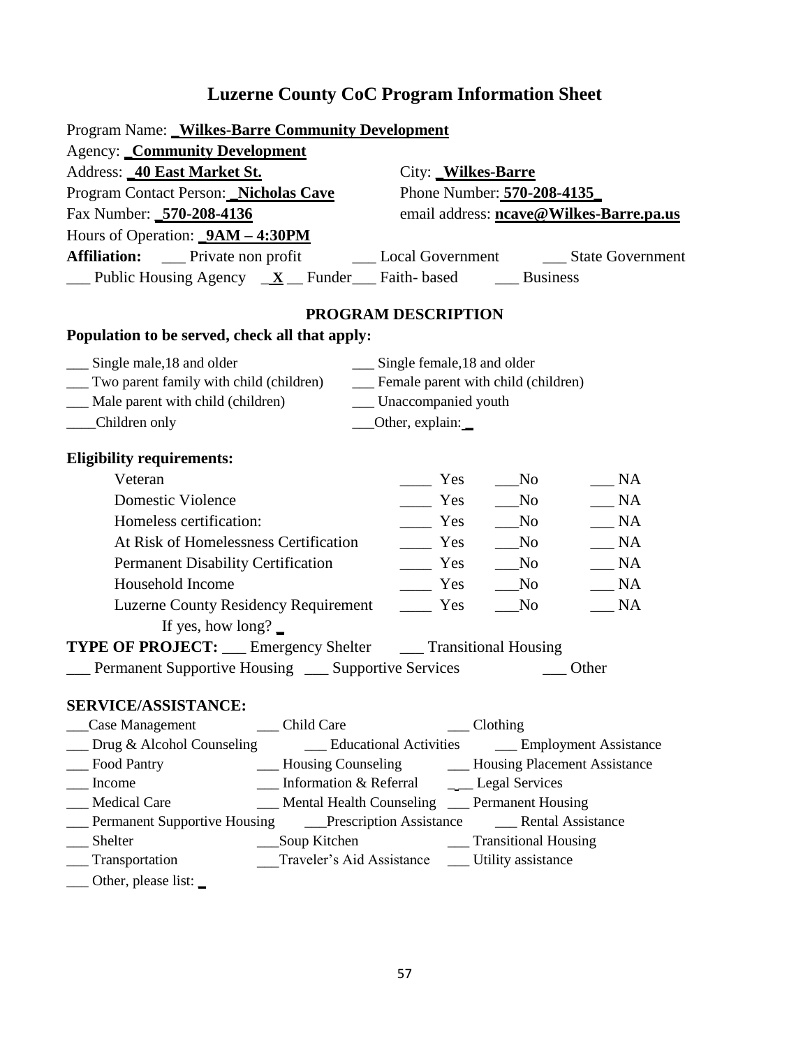# Luzerne County CoC Program Information Sheet

Program Name: _**Wilkes-Barre Community Development**

Agency: _**Community Development**

Address: _**40 East Market St.**

City: _**Wilkes-Barre**

Program Contact Person: _**Nicholas Cave**

Phone Number: **570-208-4135**_

Fax Number: _**570-208-4136**

email address: **ncave@Wilkes-Barre.pa.us**

Hours of Operation: _**9AM – 4:30PM**

**Affiliation:** ___ Private non profit ___ Local Government ___ State Government

___ Public Housing Agency _**X**__ Funder___ Faith- based ___ Business

## PROGRAM DESCRIPTION

**Population to be served, check all that apply:**

___ Single male,18 and older
___ Single female,18 and older
___ Two parent family with child (children)
___ Female parent with child (children)
___ Male parent with child (children)
___ Unaccompanied youth
____Children only
___Other, explain: _

**Eligibility requirements:**

| | | | |
|---|---|---|---|
| Veteran | ____ Yes | ___No | ___ NA |
| Domestic Violence | ____ Yes | ___No | ___ NA |
| Homeless certification: | ____ Yes | ___No | ___ NA |
| At Risk of Homelessness Certification | ____ Yes | ___No | ___ NA |
| Permanent Disability Certification | ____ Yes | ___No | ___ NA |
| Household Income | ____ Yes | ___No | ___ NA |
| Luzerne County Residency Requirement | ____ Yes | ___No | ___ NA |

If yes, how long? _

**TYPE OF PROJECT:** ___ Emergency Shelter ___ Transitional Housing

___ Permanent Supportive Housing ___ Supportive Services ___ Other

**SERVICE/ASSISTANCE:**

___Case Management ___ Child Care ___ Clothing
___ Drug & Alcohol Counseling ___ Educational Activities ___ Employment Assistance
___ Food Pantry ___ Housing Counseling ___ Housing Placement Assistance
___ Income ___ Information & Referral ___ Legal Services
___ Medical Care ___ Mental Health Counseling ___ Permanent Housing
___ Permanent Supportive Housing ___Prescription Assistance ___ Rental Assistance
___ Shelter ___Soup Kitchen ___ Transitional Housing
___ Transportation ___Traveler's Aid Assistance ___ Utility assistance
___ Other, please list: _